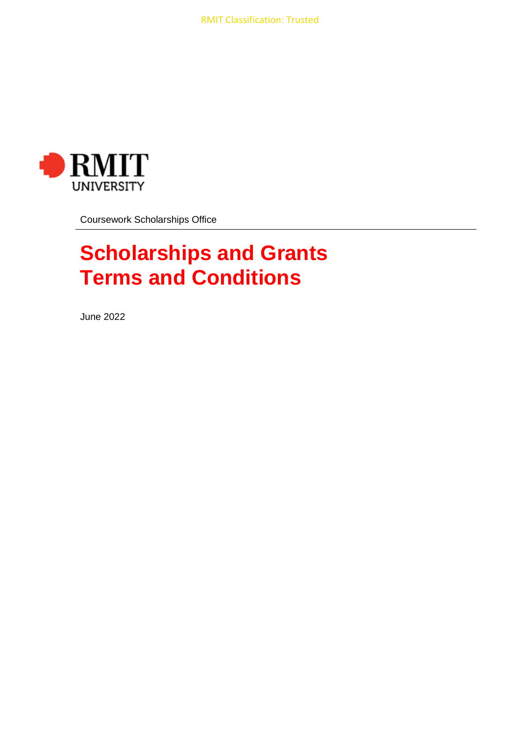RMIT Classification: Trusted

RMIT UNIVERSITY

Coursework Scholarships Office

# Scholarships and Grants Terms and Conditions

June 2022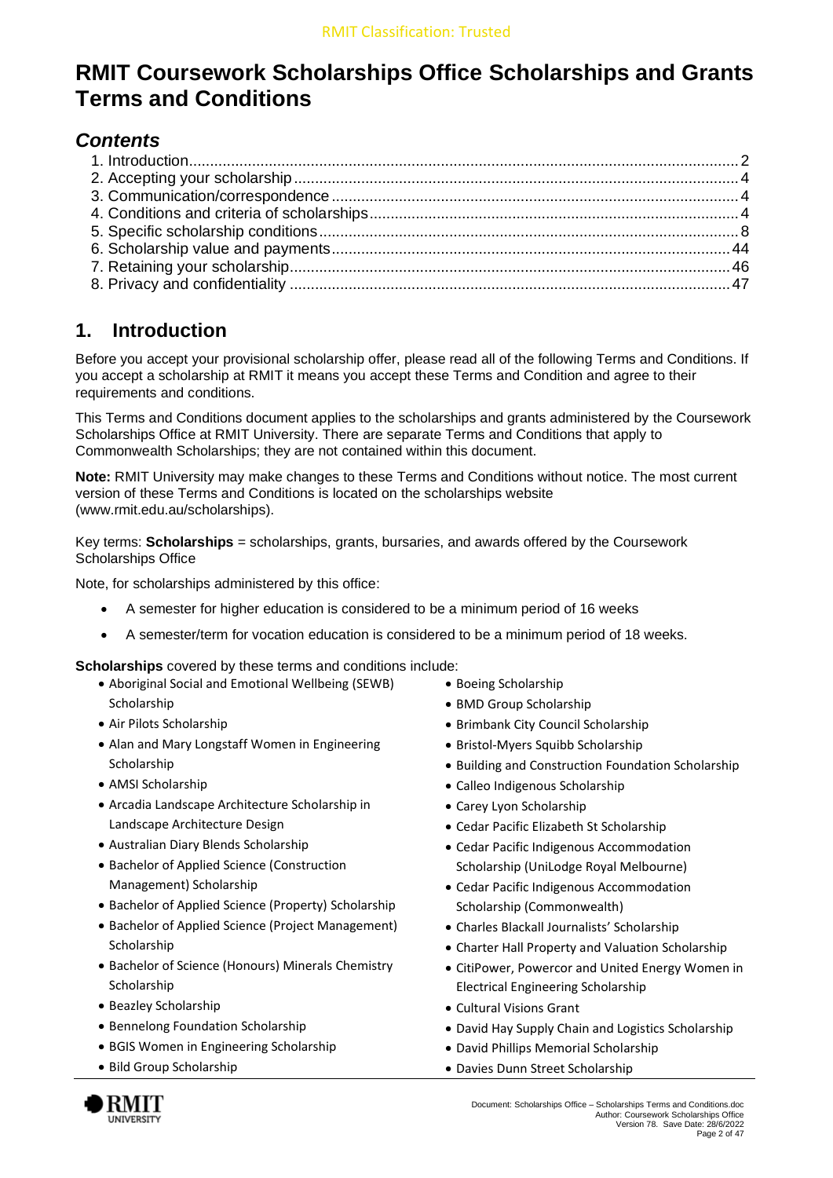# RMIT Coursework Scholarships Office Scholarships and Grants Terms and Conditions

## *Contents*

1. Introduction .......... 2
2. Accepting your scholarship .......... 4
3. Communication/correspondence .......... 4
4. Conditions and criteria of scholarships .......... 4
5. Specific scholarship conditions .......... 8
6. Scholarship value and payments .......... 44
7. Retaining your scholarship .......... 46
8. Privacy and confidentiality .......... 47

## 1. Introduction

Before you accept your provisional scholarship offer, please read all of the following Terms and Conditions. If you accept a scholarship at RMIT it means you accept these Terms and Condition and agree to their requirements and conditions.

This Terms and Conditions document applies to the scholarships and grants administered by the Coursework Scholarships Office at RMIT University. There are separate Terms and Conditions that apply to Commonwealth Scholarships; they are not contained within this document.

**Note:** RMIT University may make changes to these Terms and Conditions without notice. The most current version of these Terms and Conditions is located on the scholarships website (www.rmit.edu.au/scholarships).

Key terms: **Scholarships** = scholarships, grants, bursaries, and awards offered by the Coursework Scholarships Office

Note, for scholarships administered by this office:

- A semester for higher education is considered to be a minimum period of 16 weeks
- A semester/term for vocation education is considered to be a minimum period of 18 weeks.

**Scholarships** covered by these terms and conditions include:

- Aboriginal Social and Emotional Wellbeing (SEWB) Scholarship
- Air Pilots Scholarship
- Alan and Mary Longstaff Women in Engineering Scholarship
- AMSI Scholarship
- Arcadia Landscape Architecture Scholarship in Landscape Architecture Design
- Australian Diary Blends Scholarship
- Bachelor of Applied Science (Construction Management) Scholarship
- Bachelor of Applied Science (Property) Scholarship
- Bachelor of Applied Science (Project Management) Scholarship
- Bachelor of Science (Honours) Minerals Chemistry Scholarship
- Beazley Scholarship
- Bennelong Foundation Scholarship
- BGIS Women in Engineering Scholarship
- Bild Group Scholarship
- Boeing Scholarship
- BMD Group Scholarship
- Brimbank City Council Scholarship
- Bristol-Myers Squibb Scholarship
- Building and Construction Foundation Scholarship
- Calleo Indigenous Scholarship
- Carey Lyon Scholarship
- Cedar Pacific Elizabeth St Scholarship
- Cedar Pacific Indigenous Accommodation Scholarship (UniLodge Royal Melbourne)
- Cedar Pacific Indigenous Accommodation Scholarship (Commonwealth)
- Charles Blackall Journalists' Scholarship
- Charter Hall Property and Valuation Scholarship
- CitiPower, Powercor and United Energy Women in Electrical Engineering Scholarship
- Cultural Visions Grant
- David Hay Supply Chain and Logistics Scholarship
- David Phillips Memorial Scholarship
- Davies Dunn Street Scholarship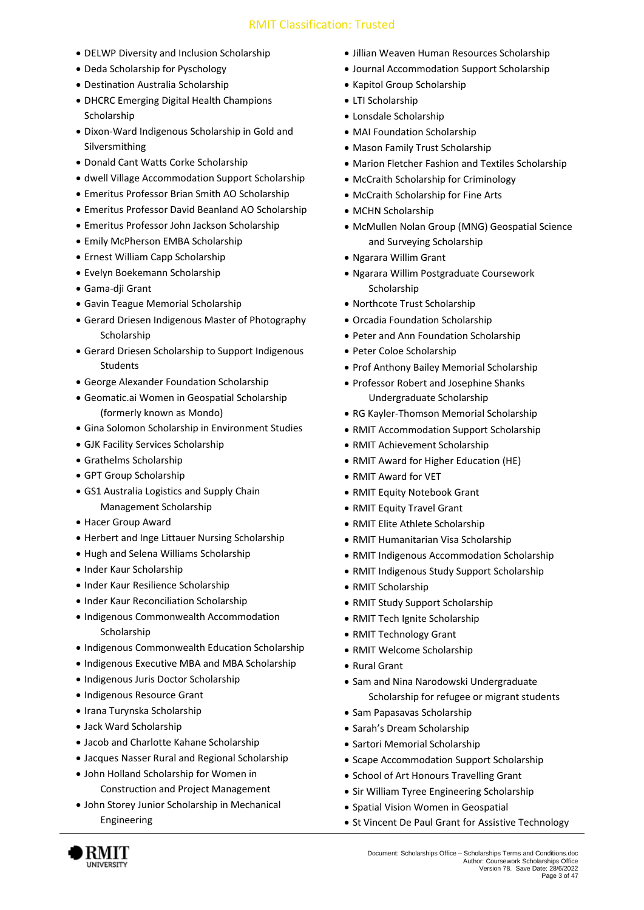- DELWP Diversity and Inclusion Scholarship
- Deda Scholarship for Pyschology
- Destination Australia Scholarship
- DHCRC Emerging Digital Health Champions Scholarship
- Dixon-Ward Indigenous Scholarship in Gold and Silversmithing
- Donald Cant Watts Corke Scholarship
- dwell Village Accommodation Support Scholarship
- Emeritus Professor Brian Smith AO Scholarship
- Emeritus Professor David Beanland AO Scholarship
- Emeritus Professor John Jackson Scholarship
- Emily McPherson EMBA Scholarship
- Ernest William Capp Scholarship
- Evelyn Boekemann Scholarship
- Gama-dji Grant
- Gavin Teague Memorial Scholarship
- Gerard Driesen Indigenous Master of Photography Scholarship
- Gerard Driesen Scholarship to Support Indigenous Students
- George Alexander Foundation Scholarship
- Geomatic.ai Women in Geospatial Scholarship (formerly known as Mondo)
- Gina Solomon Scholarship in Environment Studies
- GJK Facility Services Scholarship
- Grathelms Scholarship
- GPT Group Scholarship
- GS1 Australia Logistics and Supply Chain Management Scholarship
- Hacer Group Award
- Herbert and Inge Littauer Nursing Scholarship
- Hugh and Selena Williams Scholarship
- Inder Kaur Scholarship
- Inder Kaur Resilience Scholarship
- Inder Kaur Reconciliation Scholarship
- Indigenous Commonwealth Accommodation Scholarship
- Indigenous Commonwealth Education Scholarship
- Indigenous Executive MBA and MBA Scholarship
- Indigenous Juris Doctor Scholarship
- Indigenous Resource Grant
- Irana Turynska Scholarship
- Jack Ward Scholarship
- Jacob and Charlotte Kahane Scholarship
- Jacques Nasser Rural and Regional Scholarship
- John Holland Scholarship for Women in Construction and Project Management
- John Storey Junior Scholarship in Mechanical Engineering
- Jillian Weaven Human Resources Scholarship
- Journal Accommodation Support Scholarship
- Kapitol Group Scholarship
- LTI Scholarship
- Lonsdale Scholarship
- MAI Foundation Scholarship
- Mason Family Trust Scholarship
- Marion Fletcher Fashion and Textiles Scholarship
- McCraith Scholarship for Criminology
- McCraith Scholarship for Fine Arts
- MCHN Scholarship
- McMullen Nolan Group (MNG) Geospatial Science and Surveying Scholarship
- Ngarara Willim Grant
- Ngarara Willim Postgraduate Coursework Scholarship
- Northcote Trust Scholarship
- Orcadia Foundation Scholarship
- Peter and Ann Foundation Scholarship
- Peter Coloe Scholarship
- Prof Anthony Bailey Memorial Scholarship
- Professor Robert and Josephine Shanks Undergraduate Scholarship
- RG Kayler-Thomson Memorial Scholarship
- RMIT Accommodation Support Scholarship
- RMIT Achievement Scholarship
- RMIT Award for Higher Education (HE)
- RMIT Award for VET
- RMIT Equity Notebook Grant
- RMIT Equity Travel Grant
- RMIT Elite Athlete Scholarship
- RMIT Humanitarian Visa Scholarship
- RMIT Indigenous Accommodation Scholarship
- RMIT Indigenous Study Support Scholarship
- RMIT Scholarship
- RMIT Study Support Scholarship
- RMIT Tech Ignite Scholarship
- RMIT Technology Grant
- RMIT Welcome Scholarship
- Rural Grant
- Sam and Nina Narodowski Undergraduate Scholarship for refugee or migrant students
- Sam Papasavas Scholarship
- Sarah's Dream Scholarship
- Sartori Memorial Scholarship
- Scape Accommodation Support Scholarship
- School of Art Honours Travelling Grant
- Sir William Tyree Engineering Scholarship
- Spatial Vision Women in Geospatial
- St Vincent De Paul Grant for Assistive Technology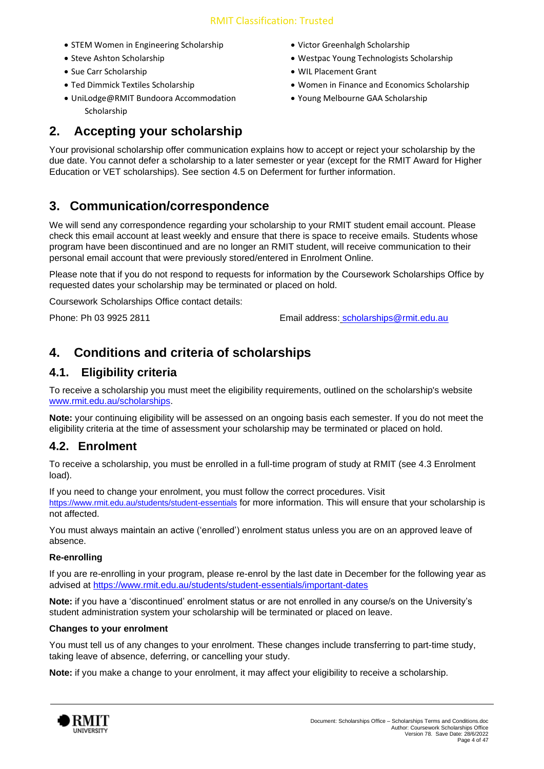- STEM Women in Engineering Scholarship
- Steve Ashton Scholarship
- Sue Carr Scholarship
- Ted Dimmick Textiles Scholarship
- UniLodge@RMIT Bundoora Accommodation Scholarship
- Victor Greenhalgh Scholarship
- Westpac Young Technologists Scholarship
- WIL Placement Grant
- Women in Finance and Economics Scholarship
- Young Melbourne GAA Scholarship

## 2. Accepting your scholarship

Your provisional scholarship offer communication explains how to accept or reject your scholarship by the due date. You cannot defer a scholarship to a later semester or year (except for the RMIT Award for Higher Education or VET scholarships). See section 4.5 on Deferment for further information.

## 3. Communication/correspondence

We will send any correspondence regarding your scholarship to your RMIT student email account. Please check this email account at least weekly and ensure that there is space to receive emails. Students whose program have been discontinued and are no longer an RMIT student, will receive communication to their personal email account that were previously stored/entered in Enrolment Online.

Please note that if you do not respond to requests for information by the Coursework Scholarships Office by requested dates your scholarship may be terminated or placed on hold.

Coursework Scholarships Office contact details:

Phone: Ph 03 9925 2811

Email address: scholarships@rmit.edu.au

## 4. Conditions and criteria of scholarships

### 4.1. Eligibility criteria

To receive a scholarship you must meet the eligibility requirements, outlined on the scholarship's website www.rmit.edu.au/scholarships.

**Note:** your continuing eligibility will be assessed on an ongoing basis each semester. If you do not meet the eligibility criteria at the time of assessment your scholarship may be terminated or placed on hold.

### 4.2. Enrolment

To receive a scholarship, you must be enrolled in a full-time program of study at RMIT (see 4.3 Enrolment load).

If you need to change your enrolment, you must follow the correct procedures. Visit https://www.rmit.edu.au/students/student-essentials for more information. This will ensure that your scholarship is not affected.

You must always maintain an active ('enrolled') enrolment status unless you are on an approved leave of absence.

**Re-enrolling**

If you are re-enrolling in your program, please re-enrol by the last date in December for the following year as advised at https://www.rmit.edu.au/students/student-essentials/important-dates

**Note:** if you have a 'discontinued' enrolment status or are not enrolled in any course/s on the University's student administration system your scholarship will be terminated or placed on leave.

**Changes to your enrolment**

You must tell us of any changes to your enrolment. These changes include transferring to part-time study, taking leave of absence, deferring, or cancelling your study.

**Note:** if you make a change to your enrolment, it may affect your eligibility to receive a scholarship.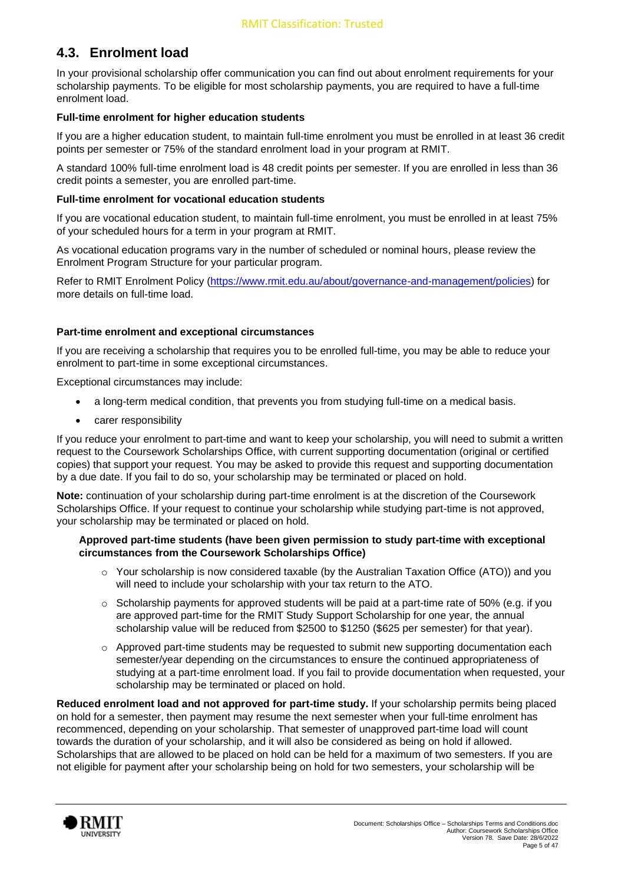## 4.3. Enrolment load

In your provisional scholarship offer communication you can find out about enrolment requirements for your scholarship payments. To be eligible for most scholarship payments, you are required to have a full-time enrolment load.

**Full-time enrolment for higher education students**

If you are a higher education student, to maintain full-time enrolment you must be enrolled in at least 36 credit points per semester or 75% of the standard enrolment load in your program at RMIT.

A standard 100% full-time enrolment load is 48 credit points per semester. If you are enrolled in less than 36 credit points a semester, you are enrolled part-time.

**Full-time enrolment for vocational education students**

If you are vocational education student, to maintain full-time enrolment, you must be enrolled in at least 75% of your scheduled hours for a term in your program at RMIT.

As vocational education programs vary in the number of scheduled or nominal hours, please review the Enrolment Program Structure for your particular program.

Refer to RMIT Enrolment Policy (https://www.rmit.edu.au/about/governance-and-management/policies) for more details on full-time load.

**Part-time enrolment and exceptional circumstances**

If you are receiving a scholarship that requires you to be enrolled full-time, you may be able to reduce your enrolment to part-time in some exceptional circumstances.

Exceptional circumstances may include:

- a long-term medical condition, that prevents you from studying full-time on a medical basis.
- carer responsibility

If you reduce your enrolment to part-time and want to keep your scholarship, you will need to submit a written request to the Coursework Scholarships Office, with current supporting documentation (original or certified copies) that support your request. You may be asked to provide this request and supporting documentation by a due date. If you fail to do so, your scholarship may be terminated or placed on hold.

**Note:** continuation of your scholarship during part-time enrolment is at the discretion of the Coursework Scholarships Office. If your request to continue your scholarship while studying part-time is not approved, your scholarship may be terminated or placed on hold.

**Approved part-time students (have been given permission to study part-time with exceptional circumstances from the Coursework Scholarships Office)**

- Your scholarship is now considered taxable (by the Australian Taxation Office (ATO)) and you will need to include your scholarship with your tax return to the ATO.
- Scholarship payments for approved students will be paid at a part-time rate of 50% (e.g. if you are approved part-time for the RMIT Study Support Scholarship for one year, the annual scholarship value will be reduced from $2500 to $1250 ($625 per semester) for that year).
- Approved part-time students may be requested to submit new supporting documentation each semester/year depending on the circumstances to ensure the continued appropriateness of studying at a part-time enrolment load. If you fail to provide documentation when requested, your scholarship may be terminated or placed on hold.

**Reduced enrolment load and not approved for part-time study.** If your scholarship permits being placed on hold for a semester, then payment may resume the next semester when your full-time enrolment has recommenced, depending on your scholarship. That semester of unapproved part-time load will count towards the duration of your scholarship, and it will also be considered as being on hold if allowed. Scholarships that are allowed to be placed on hold can be held for a maximum of two semesters. If you are not eligible for payment after your scholarship being on hold for two semesters, your scholarship will be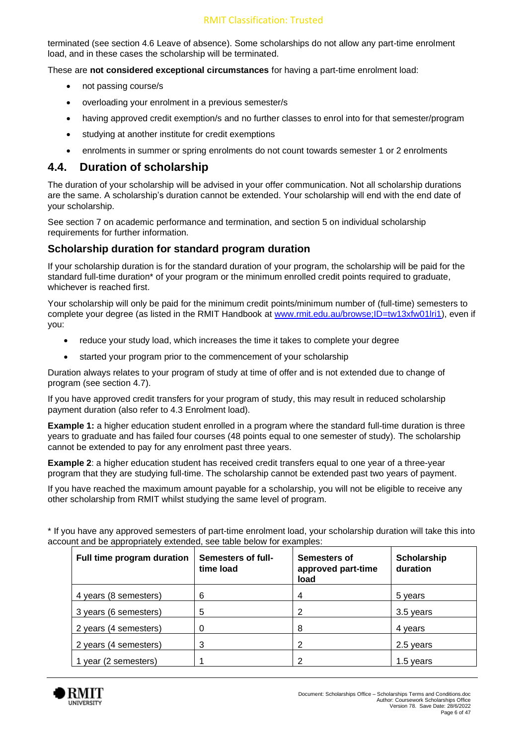terminated (see section 4.6 Leave of absence). Some scholarships do not allow any part-time enrolment load, and in these cases the scholarship will be terminated.

These are **not considered exceptional circumstances** for having a part-time enrolment load:

- not passing course/s
- overloading your enrolment in a previous semester/s
- having approved credit exemption/s and no further classes to enrol into for that semester/program
- studying at another institute for credit exemptions
- enrolments in summer or spring enrolments do not count towards semester 1 or 2 enrolments

## 4.4. Duration of scholarship

The duration of your scholarship will be advised in your offer communication. Not all scholarship durations are the same. A scholarship's duration cannot be extended. Your scholarship will end with the end date of your scholarship.

See section 7 on academic performance and termination, and section 5 on individual scholarship requirements for further information.

### Scholarship duration for standard program duration

If your scholarship duration is for the standard duration of your program, the scholarship will be paid for the standard full-time duration* of your program or the minimum enrolled credit points required to graduate, whichever is reached first.

Your scholarship will only be paid for the minimum credit points/minimum number of (full-time) semesters to complete your degree (as listed in the RMIT Handbook at www.rmit.edu.au/browse;ID=tw13xfw01lri1), even if you:

- reduce your study load, which increases the time it takes to complete your degree
- started your program prior to the commencement of your scholarship

Duration always relates to your program of study at time of offer and is not extended due to change of program (see section 4.7).

If you have approved credit transfers for your program of study, this may result in reduced scholarship payment duration (also refer to 4.3 Enrolment load).

**Example 1:** a higher education student enrolled in a program where the standard full-time duration is three years to graduate and has failed four courses (48 points equal to one semester of study). The scholarship cannot be extended to pay for any enrolment past three years.

**Example 2**: a higher education student has received credit transfers equal to one year of a three-year program that they are studying full-time. The scholarship cannot be extended past two years of payment.

If you have reached the maximum amount payable for a scholarship, you will not be eligible to receive any other scholarship from RMIT whilst studying the same level of program.

* If you have any approved semesters of part-time enrolment load, your scholarship duration will take this into account and be appropriately extended, see table below for examples:

| Full time program duration | Semesters of full-time load | Semesters of approved part-time load | Scholarship duration |
|---|---|---|---|
| 4 years (8 semesters) | 6 | 4 | 5 years |
| 3 years (6 semesters) | 5 | 2 | 3.5 years |
| 2 years (4 semesters) | 0 | 8 | 4 years |
| 2 years (4 semesters) | 3 | 2 | 2.5 years |
| 1 year (2 semesters) | 1 | 2 | 1.5 years |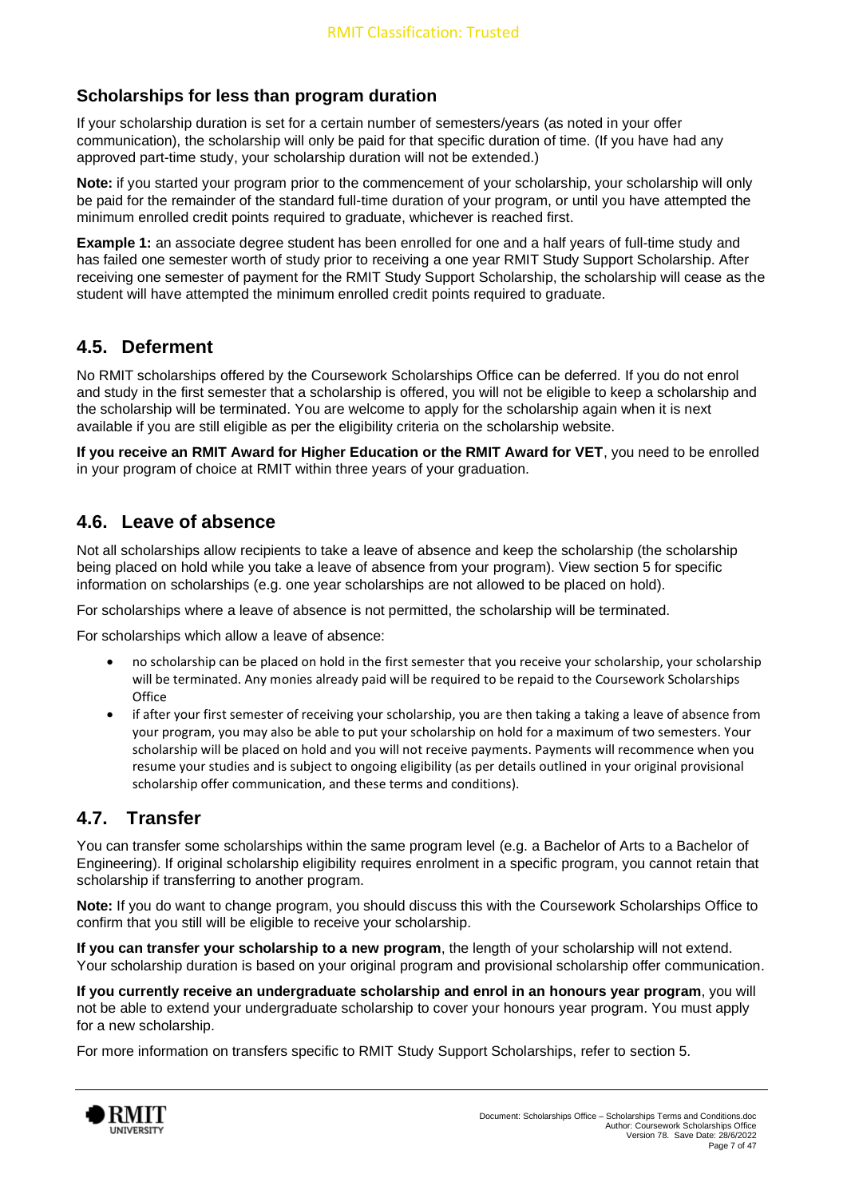### Scholarships for less than program duration

If your scholarship duration is set for a certain number of semesters/years (as noted in your offer communication), the scholarship will only be paid for that specific duration of time. (If you have had any approved part-time study, your scholarship duration will not be extended.)

**Note:** if you started your program prior to the commencement of your scholarship, your scholarship will only be paid for the remainder of the standard full-time duration of your program, or until you have attempted the minimum enrolled credit points required to graduate, whichever is reached first.

**Example 1:** an associate degree student has been enrolled for one and a half years of full-time study and has failed one semester worth of study prior to receiving a one year RMIT Study Support Scholarship. After receiving one semester of payment for the RMIT Study Support Scholarship, the scholarship will cease as the student will have attempted the minimum enrolled credit points required to graduate.

## 4.5. Deferment

No RMIT scholarships offered by the Coursework Scholarships Office can be deferred. If you do not enrol and study in the first semester that a scholarship is offered, you will not be eligible to keep a scholarship and the scholarship will be terminated. You are welcome to apply for the scholarship again when it is next available if you are still eligible as per the eligibility criteria on the scholarship website.

**If you receive an RMIT Award for Higher Education or the RMIT Award for VET**, you need to be enrolled in your program of choice at RMIT within three years of your graduation.

## 4.6. Leave of absence

Not all scholarships allow recipients to take a leave of absence and keep the scholarship (the scholarship being placed on hold while you take a leave of absence from your program). View section 5 for specific information on scholarships (e.g. one year scholarships are not allowed to be placed on hold).

For scholarships where a leave of absence is not permitted, the scholarship will be terminated.

For scholarships which allow a leave of absence:

- no scholarship can be placed on hold in the first semester that you receive your scholarship, your scholarship will be terminated. Any monies already paid will be required to be repaid to the Coursework Scholarships Office
- if after your first semester of receiving your scholarship, you are then taking a taking a leave of absence from your program, you may also be able to put your scholarship on hold for a maximum of two semesters. Your scholarship will be placed on hold and you will not receive payments. Payments will recommence when you resume your studies and is subject to ongoing eligibility (as per details outlined in your original provisional scholarship offer communication, and these terms and conditions).

## 4.7. Transfer

You can transfer some scholarships within the same program level (e.g. a Bachelor of Arts to a Bachelor of Engineering). If original scholarship eligibility requires enrolment in a specific program, you cannot retain that scholarship if transferring to another program.

**Note:** If you do want to change program, you should discuss this with the Coursework Scholarships Office to confirm that you still will be eligible to receive your scholarship.

**If you can transfer your scholarship to a new program**, the length of your scholarship will not extend. Your scholarship duration is based on your original program and provisional scholarship offer communication.

**If you currently receive an undergraduate scholarship and enrol in an honours year program**, you will not be able to extend your undergraduate scholarship to cover your honours year program. You must apply for a new scholarship.

For more information on transfers specific to RMIT Study Support Scholarships, refer to section 5.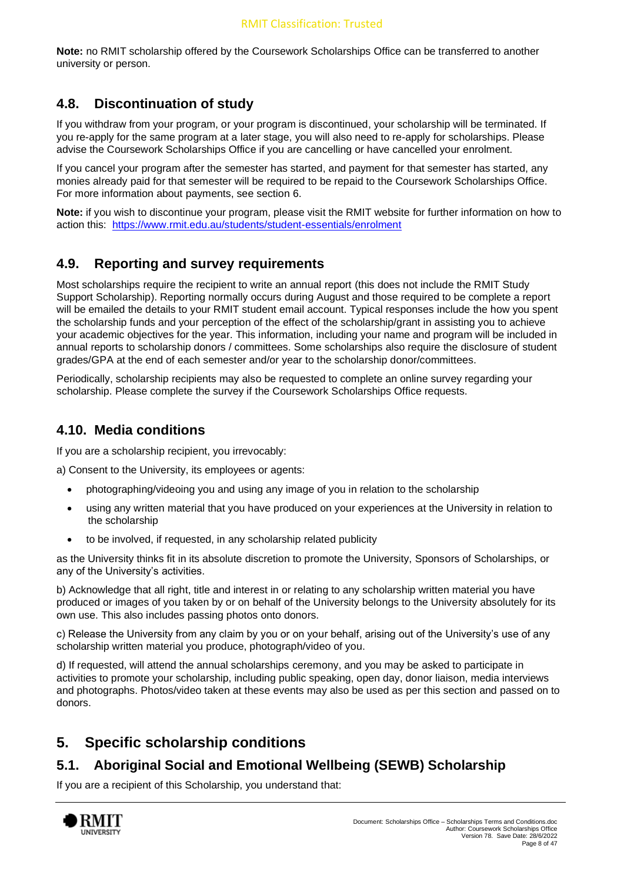**Note:** no RMIT scholarship offered by the Coursework Scholarships Office can be transferred to another university or person.

## 4.8. Discontinuation of study

If you withdraw from your program, or your program is discontinued, your scholarship will be terminated. If you re-apply for the same program at a later stage, you will also need to re-apply for scholarships. Please advise the Coursework Scholarships Office if you are cancelling or have cancelled your enrolment.

If you cancel your program after the semester has started, and payment for that semester has started, any monies already paid for that semester will be required to be repaid to the Coursework Scholarships Office. For more information about payments, see section 6.

**Note:** if you wish to discontinue your program, please visit the RMIT website for further information on how to action this: [https://www.rmit.edu.au/students/student-essentials/enrolment](https://www.rmit.edu.au/students/student-essentials/enrolment)

## 4.9. Reporting and survey requirements

Most scholarships require the recipient to write an annual report (this does not include the RMIT Study Support Scholarship). Reporting normally occurs during August and those required to be complete a report will be emailed the details to your RMIT student email account. Typical responses include the how you spent the scholarship funds and your perception of the effect of the scholarship/grant in assisting you to achieve your academic objectives for the year. This information, including your name and program will be included in annual reports to scholarship donors / committees. Some scholarships also require the disclosure of student grades/GPA at the end of each semester and/or year to the scholarship donor/committees.

Periodically, scholarship recipients may also be requested to complete an online survey regarding your scholarship. Please complete the survey if the Coursework Scholarships Office requests.

## 4.10. Media conditions

If you are a scholarship recipient, you irrevocably:

a) Consent to the University, its employees or agents:

- photographing/videoing you and using any image of you in relation to the scholarship
- using any written material that you have produced on your experiences at the University in relation to the scholarship
- to be involved, if requested, in any scholarship related publicity

as the University thinks fit in its absolute discretion to promote the University, Sponsors of Scholarships, or any of the University's activities.

b) Acknowledge that all right, title and interest in or relating to any scholarship written material you have produced or images of you taken by or on behalf of the University belongs to the University absolutely for its own use. This also includes passing photos onto donors.

c) Release the University from any claim by you or on your behalf, arising out of the University's use of any scholarship written material you produce, photograph/video of you.

d) If requested, will attend the annual scholarships ceremony, and you may be asked to participate in activities to promote your scholarship, including public speaking, open day, donor liaison, media interviews and photographs. Photos/video taken at these events may also be used as per this section and passed on to donors.

# 5. Specific scholarship conditions

## 5.1. Aboriginal Social and Emotional Wellbeing (SEWB) Scholarship

If you are a recipient of this Scholarship, you understand that: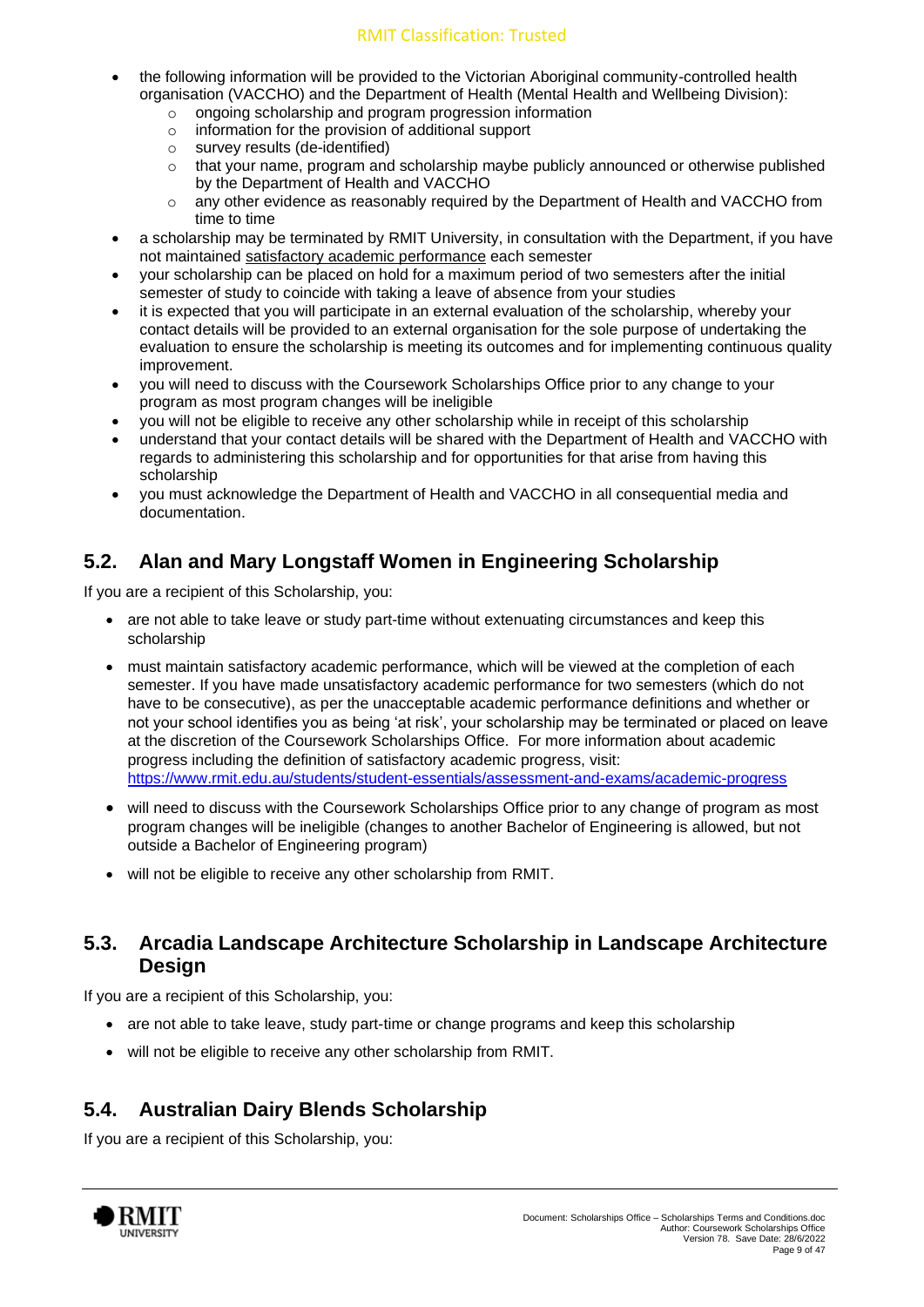- the following information will be provided to the Victorian Aboriginal community-controlled health organisation (VACCHO) and the Department of Health (Mental Health and Wellbeing Division):
  - ongoing scholarship and program progression information
  - information for the provision of additional support
  - survey results (de-identified)
  - that your name, program and scholarship maybe publicly announced or otherwise published by the Department of Health and VACCHO
  - any other evidence as reasonably required by the Department of Health and VACCHO from time to time
- a scholarship may be terminated by RMIT University, in consultation with the Department, if you have not maintained satisfactory academic performance each semester
- your scholarship can be placed on hold for a maximum period of two semesters after the initial semester of study to coincide with taking a leave of absence from your studies
- it is expected that you will participate in an external evaluation of the scholarship, whereby your contact details will be provided to an external organisation for the sole purpose of undertaking the evaluation to ensure the scholarship is meeting its outcomes and for implementing continuous quality improvement.
- you will need to discuss with the Coursework Scholarships Office prior to any change to your program as most program changes will be ineligible
- you will not be eligible to receive any other scholarship while in receipt of this scholarship
- understand that your contact details will be shared with the Department of Health and VACCHO with regards to administering this scholarship and for opportunities for that arise from having this scholarship
- you must acknowledge the Department of Health and VACCHO in all consequential media and documentation.

## 5.2. Alan and Mary Longstaff Women in Engineering Scholarship

If you are a recipient of this Scholarship, you:

- are not able to take leave or study part-time without extenuating circumstances and keep this scholarship
- must maintain satisfactory academic performance, which will be viewed at the completion of each semester. If you have made unsatisfactory academic performance for two semesters (which do not have to be consecutive), as per the unacceptable academic performance definitions and whether or not your school identifies you as being 'at risk', your scholarship may be terminated or placed on leave at the discretion of the Coursework Scholarships Office. For more information about academic progress including the definition of satisfactory academic progress, visit: https://www.rmit.edu.au/students/student-essentials/assessment-and-exams/academic-progress
- will need to discuss with the Coursework Scholarships Office prior to any change of program as most program changes will be ineligible (changes to another Bachelor of Engineering is allowed, but not outside a Bachelor of Engineering program)
- will not be eligible to receive any other scholarship from RMIT.

## 5.3. Arcadia Landscape Architecture Scholarship in Landscape Architecture Design

If you are a recipient of this Scholarship, you:

- are not able to take leave, study part-time or change programs and keep this scholarship
- will not be eligible to receive any other scholarship from RMIT.

## 5.4. Australian Dairy Blends Scholarship

If you are a recipient of this Scholarship, you: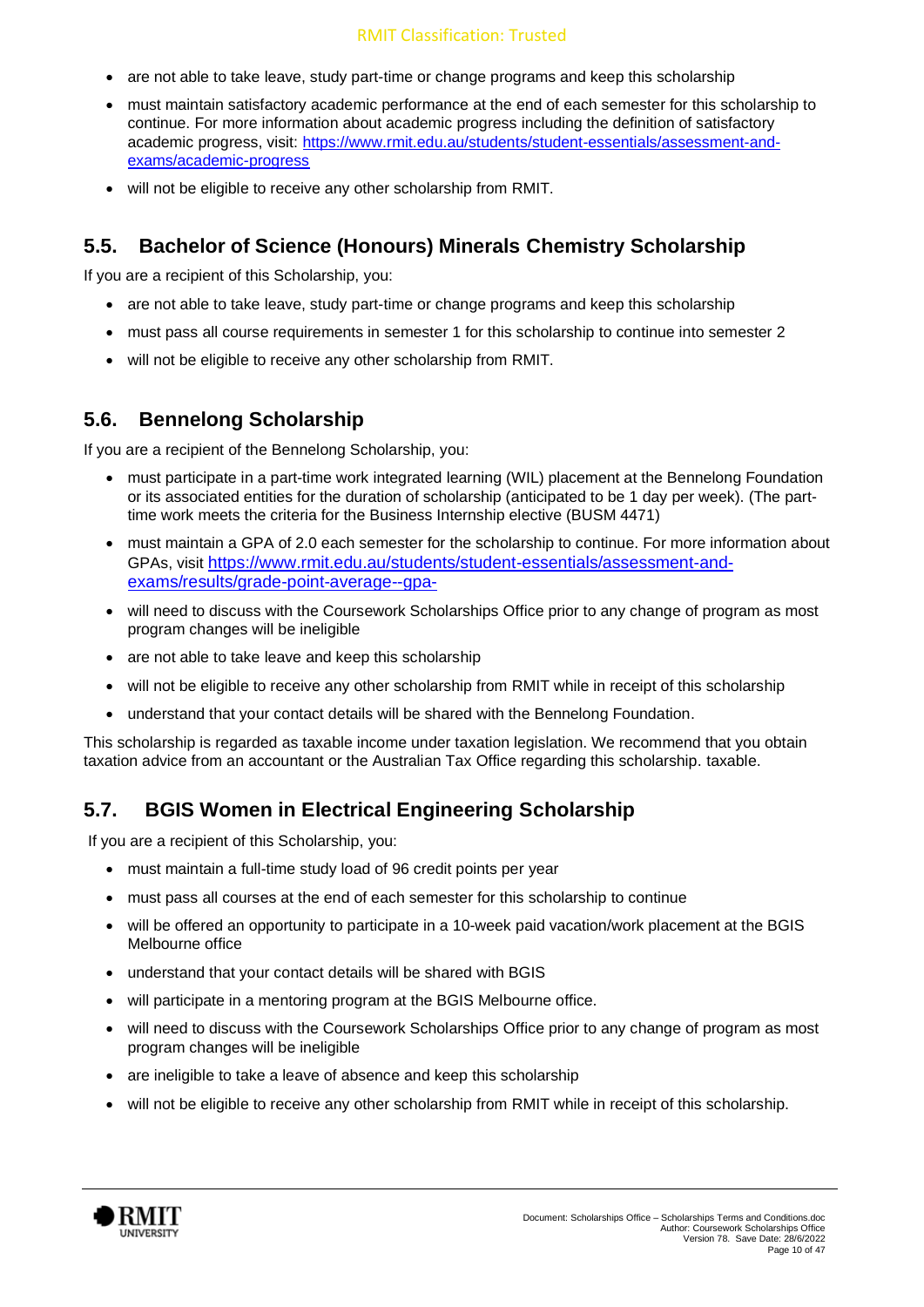- are not able to take leave, study part-time or change programs and keep this scholarship
- must maintain satisfactory academic performance at the end of each semester for this scholarship to continue. For more information about academic progress including the definition of satisfactory academic progress, visit: https://www.rmit.edu.au/students/student-essentials/assessment-and-exams/academic-progress
- will not be eligible to receive any other scholarship from RMIT.

## 5.5. Bachelor of Science (Honours) Minerals Chemistry Scholarship

If you are a recipient of this Scholarship, you:

- are not able to take leave, study part-time or change programs and keep this scholarship
- must pass all course requirements in semester 1 for this scholarship to continue into semester 2
- will not be eligible to receive any other scholarship from RMIT.

## 5.6. Bennelong Scholarship

If you are a recipient of the Bennelong Scholarship, you:

- must participate in a part-time work integrated learning (WIL) placement at the Bennelong Foundation or its associated entities for the duration of scholarship (anticipated to be 1 day per week). (The part-time work meets the criteria for the Business Internship elective (BUSM 4471)
- must maintain a GPA of 2.0 each semester for the scholarship to continue. For more information about GPAs, visit https://www.rmit.edu.au/students/student-essentials/assessment-and-exams/results/grade-point-average--gpa-
- will need to discuss with the Coursework Scholarships Office prior to any change of program as most program changes will be ineligible
- are not able to take leave and keep this scholarship
- will not be eligible to receive any other scholarship from RMIT while in receipt of this scholarship
- understand that your contact details will be shared with the Bennelong Foundation.

This scholarship is regarded as taxable income under taxation legislation. We recommend that you obtain taxation advice from an accountant or the Australian Tax Office regarding this scholarship. taxable.

## 5.7. BGIS Women in Electrical Engineering Scholarship

If you are a recipient of this Scholarship, you:

- must maintain a full-time study load of 96 credit points per year
- must pass all courses at the end of each semester for this scholarship to continue
- will be offered an opportunity to participate in a 10-week paid vacation/work placement at the BGIS Melbourne office
- understand that your contact details will be shared with BGIS
- will participate in a mentoring program at the BGIS Melbourne office.
- will need to discuss with the Coursework Scholarships Office prior to any change of program as most program changes will be ineligible
- are ineligible to take a leave of absence and keep this scholarship
- will not be eligible to receive any other scholarship from RMIT while in receipt of this scholarship.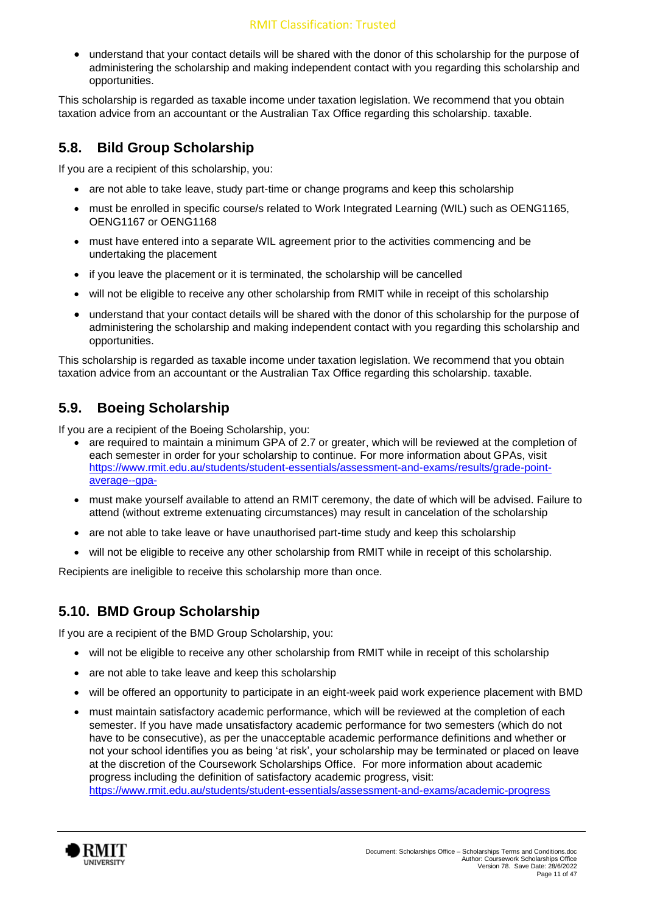- understand that your contact details will be shared with the donor of this scholarship for the purpose of administering the scholarship and making independent contact with you regarding this scholarship and opportunities.

This scholarship is regarded as taxable income under taxation legislation. We recommend that you obtain taxation advice from an accountant or the Australian Tax Office regarding this scholarship. taxable.

## 5.8. Bild Group Scholarship

If you are a recipient of this scholarship, you:

- are not able to take leave, study part-time or change programs and keep this scholarship
- must be enrolled in specific course/s related to Work Integrated Learning (WIL) such as OENG1165, OENG1167 or OENG1168
- must have entered into a separate WIL agreement prior to the activities commencing and be undertaking the placement
- if you leave the placement or it is terminated, the scholarship will be cancelled
- will not be eligible to receive any other scholarship from RMIT while in receipt of this scholarship
- understand that your contact details will be shared with the donor of this scholarship for the purpose of administering the scholarship and making independent contact with you regarding this scholarship and opportunities.

This scholarship is regarded as taxable income under taxation legislation. We recommend that you obtain taxation advice from an accountant or the Australian Tax Office regarding this scholarship. taxable.

## 5.9. Boeing Scholarship

If you are a recipient of the Boeing Scholarship, you:

- are required to maintain a minimum GPA of 2.7 or greater, which will be reviewed at the completion of each semester in order for your scholarship to continue. For more information about GPAs, visit https://www.rmit.edu.au/students/student-essentials/assessment-and-exams/results/grade-point-average--gpa-
- must make yourself available to attend an RMIT ceremony, the date of which will be advised. Failure to attend (without extreme extenuating circumstances) may result in cancelation of the scholarship
- are not able to take leave or have unauthorised part-time study and keep this scholarship
- will not be eligible to receive any other scholarship from RMIT while in receipt of this scholarship.

Recipients are ineligible to receive this scholarship more than once.

## 5.10. BMD Group Scholarship

If you are a recipient of the BMD Group Scholarship, you:

- will not be eligible to receive any other scholarship from RMIT while in receipt of this scholarship
- are not able to take leave and keep this scholarship
- will be offered an opportunity to participate in an eight-week paid work experience placement with BMD
- must maintain satisfactory academic performance, which will be reviewed at the completion of each semester. If you have made unsatisfactory academic performance for two semesters (which do not have to be consecutive), as per the unacceptable academic performance definitions and whether or not your school identifies you as being 'at risk', your scholarship may be terminated or placed on leave at the discretion of the Coursework Scholarships Office. For more information about academic progress including the definition of satisfactory academic progress, visit: https://www.rmit.edu.au/students/student-essentials/assessment-and-exams/academic-progress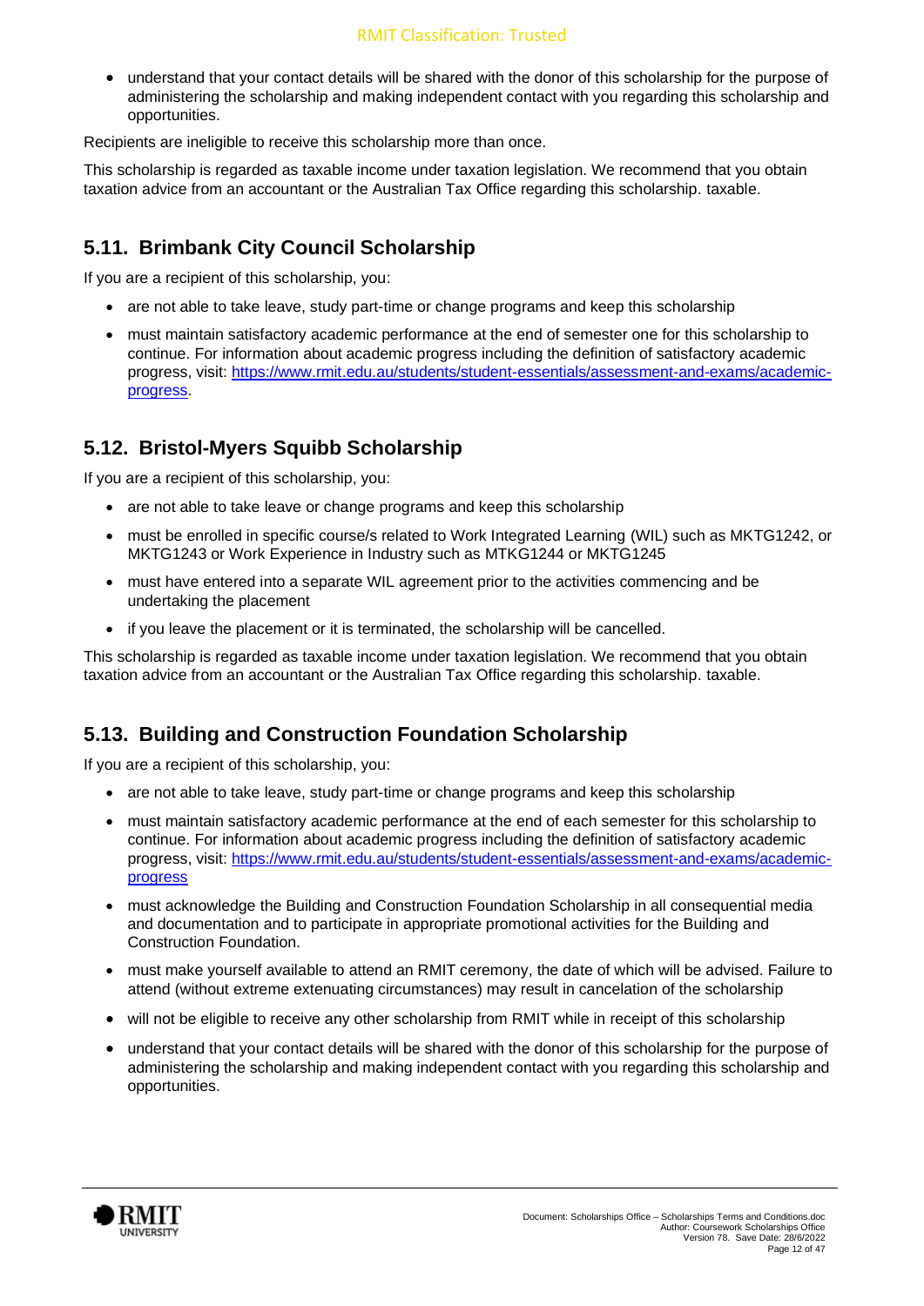- understand that your contact details will be shared with the donor of this scholarship for the purpose of administering the scholarship and making independent contact with you regarding this scholarship and opportunities.

Recipients are ineligible to receive this scholarship more than once.

This scholarship is regarded as taxable income under taxation legislation. We recommend that you obtain taxation advice from an accountant or the Australian Tax Office regarding this scholarship. taxable.

## 5.11. Brimbank City Council Scholarship

If you are a recipient of this scholarship, you:

- are not able to take leave, study part-time or change programs and keep this scholarship
- must maintain satisfactory academic performance at the end of semester one for this scholarship to continue. For information about academic progress including the definition of satisfactory academic progress, visit: [https://www.rmit.edu.au/students/student-essentials/assessment-and-exams/academic-progress](https://www.rmit.edu.au/students/student-essentials/assessment-and-exams/academic-progress).

## 5.12. Bristol-Myers Squibb Scholarship

If you are a recipient of this scholarship, you:

- are not able to take leave or change programs and keep this scholarship
- must be enrolled in specific course/s related to Work Integrated Learning (WIL) such as MKTG1242, or MKTG1243 or Work Experience in Industry such as MTKG1244 or MKTG1245
- must have entered into a separate WIL agreement prior to the activities commencing and be undertaking the placement
- if you leave the placement or it is terminated, the scholarship will be cancelled.

This scholarship is regarded as taxable income under taxation legislation. We recommend that you obtain taxation advice from an accountant or the Australian Tax Office regarding this scholarship. taxable.

## 5.13. Building and Construction Foundation Scholarship

If you are a recipient of this scholarship, you:

- are not able to take leave, study part-time or change programs and keep this scholarship
- must maintain satisfactory academic performance at the end of each semester for this scholarship to continue. For information about academic progress including the definition of satisfactory academic progress, visit: [https://www.rmit.edu.au/students/student-essentials/assessment-and-exams/academic-progress](https://www.rmit.edu.au/students/student-essentials/assessment-and-exams/academic-progress)
- must acknowledge the Building and Construction Foundation Scholarship in all consequential media and documentation and to participate in appropriate promotional activities for the Building and Construction Foundation.
- must make yourself available to attend an RMIT ceremony, the date of which will be advised. Failure to attend (without extreme extenuating circumstances) may result in cancelation of the scholarship
- will not be eligible to receive any other scholarship from RMIT while in receipt of this scholarship
- understand that your contact details will be shared with the donor of this scholarship for the purpose of administering the scholarship and making independent contact with you regarding this scholarship and opportunities.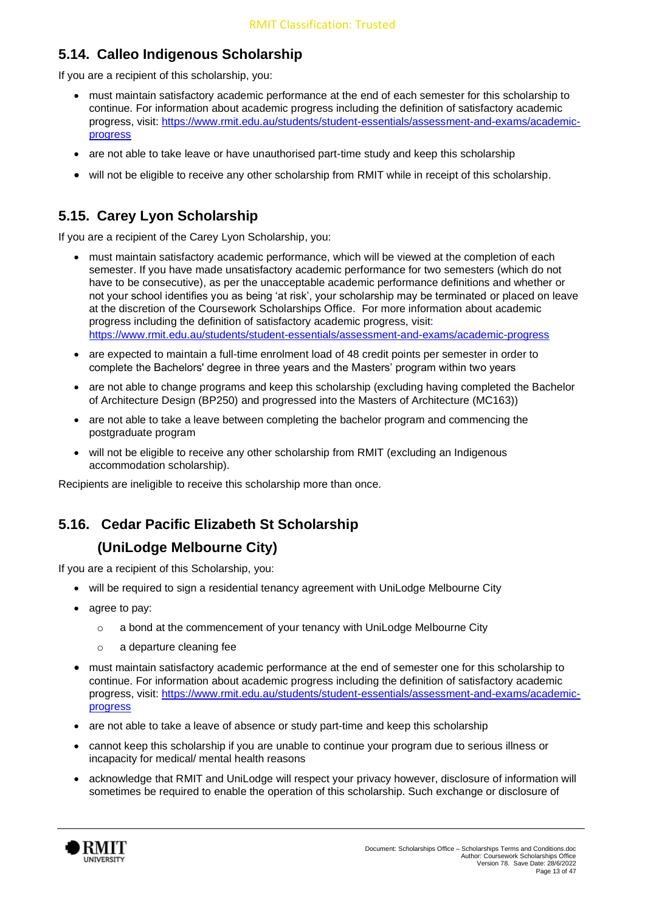## 5.14. Calleo Indigenous Scholarship

If you are a recipient of this scholarship, you:

- must maintain satisfactory academic performance at the end of each semester for this scholarship to continue. For information about academic progress including the definition of satisfactory academic progress, visit: https://www.rmit.edu.au/students/student-essentials/assessment-and-exams/academic-progress
- are not able to take leave or have unauthorised part-time study and keep this scholarship
- will not be eligible to receive any other scholarship from RMIT while in receipt of this scholarship.

## 5.15. Carey Lyon Scholarship

If you are a recipient of the Carey Lyon Scholarship, you:

- must maintain satisfactory academic performance, which will be viewed at the completion of each semester. If you have made unsatisfactory academic performance for two semesters (which do not have to be consecutive), as per the unacceptable academic performance definitions and whether or not your school identifies you as being 'at risk', your scholarship may be terminated or placed on leave at the discretion of the Coursework Scholarships Office. For more information about academic progress including the definition of satisfactory academic progress, visit: https://www.rmit.edu.au/students/student-essentials/assessment-and-exams/academic-progress
- are expected to maintain a full-time enrolment load of 48 credit points per semester in order to complete the Bachelors' degree in three years and the Masters' program within two years
- are not able to change programs and keep this scholarship (excluding having completed the Bachelor of Architecture Design (BP250) and progressed into the Masters of Architecture (MC163))
- are not able to take a leave between completing the bachelor program and commencing the postgraduate program
- will not be eligible to receive any other scholarship from RMIT (excluding an Indigenous accommodation scholarship).

Recipients are ineligible to receive this scholarship more than once.

## 5.16. Cedar Pacific Elizabeth St Scholarship (UniLodge Melbourne City)

If you are a recipient of this Scholarship, you:

- will be required to sign a residential tenancy agreement with UniLodge Melbourne City
- agree to pay:
    - a bond at the commencement of your tenancy with UniLodge Melbourne City
    - a departure cleaning fee
- must maintain satisfactory academic performance at the end of semester one for this scholarship to continue. For information about academic progress including the definition of satisfactory academic progress, visit: https://www.rmit.edu.au/students/student-essentials/assessment-and-exams/academic-progress
- are not able to take a leave of absence or study part-time and keep this scholarship
- cannot keep this scholarship if you are unable to continue your program due to serious illness or incapacity for medical/ mental health reasons
- acknowledge that RMIT and UniLodge will respect your privacy however, disclosure of information will sometimes be required to enable the operation of this scholarship. Such exchange or disclosure of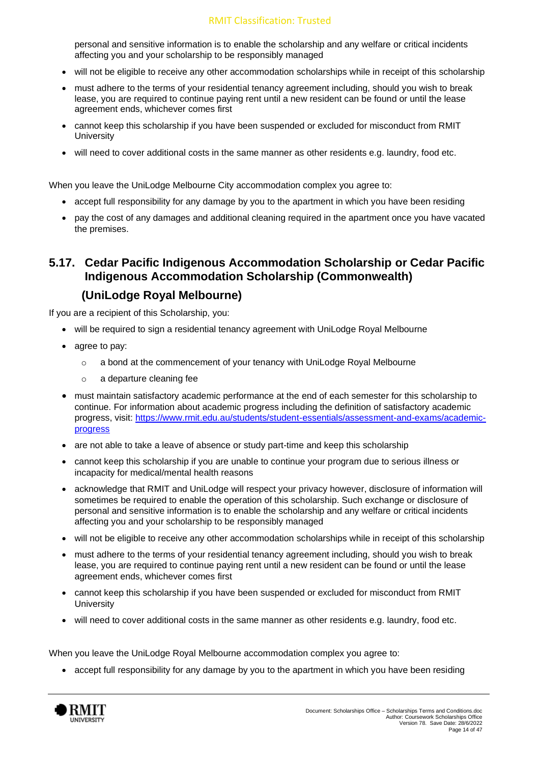personal and sensitive information is to enable the scholarship and any welfare or critical incidents affecting you and your scholarship to be responsibly managed

- will not be eligible to receive any other accommodation scholarships while in receipt of this scholarship
- must adhere to the terms of your residential tenancy agreement including, should you wish to break lease, you are required to continue paying rent until a new resident can be found or until the lease agreement ends, whichever comes first
- cannot keep this scholarship if you have been suspended or excluded for misconduct from RMIT University
- will need to cover additional costs in the same manner as other residents e.g. laundry, food etc.

When you leave the UniLodge Melbourne City accommodation complex you agree to:

- accept full responsibility for any damage by you to the apartment in which you have been residing
- pay the cost of any damages and additional cleaning required in the apartment once you have vacated the premises.

## 5.17. Cedar Pacific Indigenous Accommodation Scholarship or Cedar Pacific Indigenous Accommodation Scholarship (Commonwealth) (UniLodge Royal Melbourne)

If you are a recipient of this Scholarship, you:

- will be required to sign a residential tenancy agreement with UniLodge Royal Melbourne
- agree to pay:
  - a bond at the commencement of your tenancy with UniLodge Royal Melbourne
  - a departure cleaning fee
- must maintain satisfactory academic performance at the end of each semester for this scholarship to continue. For information about academic progress including the definition of satisfactory academic progress, visit: https://www.rmit.edu.au/students/student-essentials/assessment-and-exams/academic-progress
- are not able to take a leave of absence or study part-time and keep this scholarship
- cannot keep this scholarship if you are unable to continue your program due to serious illness or incapacity for medical/mental health reasons
- acknowledge that RMIT and UniLodge will respect your privacy however, disclosure of information will sometimes be required to enable the operation of this scholarship. Such exchange or disclosure of personal and sensitive information is to enable the scholarship and any welfare or critical incidents affecting you and your scholarship to be responsibly managed
- will not be eligible to receive any other accommodation scholarships while in receipt of this scholarship
- must adhere to the terms of your residential tenancy agreement including, should you wish to break lease, you are required to continue paying rent until a new resident can be found or until the lease agreement ends, whichever comes first
- cannot keep this scholarship if you have been suspended or excluded for misconduct from RMIT University
- will need to cover additional costs in the same manner as other residents e.g. laundry, food etc.

When you leave the UniLodge Royal Melbourne accommodation complex you agree to:

- accept full responsibility for any damage by you to the apartment in which you have been residing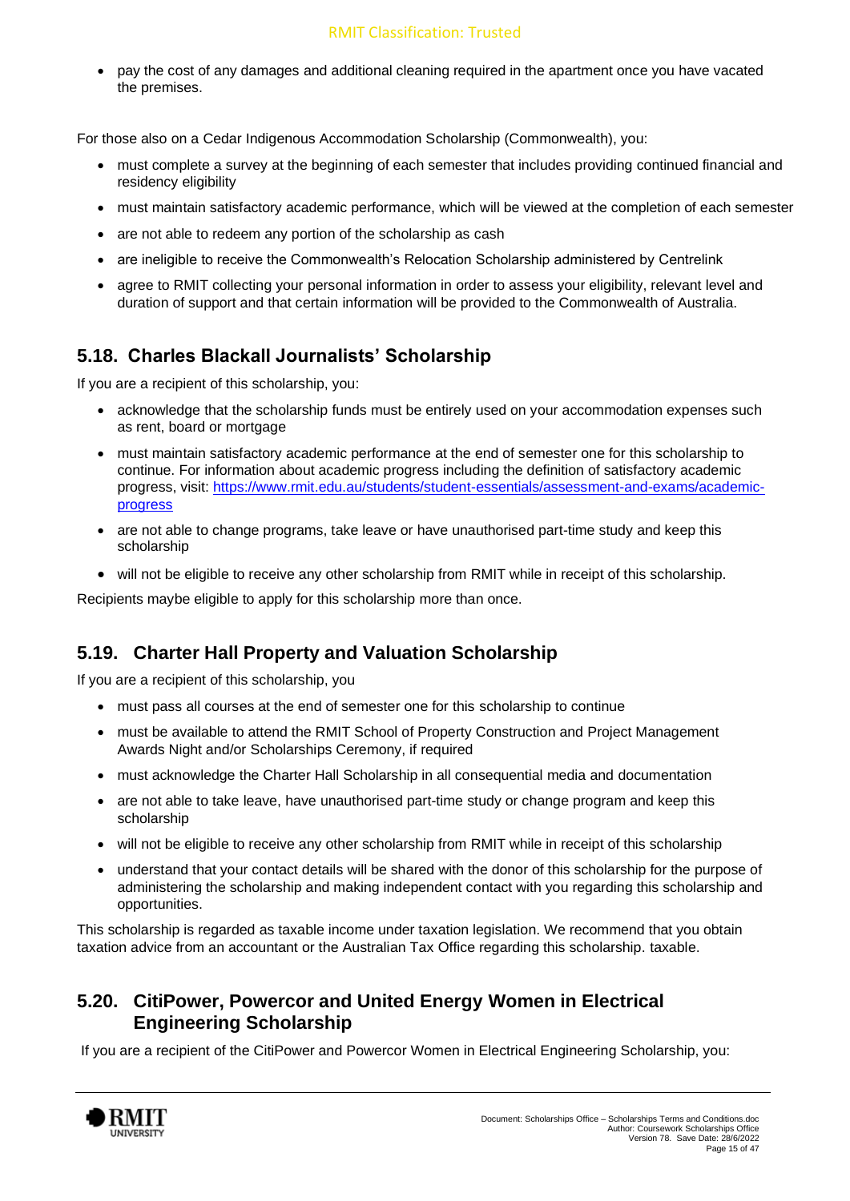- pay the cost of any damages and additional cleaning required in the apartment once you have vacated the premises.

For those also on a Cedar Indigenous Accommodation Scholarship (Commonwealth), you:

- must complete a survey at the beginning of each semester that includes providing continued financial and residency eligibility
- must maintain satisfactory academic performance, which will be viewed at the completion of each semester
- are not able to redeem any portion of the scholarship as cash
- are ineligible to receive the Commonwealth's Relocation Scholarship administered by Centrelink
- agree to RMIT collecting your personal information in order to assess your eligibility, relevant level and duration of support and that certain information will be provided to the Commonwealth of Australia.

## 5.18. Charles Blackall Journalists' Scholarship

If you are a recipient of this scholarship, you:

- acknowledge that the scholarship funds must be entirely used on your accommodation expenses such as rent, board or mortgage
- must maintain satisfactory academic performance at the end of semester one for this scholarship to continue. For information about academic progress including the definition of satisfactory academic progress, visit: [https://www.rmit.edu.au/students/student-essentials/assessment-and-exams/academic-progress](https://www.rmit.edu.au/students/student-essentials/assessment-and-exams/academic-progress)
- are not able to change programs, take leave or have unauthorised part-time study and keep this scholarship
- will not be eligible to receive any other scholarship from RMIT while in receipt of this scholarship.

Recipients maybe eligible to apply for this scholarship more than once.

## 5.19. Charter Hall Property and Valuation Scholarship

If you are a recipient of this scholarship, you

- must pass all courses at the end of semester one for this scholarship to continue
- must be available to attend the RMIT School of Property Construction and Project Management Awards Night and/or Scholarships Ceremony, if required
- must acknowledge the Charter Hall Scholarship in all consequential media and documentation
- are not able to take leave, have unauthorised part-time study or change program and keep this scholarship
- will not be eligible to receive any other scholarship from RMIT while in receipt of this scholarship
- understand that your contact details will be shared with the donor of this scholarship for the purpose of administering the scholarship and making independent contact with you regarding this scholarship and opportunities.

This scholarship is regarded as taxable income under taxation legislation. We recommend that you obtain taxation advice from an accountant or the Australian Tax Office regarding this scholarship. taxable.

## 5.20. CitiPower, Powercor and United Energy Women in Electrical Engineering Scholarship

If you are a recipient of the CitiPower and Powercor Women in Electrical Engineering Scholarship, you: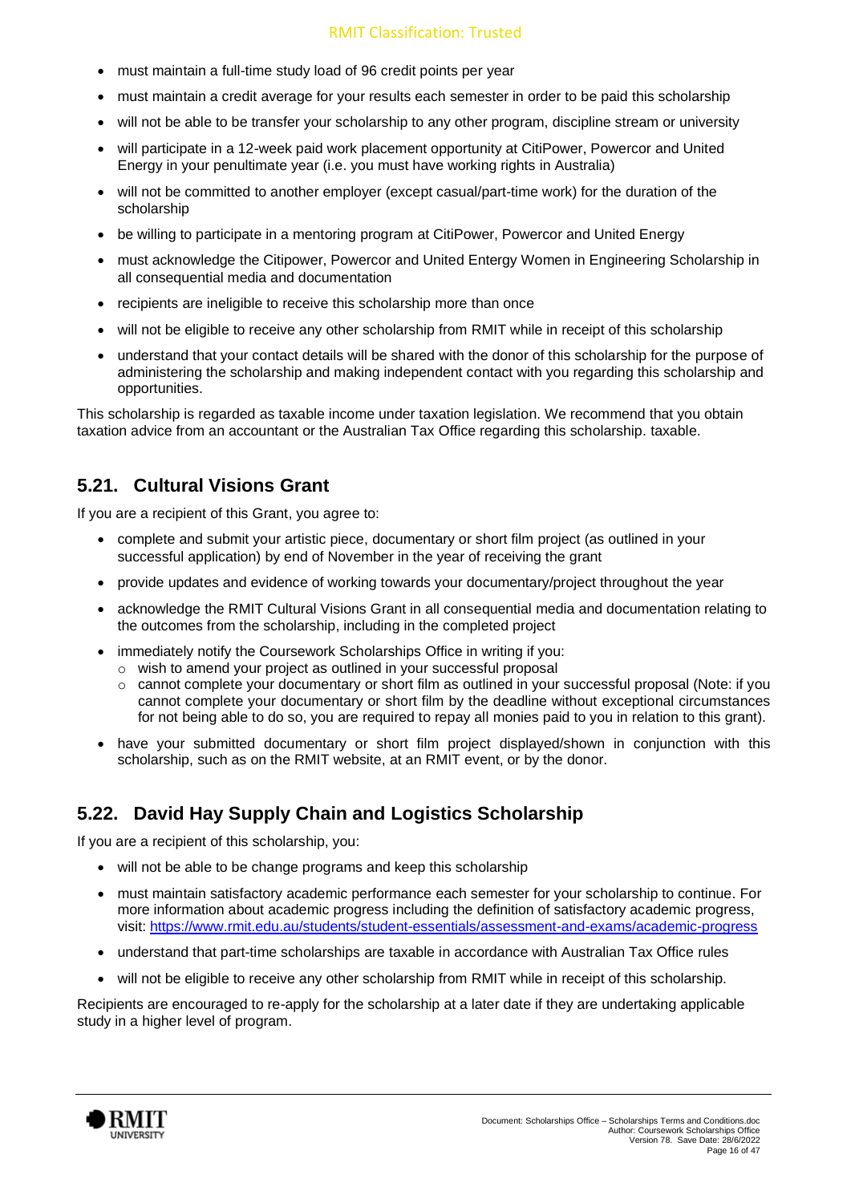- must maintain a full-time study load of 96 credit points per year
- must maintain a credit average for your results each semester in order to be paid this scholarship
- will not be able to be transfer your scholarship to any other program, discipline stream or university
- will participate in a 12-week paid work placement opportunity at CitiPower, Powercor and United Energy in your penultimate year (i.e. you must have working rights in Australia)
- will not be committed to another employer (except casual/part-time work) for the duration of the scholarship
- be willing to participate in a mentoring program at CitiPower, Powercor and United Energy
- must acknowledge the Citipower, Powercor and United Entergy Women in Engineering Scholarship in all consequential media and documentation
- recipients are ineligible to receive this scholarship more than once
- will not be eligible to receive any other scholarship from RMIT while in receipt of this scholarship
- understand that your contact details will be shared with the donor of this scholarship for the purpose of administering the scholarship and making independent contact with you regarding this scholarship and opportunities.

This scholarship is regarded as taxable income under taxation legislation. We recommend that you obtain taxation advice from an accountant or the Australian Tax Office regarding this scholarship. taxable.

## 5.21. Cultural Visions Grant

If you are a recipient of this Grant, you agree to:

- complete and submit your artistic piece, documentary or short film project (as outlined in your successful application) by end of November in the year of receiving the grant
- provide updates and evidence of working towards your documentary/project throughout the year
- acknowledge the RMIT Cultural Visions Grant in all consequential media and documentation relating to the outcomes from the scholarship, including in the completed project
- immediately notify the Coursework Scholarships Office in writing if you:
  - wish to amend your project as outlined in your successful proposal
  - cannot complete your documentary or short film as outlined in your successful proposal (Note: if you cannot complete your documentary or short film by the deadline without exceptional circumstances for not being able to do so, you are required to repay all monies paid to you in relation to this grant).
- have your submitted documentary or short film project displayed/shown in conjunction with this scholarship, such as on the RMIT website, at an RMIT event, or by the donor.

## 5.22. David Hay Supply Chain and Logistics Scholarship

If you are a recipient of this scholarship, you:

- will not be able to be change programs and keep this scholarship
- must maintain satisfactory academic performance each semester for your scholarship to continue. For more information about academic progress including the definition of satisfactory academic progress, visit: https://www.rmit.edu.au/students/student-essentials/assessment-and-exams/academic-progress
- understand that part-time scholarships are taxable in accordance with Australian Tax Office rules
- will not be eligible to receive any other scholarship from RMIT while in receipt of this scholarship.

Recipients are encouraged to re-apply for the scholarship at a later date if they are undertaking applicable study in a higher level of program.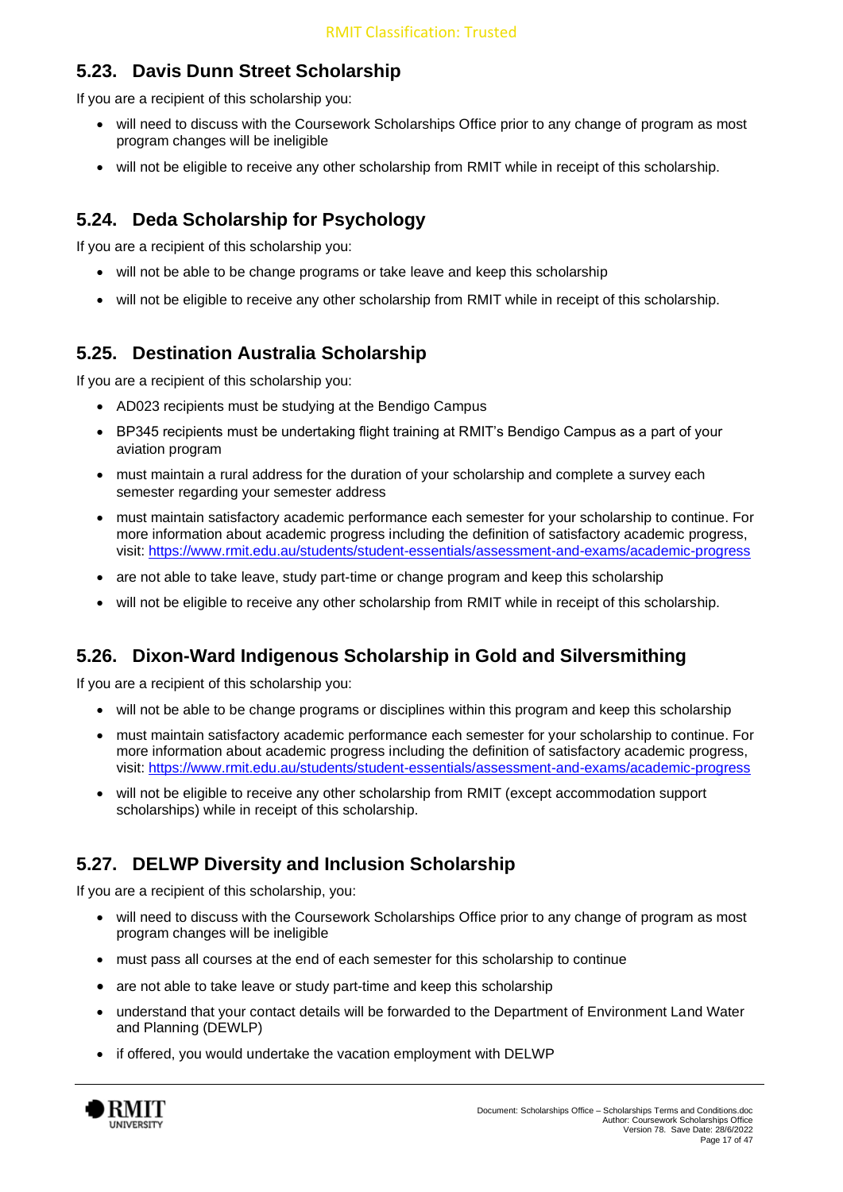## 5.23. Davis Dunn Street Scholarship

If you are a recipient of this scholarship you:

- will need to discuss with the Coursework Scholarships Office prior to any change of program as most program changes will be ineligible
- will not be eligible to receive any other scholarship from RMIT while in receipt of this scholarship.

## 5.24. Deda Scholarship for Psychology

If you are a recipient of this scholarship you:

- will not be able to be change programs or take leave and keep this scholarship
- will not be eligible to receive any other scholarship from RMIT while in receipt of this scholarship.

## 5.25. Destination Australia Scholarship

If you are a recipient of this scholarship you:

- AD023 recipients must be studying at the Bendigo Campus
- BP345 recipients must be undertaking flight training at RMIT's Bendigo Campus as a part of your aviation program
- must maintain a rural address for the duration of your scholarship and complete a survey each semester regarding your semester address
- must maintain satisfactory academic performance each semester for your scholarship to continue. For more information about academic progress including the definition of satisfactory academic progress, visit: https://www.rmit.edu.au/students/student-essentials/assessment-and-exams/academic-progress
- are not able to take leave, study part-time or change program and keep this scholarship
- will not be eligible to receive any other scholarship from RMIT while in receipt of this scholarship.

## 5.26. Dixon-Ward Indigenous Scholarship in Gold and Silversmithing

If you are a recipient of this scholarship you:

- will not be able to be change programs or disciplines within this program and keep this scholarship
- must maintain satisfactory academic performance each semester for your scholarship to continue. For more information about academic progress including the definition of satisfactory academic progress, visit: https://www.rmit.edu.au/students/student-essentials/assessment-and-exams/academic-progress
- will not be eligible to receive any other scholarship from RMIT (except accommodation support scholarships) while in receipt of this scholarship.

## 5.27. DELWP Diversity and Inclusion Scholarship

If you are a recipient of this scholarship, you:

- will need to discuss with the Coursework Scholarships Office prior to any change of program as most program changes will be ineligible
- must pass all courses at the end of each semester for this scholarship to continue
- are not able to take leave or study part-time and keep this scholarship
- understand that your contact details will be forwarded to the Department of Environment Land Water and Planning (DEWLP)
- if offered, you would undertake the vacation employment with DELWP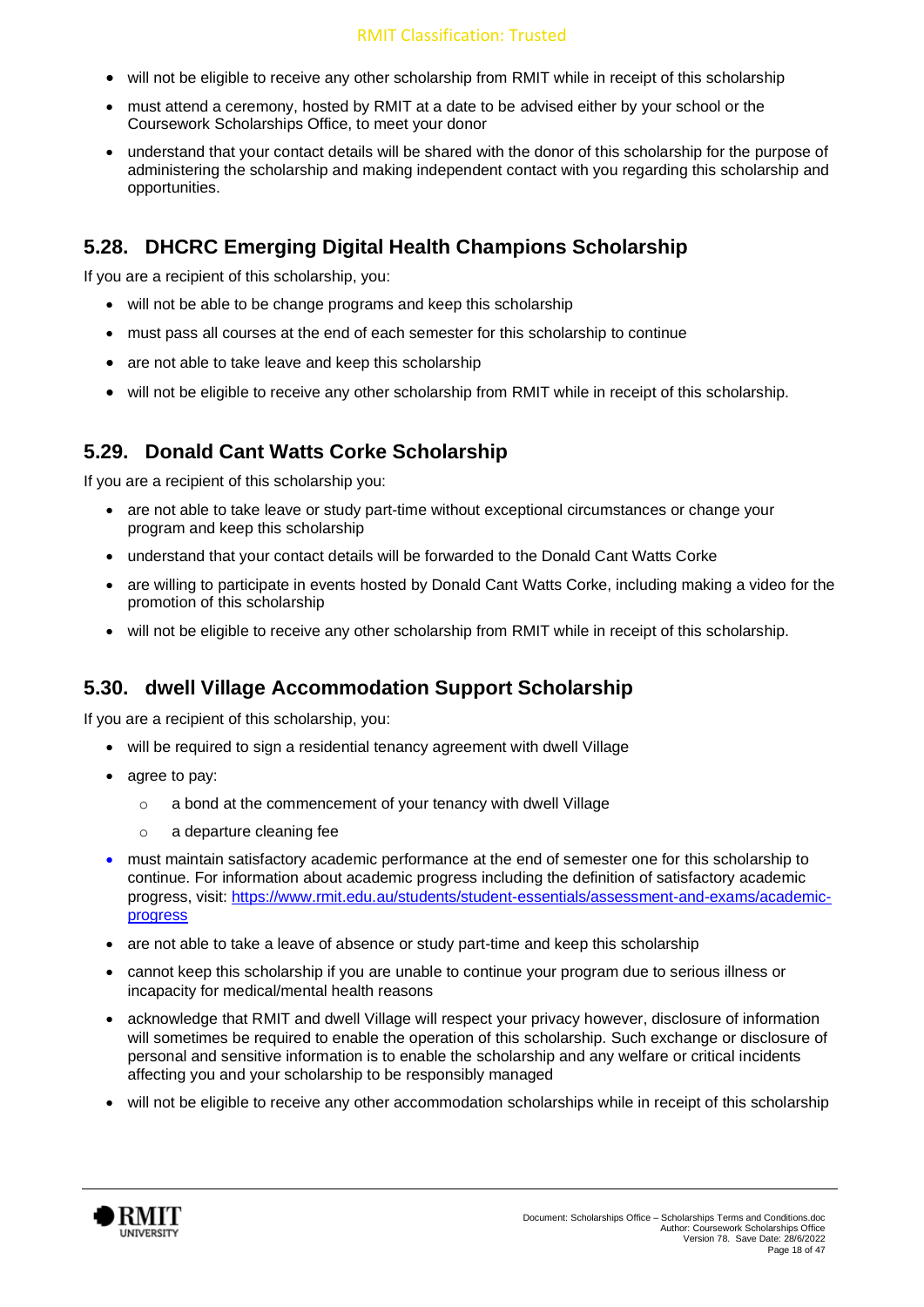- will not be eligible to receive any other scholarship from RMIT while in receipt of this scholarship
- must attend a ceremony, hosted by RMIT at a date to be advised either by your school or the Coursework Scholarships Office, to meet your donor
- understand that your contact details will be shared with the donor of this scholarship for the purpose of administering the scholarship and making independent contact with you regarding this scholarship and opportunities.

## 5.28. DHCRC Emerging Digital Health Champions Scholarship

If you are a recipient of this scholarship, you:

- will not be able to be change programs and keep this scholarship
- must pass all courses at the end of each semester for this scholarship to continue
- are not able to take leave and keep this scholarship
- will not be eligible to receive any other scholarship from RMIT while in receipt of this scholarship.

## 5.29. Donald Cant Watts Corke Scholarship

If you are a recipient of this scholarship you:

- are not able to take leave or study part-time without exceptional circumstances or change your program and keep this scholarship
- understand that your contact details will be forwarded to the Donald Cant Watts Corke
- are willing to participate in events hosted by Donald Cant Watts Corke, including making a video for the promotion of this scholarship
- will not be eligible to receive any other scholarship from RMIT while in receipt of this scholarship.

## 5.30. dwell Village Accommodation Support Scholarship

If you are a recipient of this scholarship, you:

- will be required to sign a residential tenancy agreement with dwell Village
- agree to pay:
  - a bond at the commencement of your tenancy with dwell Village
  - a departure cleaning fee
- must maintain satisfactory academic performance at the end of semester one for this scholarship to continue. For information about academic progress including the definition of satisfactory academic progress, visit: [https://www.rmit.edu.au/students/student-essentials/assessment-and-exams/academic-progress](https://www.rmit.edu.au/students/student-essentials/assessment-and-exams/academic-progress)
- are not able to take a leave of absence or study part-time and keep this scholarship
- cannot keep this scholarship if you are unable to continue your program due to serious illness or incapacity for medical/mental health reasons
- acknowledge that RMIT and dwell Village will respect your privacy however, disclosure of information will sometimes be required to enable the operation of this scholarship. Such exchange or disclosure of personal and sensitive information is to enable the scholarship and any welfare or critical incidents affecting you and your scholarship to be responsibly managed
- will not be eligible to receive any other accommodation scholarships while in receipt of this scholarship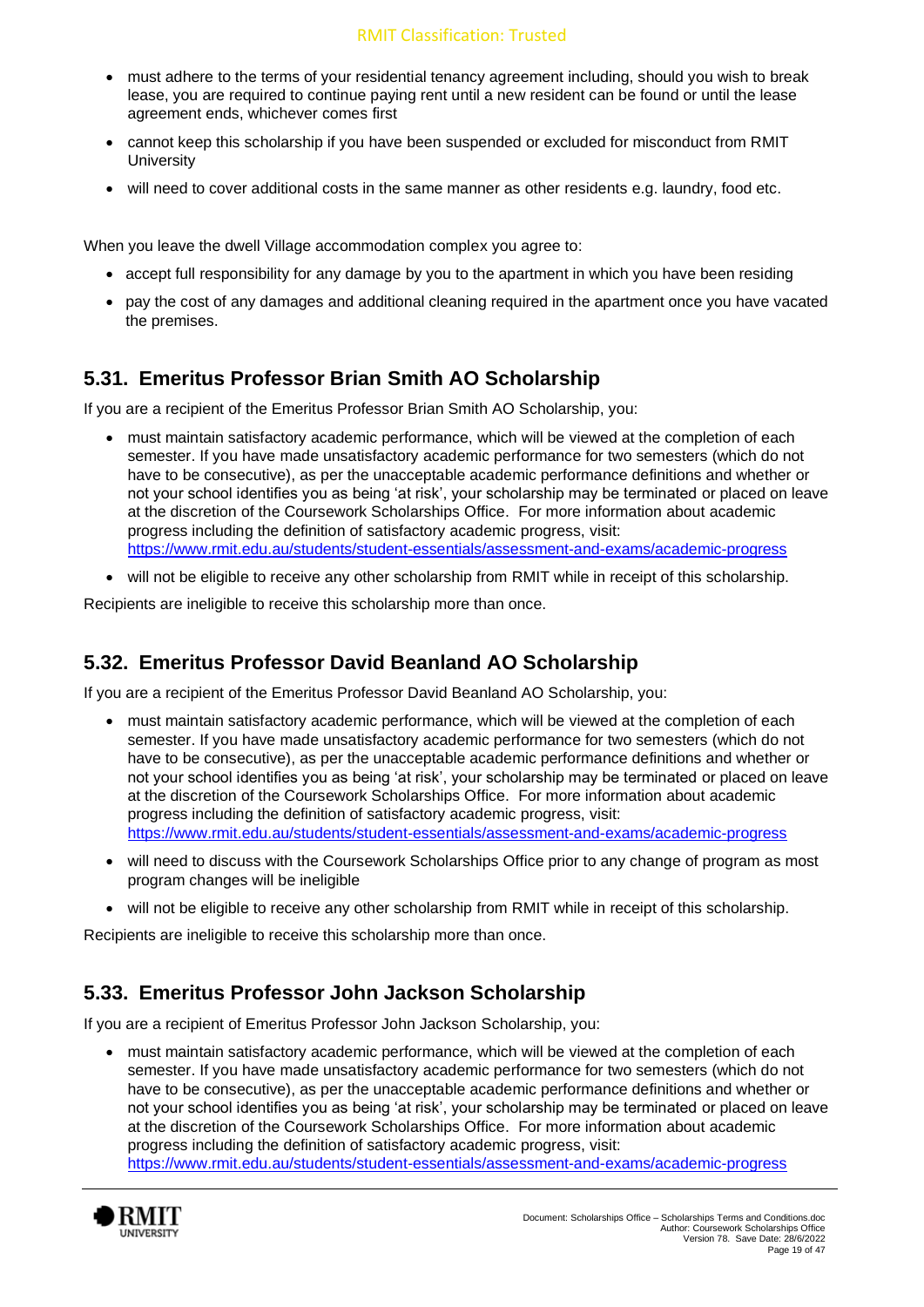- must adhere to the terms of your residential tenancy agreement including, should you wish to break lease, you are required to continue paying rent until a new resident can be found or until the lease agreement ends, whichever comes first
- cannot keep this scholarship if you have been suspended or excluded for misconduct from RMIT University
- will need to cover additional costs in the same manner as other residents e.g. laundry, food etc.

When you leave the dwell Village accommodation complex you agree to:

- accept full responsibility for any damage by you to the apartment in which you have been residing
- pay the cost of any damages and additional cleaning required in the apartment once you have vacated the premises.

## 5.31. Emeritus Professor Brian Smith AO Scholarship

If you are a recipient of the Emeritus Professor Brian Smith AO Scholarship, you:

- must maintain satisfactory academic performance, which will be viewed at the completion of each semester. If you have made unsatisfactory academic performance for two semesters (which do not have to be consecutive), as per the unacceptable academic performance definitions and whether or not your school identifies you as being 'at risk', your scholarship may be terminated or placed on leave at the discretion of the Coursework Scholarships Office. For more information about academic progress including the definition of satisfactory academic progress, visit: https://www.rmit.edu.au/students/student-essentials/assessment-and-exams/academic-progress
- will not be eligible to receive any other scholarship from RMIT while in receipt of this scholarship.

Recipients are ineligible to receive this scholarship more than once.

## 5.32. Emeritus Professor David Beanland AO Scholarship

If you are a recipient of the Emeritus Professor David Beanland AO Scholarship, you:

- must maintain satisfactory academic performance, which will be viewed at the completion of each semester. If you have made unsatisfactory academic performance for two semesters (which do not have to be consecutive), as per the unacceptable academic performance definitions and whether or not your school identifies you as being 'at risk', your scholarship may be terminated or placed on leave at the discretion of the Coursework Scholarships Office. For more information about academic progress including the definition of satisfactory academic progress, visit: https://www.rmit.edu.au/students/student-essentials/assessment-and-exams/academic-progress
- will need to discuss with the Coursework Scholarships Office prior to any change of program as most program changes will be ineligible
- will not be eligible to receive any other scholarship from RMIT while in receipt of this scholarship.

Recipients are ineligible to receive this scholarship more than once.

## 5.33. Emeritus Professor John Jackson Scholarship

If you are a recipient of Emeritus Professor John Jackson Scholarship, you:

- must maintain satisfactory academic performance, which will be viewed at the completion of each semester. If you have made unsatisfactory academic performance for two semesters (which do not have to be consecutive), as per the unacceptable academic performance definitions and whether or not your school identifies you as being 'at risk', your scholarship may be terminated or placed on leave at the discretion of the Coursework Scholarships Office. For more information about academic progress including the definition of satisfactory academic progress, visit: https://www.rmit.edu.au/students/student-essentials/assessment-and-exams/academic-progress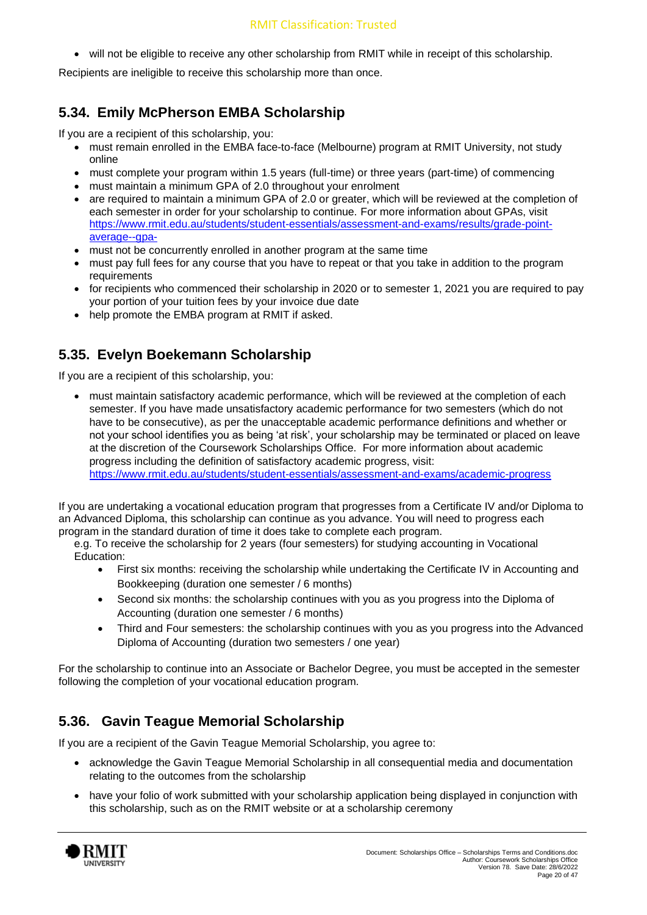- will not be eligible to receive any other scholarship from RMIT while in receipt of this scholarship.

Recipients are ineligible to receive this scholarship more than once.

## 5.34. Emily McPherson EMBA Scholarship

If you are a recipient of this scholarship, you:

- must remain enrolled in the EMBA face-to-face (Melbourne) program at RMIT University, not study online
- must complete your program within 1.5 years (full-time) or three years (part-time) of commencing
- must maintain a minimum GPA of 2.0 throughout your enrolment
- are required to maintain a minimum GPA of 2.0 or greater, which will be reviewed at the completion of each semester in order for your scholarship to continue. For more information about GPAs, visit https://www.rmit.edu.au/students/student-essentials/assessment-and-exams/results/grade-point-average--gpa-
- must not be concurrently enrolled in another program at the same time
- must pay full fees for any course that you have to repeat or that you take in addition to the program requirements
- for recipients who commenced their scholarship in 2020 or to semester 1, 2021 you are required to pay your portion of your tuition fees by your invoice due date
- help promote the EMBA program at RMIT if asked.

## 5.35. Evelyn Boekemann Scholarship

If you are a recipient of this scholarship, you:

- must maintain satisfactory academic performance, which will be reviewed at the completion of each semester. If you have made unsatisfactory academic performance for two semesters (which do not have to be consecutive), as per the unacceptable academic performance definitions and whether or not your school identifies you as being 'at risk', your scholarship may be terminated or placed on leave at the discretion of the Coursework Scholarships Office. For more information about academic progress including the definition of satisfactory academic progress, visit: https://www.rmit.edu.au/students/student-essentials/assessment-and-exams/academic-progress

If you are undertaking a vocational education program that progresses from a Certificate IV and/or Diploma to an Advanced Diploma, this scholarship can continue as you advance. You will need to progress each program in the standard duration of time it does take to complete each program.

e.g. To receive the scholarship for 2 years (four semesters) for studying accounting in Vocational Education:

- First six months: receiving the scholarship while undertaking the Certificate IV in Accounting and Bookkeeping (duration one semester / 6 months)
- Second six months: the scholarship continues with you as you progress into the Diploma of Accounting (duration one semester / 6 months)
- Third and Four semesters: the scholarship continues with you as you progress into the Advanced Diploma of Accounting (duration two semesters / one year)

For the scholarship to continue into an Associate or Bachelor Degree, you must be accepted in the semester following the completion of your vocational education program.

## 5.36. Gavin Teague Memorial Scholarship

If you are a recipient of the Gavin Teague Memorial Scholarship, you agree to:

- acknowledge the Gavin Teague Memorial Scholarship in all consequential media and documentation relating to the outcomes from the scholarship
- have your folio of work submitted with your scholarship application being displayed in conjunction with this scholarship, such as on the RMIT website or at a scholarship ceremony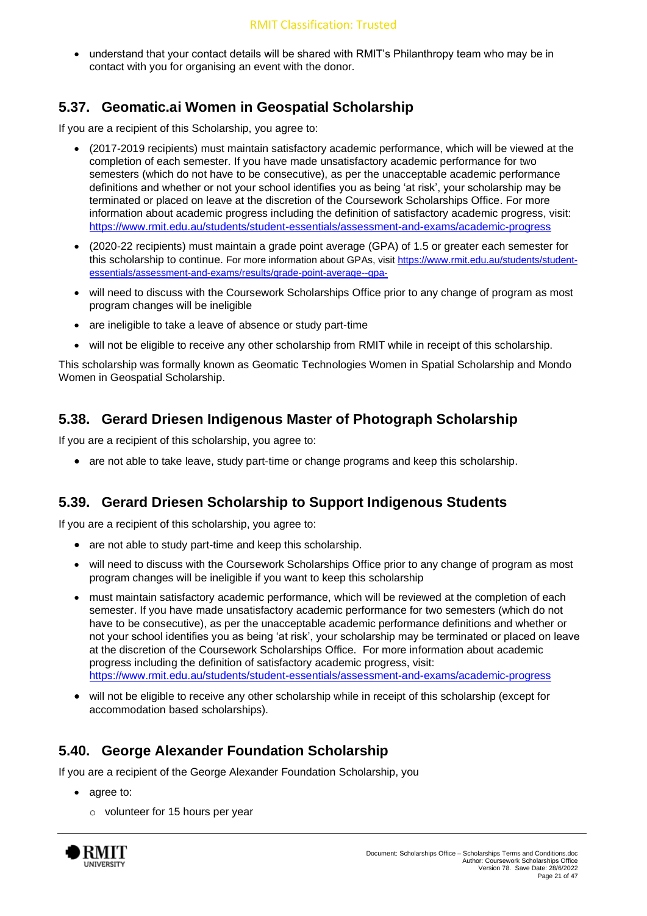- understand that your contact details will be shared with RMIT's Philanthropy team who may be in contact with you for organising an event with the donor.

## 5.37. Geomatic.ai Women in Geospatial Scholarship

If you are a recipient of this Scholarship, you agree to:

- (2017-2019 recipients) must maintain satisfactory academic performance, which will be viewed at the completion of each semester. If you have made unsatisfactory academic performance for two semesters (which do not have to be consecutive), as per the unacceptable academic performance definitions and whether or not your school identifies you as being 'at risk', your scholarship may be terminated or placed on leave at the discretion of the Coursework Scholarships Office. For more information about academic progress including the definition of satisfactory academic progress, visit: https://www.rmit.edu.au/students/student-essentials/assessment-and-exams/academic-progress
- (2020-22 recipients) must maintain a grade point average (GPA) of 1.5 or greater each semester for this scholarship to continue. For more information about GPAs, visit https://www.rmit.edu.au/students/student-essentials/assessment-and-exams/results/grade-point-average--gpa-
- will need to discuss with the Coursework Scholarships Office prior to any change of program as most program changes will be ineligible
- are ineligible to take a leave of absence or study part-time
- will not be eligible to receive any other scholarship from RMIT while in receipt of this scholarship.

This scholarship was formally known as Geomatic Technologies Women in Spatial Scholarship and Mondo Women in Geospatial Scholarship.

## 5.38. Gerard Driesen Indigenous Master of Photograph Scholarship

If you are a recipient of this scholarship, you agree to:

- are not able to take leave, study part-time or change programs and keep this scholarship.

## 5.39. Gerard Driesen Scholarship to Support Indigenous Students

If you are a recipient of this scholarship, you agree to:

- are not able to study part-time and keep this scholarship.
- will need to discuss with the Coursework Scholarships Office prior to any change of program as most program changes will be ineligible if you want to keep this scholarship
- must maintain satisfactory academic performance, which will be reviewed at the completion of each semester. If you have made unsatisfactory academic performance for two semesters (which do not have to be consecutive), as per the unacceptable academic performance definitions and whether or not your school identifies you as being 'at risk', your scholarship may be terminated or placed on leave at the discretion of the Coursework Scholarships Office. For more information about academic progress including the definition of satisfactory academic progress, visit: https://www.rmit.edu.au/students/student-essentials/assessment-and-exams/academic-progress
- will not be eligible to receive any other scholarship while in receipt of this scholarship (except for accommodation based scholarships).

## 5.40. George Alexander Foundation Scholarship

If you are a recipient of the George Alexander Foundation Scholarship, you

- agree to:
  - volunteer for 15 hours per year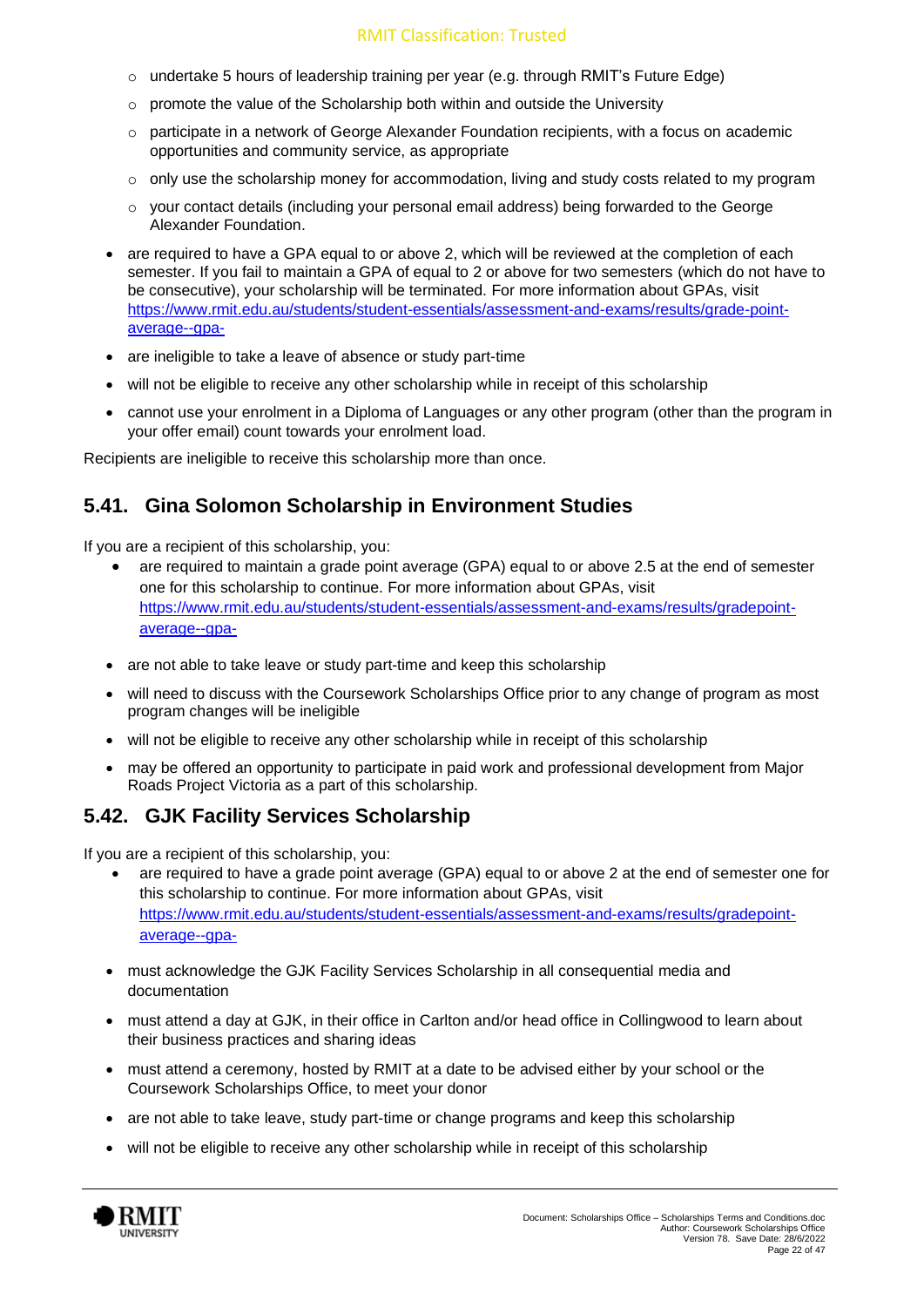- undertake 5 hours of leadership training per year (e.g. through RMIT's Future Edge)
  - promote the value of the Scholarship both within and outside the University
  - participate in a network of George Alexander Foundation recipients, with a focus on academic opportunities and community service, as appropriate
  - only use the scholarship money for accommodation, living and study costs related to my program
  - your contact details (including your personal email address) being forwarded to the George Alexander Foundation.
- are required to have a GPA equal to or above 2, which will be reviewed at the completion of each semester. If you fail to maintain a GPA of equal to 2 or above for two semesters (which do not have to be consecutive), your scholarship will be terminated. For more information about GPAs, visit https://www.rmit.edu.au/students/student-essentials/assessment-and-exams/results/grade-point-average--gpa-
- are ineligible to take a leave of absence or study part-time
- will not be eligible to receive any other scholarship while in receipt of this scholarship
- cannot use your enrolment in a Diploma of Languages or any other program (other than the program in your offer email) count towards your enrolment load.

Recipients are ineligible to receive this scholarship more than once.

## 5.41. Gina Solomon Scholarship in Environment Studies

If you are a recipient of this scholarship, you:

- are required to maintain a grade point average (GPA) equal to or above 2.5 at the end of semester one for this scholarship to continue. For more information about GPAs, visit https://www.rmit.edu.au/students/student-essentials/assessment-and-exams/results/gradepoint-average--gpa-
- are not able to take leave or study part-time and keep this scholarship
- will need to discuss with the Coursework Scholarships Office prior to any change of program as most program changes will be ineligible
- will not be eligible to receive any other scholarship while in receipt of this scholarship
- may be offered an opportunity to participate in paid work and professional development from Major Roads Project Victoria as a part of this scholarship.

## 5.42. GJK Facility Services Scholarship

If you are a recipient of this scholarship, you:

- are required to have a grade point average (GPA) equal to or above 2 at the end of semester one for this scholarship to continue. For more information about GPAs, visit https://www.rmit.edu.au/students/student-essentials/assessment-and-exams/results/gradepoint-average--gpa-
- must acknowledge the GJK Facility Services Scholarship in all consequential media and documentation
- must attend a day at GJK, in their office in Carlton and/or head office in Collingwood to learn about their business practices and sharing ideas
- must attend a ceremony, hosted by RMIT at a date to be advised either by your school or the Coursework Scholarships Office, to meet your donor
- are not able to take leave, study part-time or change programs and keep this scholarship
- will not be eligible to receive any other scholarship while in receipt of this scholarship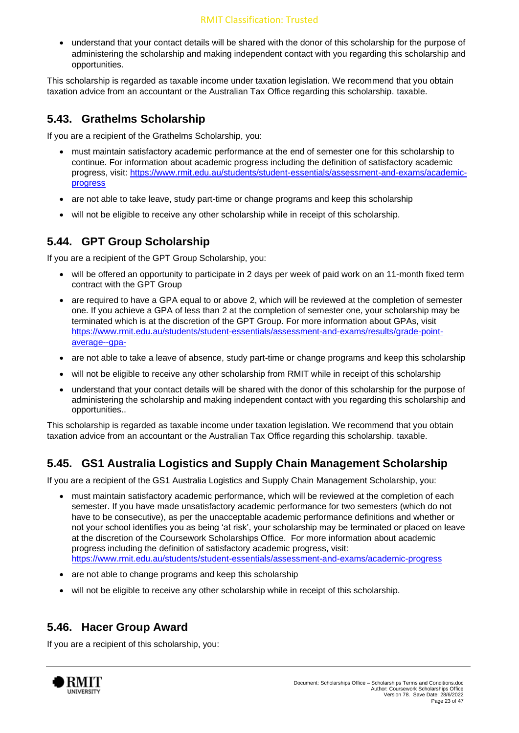- understand that your contact details will be shared with the donor of this scholarship for the purpose of administering the scholarship and making independent contact with you regarding this scholarship and opportunities.

This scholarship is regarded as taxable income under taxation legislation. We recommend that you obtain taxation advice from an accountant or the Australian Tax Office regarding this scholarship. taxable.

## 5.43. Grathelms Scholarship

If you are a recipient of the Grathelms Scholarship, you:

- must maintain satisfactory academic performance at the end of semester one for this scholarship to continue. For information about academic progress including the definition of satisfactory academic progress, visit: [https://www.rmit.edu.au/students/student-essentials/assessment-and-exams/academic-progress](https://www.rmit.edu.au/students/student-essentials/assessment-and-exams/academic-progress)
- are not able to take leave, study part-time or change programs and keep this scholarship
- will not be eligible to receive any other scholarship while in receipt of this scholarship.

## 5.44. GPT Group Scholarship

If you are a recipient of the GPT Group Scholarship, you:

- will be offered an opportunity to participate in 2 days per week of paid work on an 11-month fixed term contract with the GPT Group
- are required to have a GPA equal to or above 2, which will be reviewed at the completion of semester one. If you achieve a GPA of less than 2 at the completion of semester one, your scholarship may be terminated which is at the discretion of the GPT Group. For more information about GPAs, visit [https://www.rmit.edu.au/students/student-essentials/assessment-and-exams/results/grade-point-average--gpa-](https://www.rmit.edu.au/students/student-essentials/assessment-and-exams/results/grade-point-average--gpa-)
- are not able to take a leave of absence, study part-time or change programs and keep this scholarship
- will not be eligible to receive any other scholarship from RMIT while in receipt of this scholarship
- understand that your contact details will be shared with the donor of this scholarship for the purpose of administering the scholarship and making independent contact with you regarding this scholarship and opportunities..

This scholarship is regarded as taxable income under taxation legislation. We recommend that you obtain taxation advice from an accountant or the Australian Tax Office regarding this scholarship. taxable.

## 5.45. GS1 Australia Logistics and Supply Chain Management Scholarship

If you are a recipient of the GS1 Australia Logistics and Supply Chain Management Scholarship, you:

- must maintain satisfactory academic performance, which will be reviewed at the completion of each semester. If you have made unsatisfactory academic performance for two semesters (which do not have to be consecutive), as per the unacceptable academic performance definitions and whether or not your school identifies you as being 'at risk', your scholarship may be terminated or placed on leave at the discretion of the Coursework Scholarships Office. For more information about academic progress including the definition of satisfactory academic progress, visit: [https://www.rmit.edu.au/students/student-essentials/assessment-and-exams/academic-progress](https://www.rmit.edu.au/students/student-essentials/assessment-and-exams/academic-progress)
- are not able to change programs and keep this scholarship
- will not be eligible to receive any other scholarship while in receipt of this scholarship.

## 5.46. Hacer Group Award

If you are a recipient of this scholarship, you: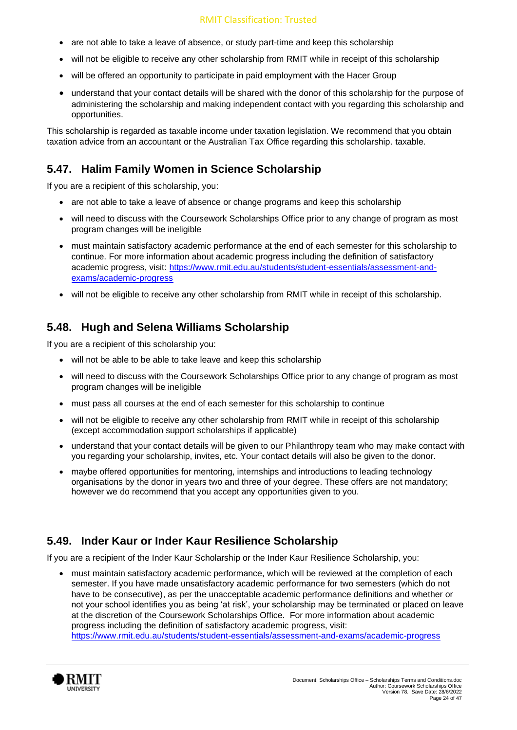- are not able to take a leave of absence, or study part-time and keep this scholarship
- will not be eligible to receive any other scholarship from RMIT while in receipt of this scholarship
- will be offered an opportunity to participate in paid employment with the Hacer Group
- understand that your contact details will be shared with the donor of this scholarship for the purpose of administering the scholarship and making independent contact with you regarding this scholarship and opportunities.

This scholarship is regarded as taxable income under taxation legislation. We recommend that you obtain taxation advice from an accountant or the Australian Tax Office regarding this scholarship. taxable.

## 5.47. Halim Family Women in Science Scholarship

If you are a recipient of this scholarship, you:

- are not able to take a leave of absence or change programs and keep this scholarship
- will need to discuss with the Coursework Scholarships Office prior to any change of program as most program changes will be ineligible
- must maintain satisfactory academic performance at the end of each semester for this scholarship to continue. For more information about academic progress including the definition of satisfactory academic progress, visit: https://www.rmit.edu.au/students/student-essentials/assessment-and-exams/academic-progress
- will not be eligible to receive any other scholarship from RMIT while in receipt of this scholarship.

## 5.48. Hugh and Selena Williams Scholarship

If you are a recipient of this scholarship you:

- will not be able to be able to take leave and keep this scholarship
- will need to discuss with the Coursework Scholarships Office prior to any change of program as most program changes will be ineligible
- must pass all courses at the end of each semester for this scholarship to continue
- will not be eligible to receive any other scholarship from RMIT while in receipt of this scholarship (except accommodation support scholarships if applicable)
- understand that your contact details will be given to our Philanthropy team who may make contact with you regarding your scholarship, invites, etc. Your contact details will also be given to the donor.
- maybe offered opportunities for mentoring, internships and introductions to leading technology organisations by the donor in years two and three of your degree. These offers are not mandatory; however we do recommend that you accept any opportunities given to you.

## 5.49. Inder Kaur or Inder Kaur Resilience Scholarship

If you are a recipient of the Inder Kaur Scholarship or the Inder Kaur Resilience Scholarship, you:

- must maintain satisfactory academic performance, which will be reviewed at the completion of each semester. If you have made unsatisfactory academic performance for two semesters (which do not have to be consecutive), as per the unacceptable academic performance definitions and whether or not your school identifies you as being 'at risk', your scholarship may be terminated or placed on leave at the discretion of the Coursework Scholarships Office. For more information about academic progress including the definition of satisfactory academic progress, visit: https://www.rmit.edu.au/students/student-essentials/assessment-and-exams/academic-progress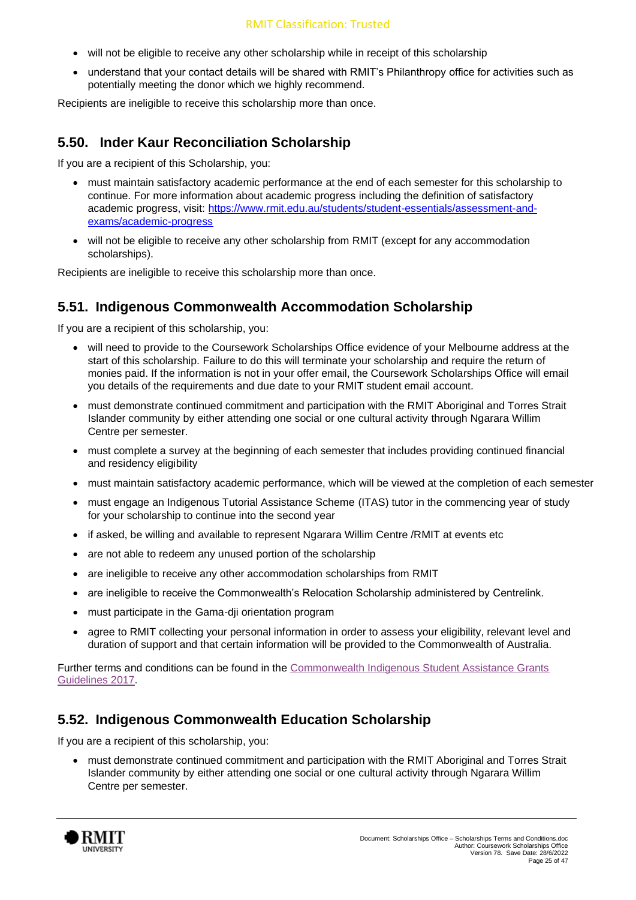- will not be eligible to receive any other scholarship while in receipt of this scholarship
- understand that your contact details will be shared with RMIT's Philanthropy office for activities such as potentially meeting the donor which we highly recommend.

Recipients are ineligible to receive this scholarship more than once.

## 5.50. Inder Kaur Reconciliation Scholarship

If you are a recipient of this Scholarship, you:

- must maintain satisfactory academic performance at the end of each semester for this scholarship to continue. For more information about academic progress including the definition of satisfactory academic progress, visit: [https://www.rmit.edu.au/students/student-essentials/assessment-and-exams/academic-progress](https://www.rmit.edu.au/students/student-essentials/assessment-and-exams/academic-progress)
- will not be eligible to receive any other scholarship from RMIT (except for any accommodation scholarships).

Recipients are ineligible to receive this scholarship more than once.

## 5.51. Indigenous Commonwealth Accommodation Scholarship

If you are a recipient of this scholarship, you:

- will need to provide to the Coursework Scholarships Office evidence of your Melbourne address at the start of this scholarship. Failure to do this will terminate your scholarship and require the return of monies paid. If the information is not in your offer email, the Coursework Scholarships Office will email you details of the requirements and due date to your RMIT student email account.
- must demonstrate continued commitment and participation with the RMIT Aboriginal and Torres Strait Islander community by either attending one social or one cultural activity through Ngarara Willim Centre per semester.
- must complete a survey at the beginning of each semester that includes providing continued financial and residency eligibility
- must maintain satisfactory academic performance, which will be viewed at the completion of each semester
- must engage an Indigenous Tutorial Assistance Scheme (ITAS) tutor in the commencing year of study for your scholarship to continue into the second year
- if asked, be willing and available to represent Ngarara Willim Centre /RMIT at events etc
- are not able to redeem any unused portion of the scholarship
- are ineligible to receive any other accommodation scholarships from RMIT
- are ineligible to receive the Commonwealth's Relocation Scholarship administered by Centrelink.
- must participate in the Gama-dji orientation program
- agree to RMIT collecting your personal information in order to assess your eligibility, relevant level and duration of support and that certain information will be provided to the Commonwealth of Australia.

Further terms and conditions can be found in the Commonwealth Indigenous Student Assistance Grants Guidelines 2017.

## 5.52. Indigenous Commonwealth Education Scholarship

If you are a recipient of this scholarship, you:

- must demonstrate continued commitment and participation with the RMIT Aboriginal and Torres Strait Islander community by either attending one social or one cultural activity through Ngarara Willim Centre per semester.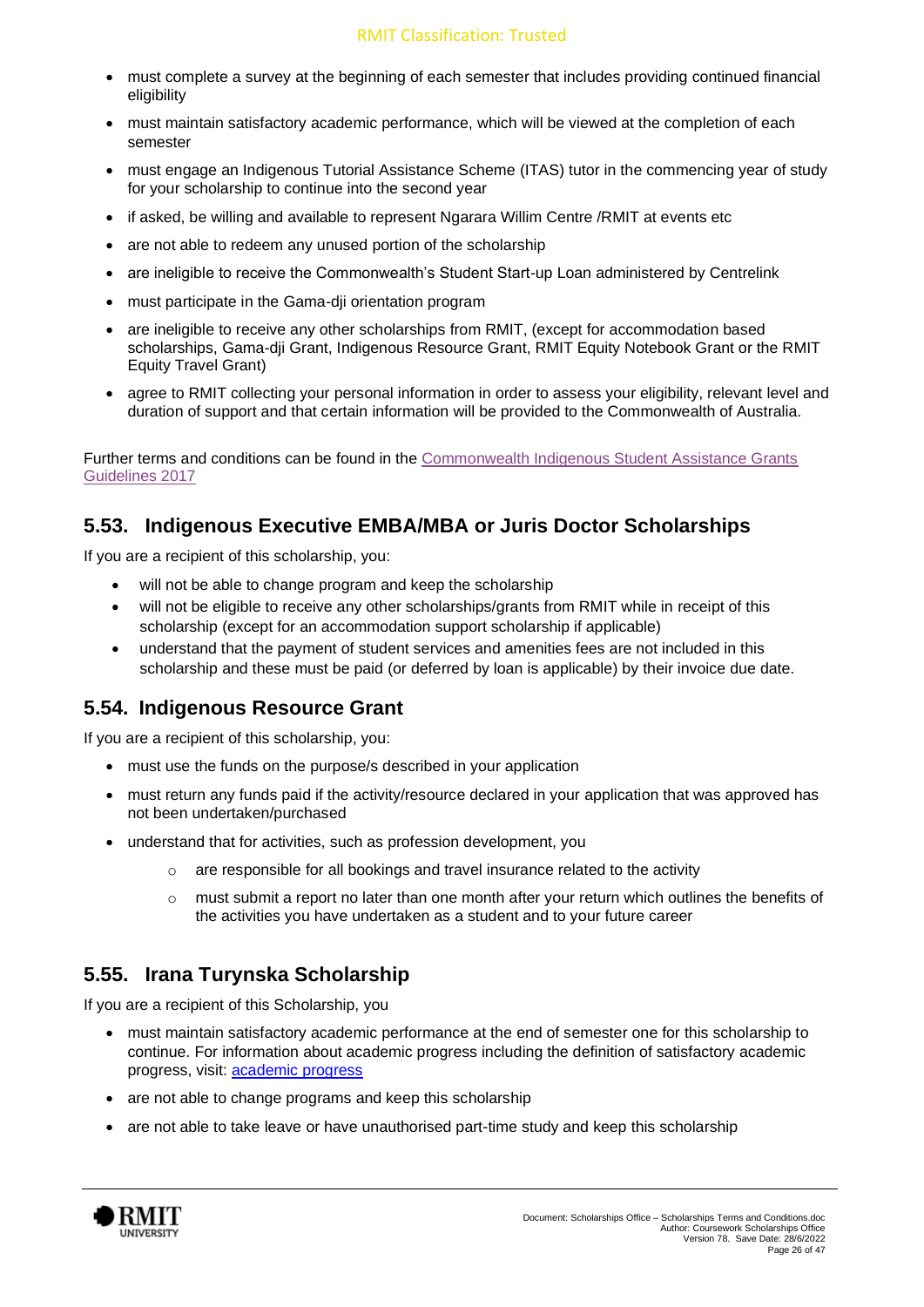- must complete a survey at the beginning of each semester that includes providing continued financial eligibility
- must maintain satisfactory academic performance, which will be viewed at the completion of each semester
- must engage an Indigenous Tutorial Assistance Scheme (ITAS) tutor in the commencing year of study for your scholarship to continue into the second year
- if asked, be willing and available to represent Ngarara Willim Centre /RMIT at events etc
- are not able to redeem any unused portion of the scholarship
- are ineligible to receive the Commonwealth's Student Start-up Loan administered by Centrelink
- must participate in the Gama-dji orientation program
- are ineligible to receive any other scholarships from RMIT, (except for accommodation based scholarships, Gama-dji Grant, Indigenous Resource Grant, RMIT Equity Notebook Grant or the RMIT Equity Travel Grant)
- agree to RMIT collecting your personal information in order to assess your eligibility, relevant level and duration of support and that certain information will be provided to the Commonwealth of Australia.

Further terms and conditions can be found in the Commonwealth Indigenous Student Assistance Grants Guidelines 2017

## 5.53. Indigenous Executive EMBA/MBA or Juris Doctor Scholarships

If you are a recipient of this scholarship, you:

- will not be able to change program and keep the scholarship
- will not be eligible to receive any other scholarships/grants from RMIT while in receipt of this scholarship (except for an accommodation support scholarship if applicable)
- understand that the payment of student services and amenities fees are not included in this scholarship and these must be paid (or deferred by loan is applicable) by their invoice due date.

## 5.54. Indigenous Resource Grant

If you are a recipient of this scholarship, you:

- must use the funds on the purpose/s described in your application
- must return any funds paid if the activity/resource declared in your application that was approved has not been undertaken/purchased
- understand that for activities, such as profession development, you
  - are responsible for all bookings and travel insurance related to the activity
  - must submit a report no later than one month after your return which outlines the benefits of the activities you have undertaken as a student and to your future career

## 5.55. Irana Turynska Scholarship

If you are a recipient of this Scholarship, you

- must maintain satisfactory academic performance at the end of semester one for this scholarship to continue. For information about academic progress including the definition of satisfactory academic progress, visit: academic progress
- are not able to change programs and keep this scholarship
- are not able to take leave or have unauthorised part-time study and keep this scholarship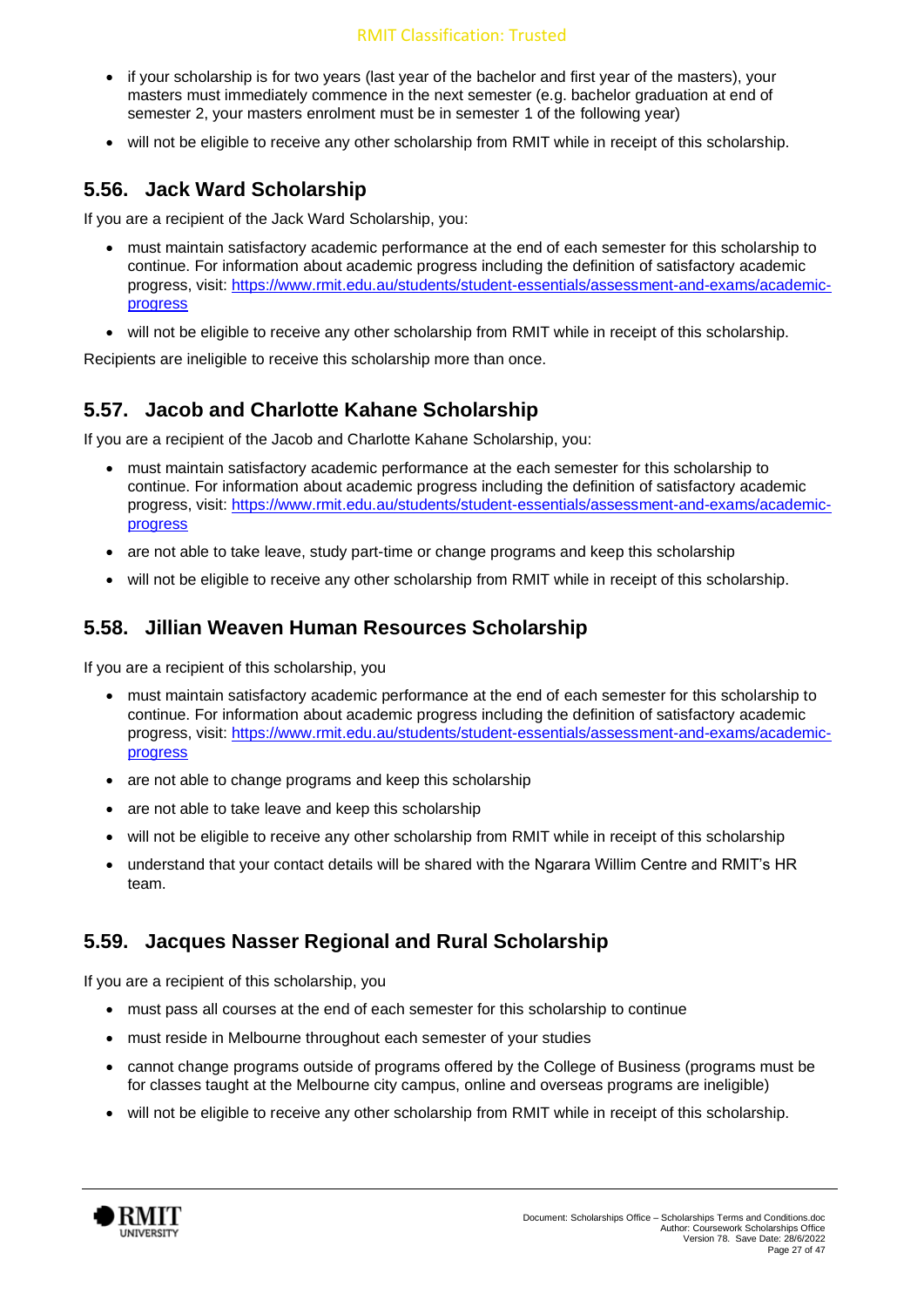- if your scholarship is for two years (last year of the bachelor and first year of the masters), your masters must immediately commence in the next semester (e.g. bachelor graduation at end of semester 2, your masters enrolment must be in semester 1 of the following year)
- will not be eligible to receive any other scholarship from RMIT while in receipt of this scholarship.

## 5.56. Jack Ward Scholarship

If you are a recipient of the Jack Ward Scholarship, you:

- must maintain satisfactory academic performance at the end of each semester for this scholarship to continue. For information about academic progress including the definition of satisfactory academic progress, visit: [https://www.rmit.edu.au/students/student-essentials/assessment-and-exams/academic-progress](https://www.rmit.edu.au/students/student-essentials/assessment-and-exams/academic-progress)
- will not be eligible to receive any other scholarship from RMIT while in receipt of this scholarship.

Recipients are ineligible to receive this scholarship more than once.

## 5.57. Jacob and Charlotte Kahane Scholarship

If you are a recipient of the Jacob and Charlotte Kahane Scholarship, you:

- must maintain satisfactory academic performance at the each semester for this scholarship to continue. For information about academic progress including the definition of satisfactory academic progress, visit: [https://www.rmit.edu.au/students/student-essentials/assessment-and-exams/academic-progress](https://www.rmit.edu.au/students/student-essentials/assessment-and-exams/academic-progress)
- are not able to take leave, study part-time or change programs and keep this scholarship
- will not be eligible to receive any other scholarship from RMIT while in receipt of this scholarship.

## 5.58. Jillian Weaven Human Resources Scholarship

If you are a recipient of this scholarship, you

- must maintain satisfactory academic performance at the end of each semester for this scholarship to continue. For information about academic progress including the definition of satisfactory academic progress, visit: [https://www.rmit.edu.au/students/student-essentials/assessment-and-exams/academic-progress](https://www.rmit.edu.au/students/student-essentials/assessment-and-exams/academic-progress)
- are not able to change programs and keep this scholarship
- are not able to take leave and keep this scholarship
- will not be eligible to receive any other scholarship from RMIT while in receipt of this scholarship
- understand that your contact details will be shared with the Ngarara Willim Centre and RMIT's HR team.

## 5.59. Jacques Nasser Regional and Rural Scholarship

If you are a recipient of this scholarship, you

- must pass all courses at the end of each semester for this scholarship to continue
- must reside in Melbourne throughout each semester of your studies
- cannot change programs outside of programs offered by the College of Business (programs must be for classes taught at the Melbourne city campus, online and overseas programs are ineligible)
- will not be eligible to receive any other scholarship from RMIT while in receipt of this scholarship.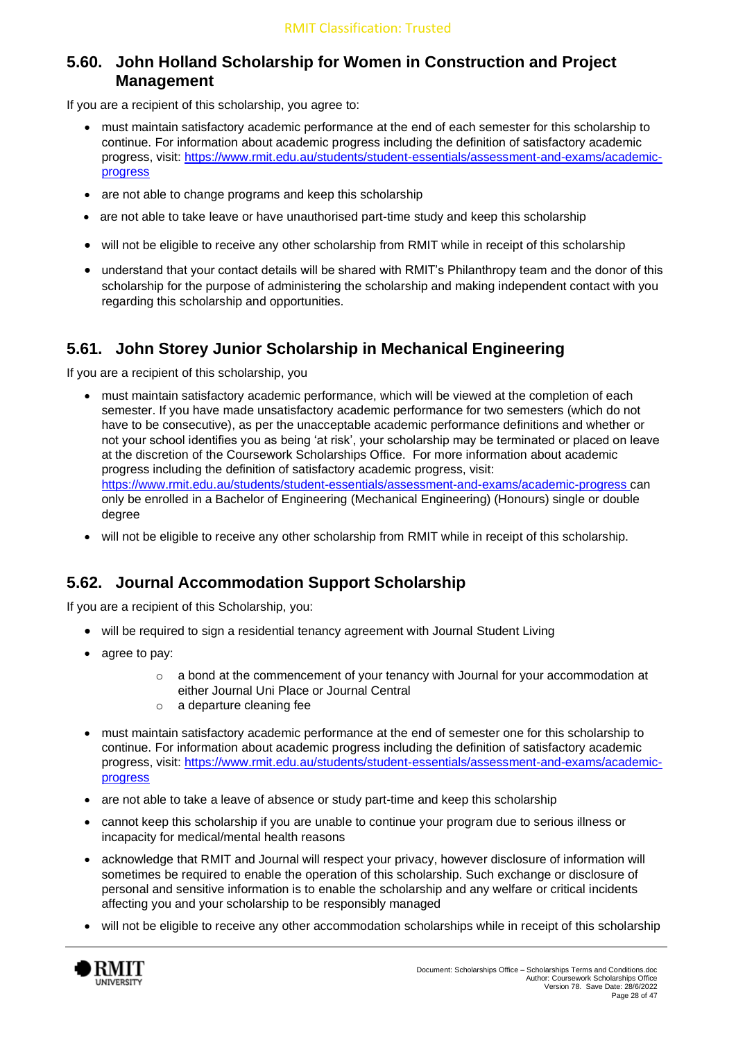## 5.60. John Holland Scholarship for Women in Construction and Project Management

If you are a recipient of this scholarship, you agree to:

- must maintain satisfactory academic performance at the end of each semester for this scholarship to continue. For information about academic progress including the definition of satisfactory academic progress, visit: [https://www.rmit.edu.au/students/student-essentials/assessment-and-exams/academic-progress](https://www.rmit.edu.au/students/student-essentials/assessment-and-exams/academic-progress)
- are not able to change programs and keep this scholarship
- are not able to take leave or have unauthorised part-time study and keep this scholarship
- will not be eligible to receive any other scholarship from RMIT while in receipt of this scholarship
- understand that your contact details will be shared with RMIT's Philanthropy team and the donor of this scholarship for the purpose of administering the scholarship and making independent contact with you regarding this scholarship and opportunities.

## 5.61. John Storey Junior Scholarship in Mechanical Engineering

If you are a recipient of this scholarship, you

- must maintain satisfactory academic performance, which will be viewed at the completion of each semester. If you have made unsatisfactory academic performance for two semesters (which do not have to be consecutive), as per the unacceptable academic performance definitions and whether or not your school identifies you as being 'at risk', your scholarship may be terminated or placed on leave at the discretion of the Coursework Scholarships Office. For more information about academic progress including the definition of satisfactory academic progress, visit: [https://www.rmit.edu.au/students/student-essentials/assessment-and-exams/academic-progress](https://www.rmit.edu.au/students/student-essentials/assessment-and-exams/academic-progress) can only be enrolled in a Bachelor of Engineering (Mechanical Engineering) (Honours) single or double degree
- will not be eligible to receive any other scholarship from RMIT while in receipt of this scholarship.

## 5.62. Journal Accommodation Support Scholarship

If you are a recipient of this Scholarship, you:

- will be required to sign a residential tenancy agreement with Journal Student Living
- agree to pay:
  - a bond at the commencement of your tenancy with Journal for your accommodation at either Journal Uni Place or Journal Central
  - a departure cleaning fee
- must maintain satisfactory academic performance at the end of semester one for this scholarship to continue. For information about academic progress including the definition of satisfactory academic progress, visit: [https://www.rmit.edu.au/students/student-essentials/assessment-and-exams/academic-progress](https://www.rmit.edu.au/students/student-essentials/assessment-and-exams/academic-progress)
- are not able to take a leave of absence or study part-time and keep this scholarship
- cannot keep this scholarship if you are unable to continue your program due to serious illness or incapacity for medical/mental health reasons
- acknowledge that RMIT and Journal will respect your privacy, however disclosure of information will sometimes be required to enable the operation of this scholarship. Such exchange or disclosure of personal and sensitive information is to enable the scholarship and any welfare or critical incidents affecting you and your scholarship to be responsibly managed
- will not be eligible to receive any other accommodation scholarships while in receipt of this scholarship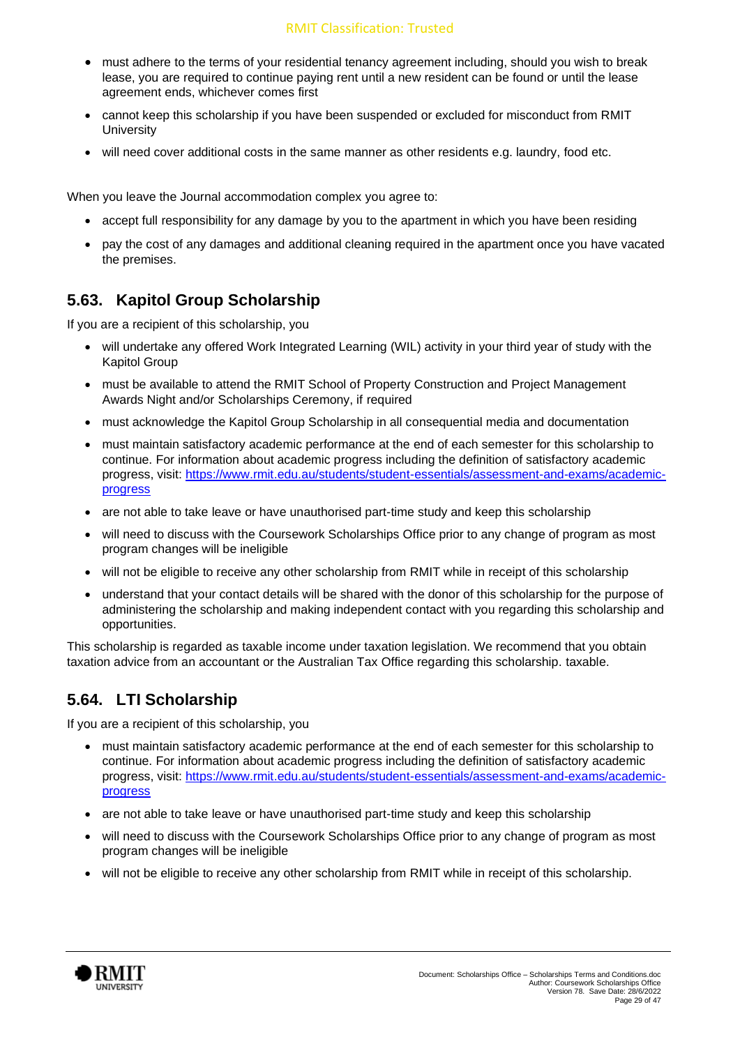- must adhere to the terms of your residential tenancy agreement including, should you wish to break lease, you are required to continue paying rent until a new resident can be found or until the lease agreement ends, whichever comes first
- cannot keep this scholarship if you have been suspended or excluded for misconduct from RMIT University
- will need cover additional costs in the same manner as other residents e.g. laundry, food etc.

When you leave the Journal accommodation complex you agree to:

- accept full responsibility for any damage by you to the apartment in which you have been residing
- pay the cost of any damages and additional cleaning required in the apartment once you have vacated the premises.

## 5.63. Kapitol Group Scholarship

If you are a recipient of this scholarship, you

- will undertake any offered Work Integrated Learning (WIL) activity in your third year of study with the Kapitol Group
- must be available to attend the RMIT School of Property Construction and Project Management Awards Night and/or Scholarships Ceremony, if required
- must acknowledge the Kapitol Group Scholarship in all consequential media and documentation
- must maintain satisfactory academic performance at the end of each semester for this scholarship to continue. For information about academic progress including the definition of satisfactory academic progress, visit: [https://www.rmit.edu.au/students/student-essentials/assessment-and-exams/academic-progress](https://www.rmit.edu.au/students/student-essentials/assessment-and-exams/academic-progress)
- are not able to take leave or have unauthorised part-time study and keep this scholarship
- will need to discuss with the Coursework Scholarships Office prior to any change of program as most program changes will be ineligible
- will not be eligible to receive any other scholarship from RMIT while in receipt of this scholarship
- understand that your contact details will be shared with the donor of this scholarship for the purpose of administering the scholarship and making independent contact with you regarding this scholarship and opportunities.

This scholarship is regarded as taxable income under taxation legislation. We recommend that you obtain taxation advice from an accountant or the Australian Tax Office regarding this scholarship. taxable.

## 5.64. LTI Scholarship

If you are a recipient of this scholarship, you

- must maintain satisfactory academic performance at the end of each semester for this scholarship to continue. For information about academic progress including the definition of satisfactory academic progress, visit: [https://www.rmit.edu.au/students/student-essentials/assessment-and-exams/academic-progress](https://www.rmit.edu.au/students/student-essentials/assessment-and-exams/academic-progress)
- are not able to take leave or have unauthorised part-time study and keep this scholarship
- will need to discuss with the Coursework Scholarships Office prior to any change of program as most program changes will be ineligible
- will not be eligible to receive any other scholarship from RMIT while in receipt of this scholarship.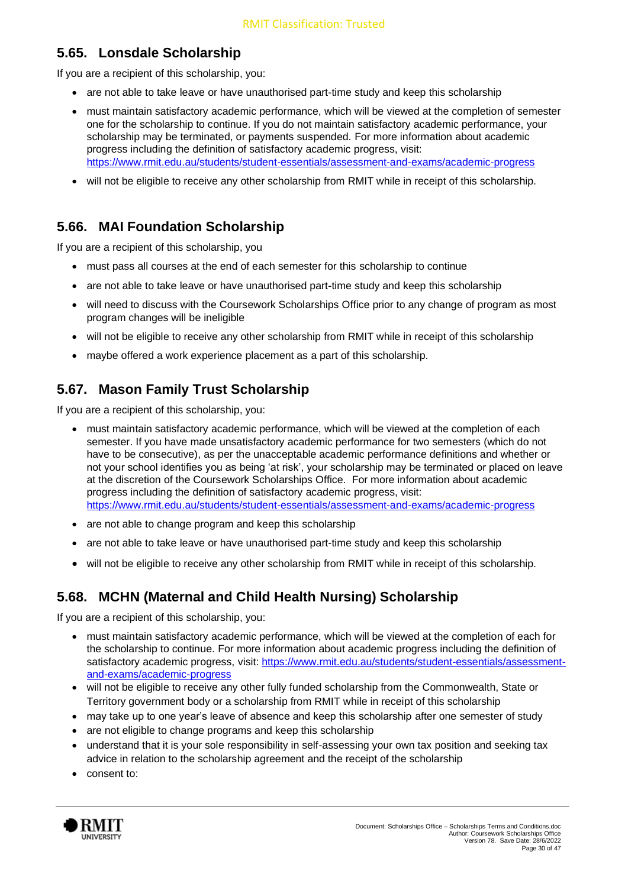## 5.65. Lonsdale Scholarship

If you are a recipient of this scholarship, you:

- are not able to take leave or have unauthorised part-time study and keep this scholarship
- must maintain satisfactory academic performance, which will be viewed at the completion of semester one for the scholarship to continue. If you do not maintain satisfactory academic performance, your scholarship may be terminated, or payments suspended. For more information about academic progress including the definition of satisfactory academic progress, visit: https://www.rmit.edu.au/students/student-essentials/assessment-and-exams/academic-progress
- will not be eligible to receive any other scholarship from RMIT while in receipt of this scholarship.

## 5.66. MAI Foundation Scholarship

If you are a recipient of this scholarship, you

- must pass all courses at the end of each semester for this scholarship to continue
- are not able to take leave or have unauthorised part-time study and keep this scholarship
- will need to discuss with the Coursework Scholarships Office prior to any change of program as most program changes will be ineligible
- will not be eligible to receive any other scholarship from RMIT while in receipt of this scholarship
- maybe offered a work experience placement as a part of this scholarship.

## 5.67. Mason Family Trust Scholarship

If you are a recipient of this scholarship, you:

- must maintain satisfactory academic performance, which will be viewed at the completion of each semester. If you have made unsatisfactory academic performance for two semesters (which do not have to be consecutive), as per the unacceptable academic performance definitions and whether or not your school identifies you as being 'at risk', your scholarship may be terminated or placed on leave at the discretion of the Coursework Scholarships Office. For more information about academic progress including the definition of satisfactory academic progress, visit: https://www.rmit.edu.au/students/student-essentials/assessment-and-exams/academic-progress
- are not able to change program and keep this scholarship
- are not able to take leave or have unauthorised part-time study and keep this scholarship
- will not be eligible to receive any other scholarship from RMIT while in receipt of this scholarship.

## 5.68. MCHN (Maternal and Child Health Nursing) Scholarship

If you are a recipient of this scholarship, you:

- must maintain satisfactory academic performance, which will be viewed at the completion of each for the scholarship to continue. For more information about academic progress including the definition of satisfactory academic progress, visit: https://www.rmit.edu.au/students/student-essentials/assessment-and-exams/academic-progress
- will not be eligible to receive any other fully funded scholarship from the Commonwealth, State or Territory government body or a scholarship from RMIT while in receipt of this scholarship
- may take up to one year's leave of absence and keep this scholarship after one semester of study
- are not eligible to change programs and keep this scholarship
- understand that it is your sole responsibility in self-assessing your own tax position and seeking tax advice in relation to the scholarship agreement and the receipt of the scholarship
- consent to: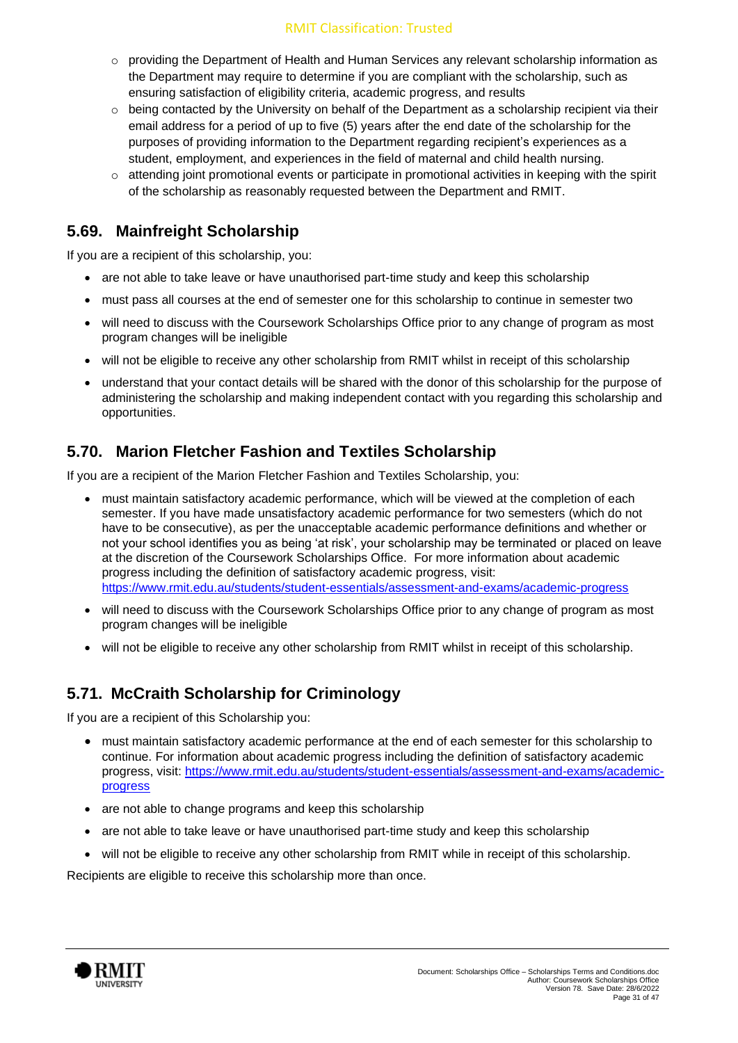- providing the Department of Health and Human Services any relevant scholarship information as the Department may require to determine if you are compliant with the scholarship, such as ensuring satisfaction of eligibility criteria, academic progress, and results
- being contacted by the University on behalf of the Department as a scholarship recipient via their email address for a period of up to five (5) years after the end date of the scholarship for the purposes of providing information to the Department regarding recipient's experiences as a student, employment, and experiences in the field of maternal and child health nursing.
- attending joint promotional events or participate in promotional activities in keeping with the spirit of the scholarship as reasonably requested between the Department and RMIT.

## 5.69. Mainfreight Scholarship

If you are a recipient of this scholarship, you:

- are not able to take leave or have unauthorised part-time study and keep this scholarship
- must pass all courses at the end of semester one for this scholarship to continue in semester two
- will need to discuss with the Coursework Scholarships Office prior to any change of program as most program changes will be ineligible
- will not be eligible to receive any other scholarship from RMIT whilst in receipt of this scholarship
- understand that your contact details will be shared with the donor of this scholarship for the purpose of administering the scholarship and making independent contact with you regarding this scholarship and opportunities.

## 5.70. Marion Fletcher Fashion and Textiles Scholarship

If you are a recipient of the Marion Fletcher Fashion and Textiles Scholarship, you:

- must maintain satisfactory academic performance, which will be viewed at the completion of each semester. If you have made unsatisfactory academic performance for two semesters (which do not have to be consecutive), as per the unacceptable academic performance definitions and whether or not your school identifies you as being 'at risk', your scholarship may be terminated or placed on leave at the discretion of the Coursework Scholarships Office. For more information about academic progress including the definition of satisfactory academic progress, visit: https://www.rmit.edu.au/students/student-essentials/assessment-and-exams/academic-progress
- will need to discuss with the Coursework Scholarships Office prior to any change of program as most program changes will be ineligible
- will not be eligible to receive any other scholarship from RMIT whilst in receipt of this scholarship.

## 5.71. McCraith Scholarship for Criminology

If you are a recipient of this Scholarship you:

- must maintain satisfactory academic performance at the end of each semester for this scholarship to continue. For information about academic progress including the definition of satisfactory academic progress, visit: https://www.rmit.edu.au/students/student-essentials/assessment-and-exams/academic-progress
- are not able to change programs and keep this scholarship
- are not able to take leave or have unauthorised part-time study and keep this scholarship
- will not be eligible to receive any other scholarship from RMIT while in receipt of this scholarship.

Recipients are eligible to receive this scholarship more than once.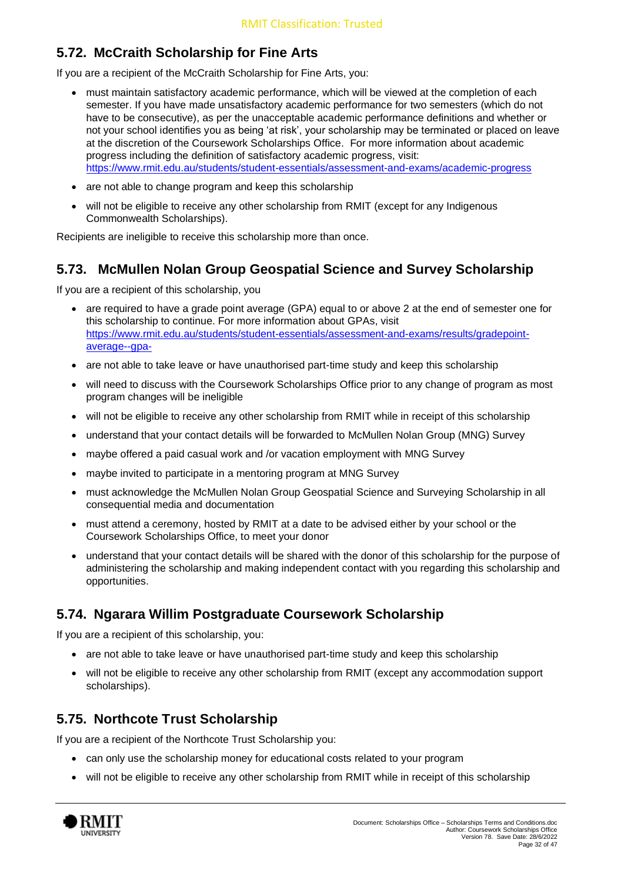## 5.72. McCraith Scholarship for Fine Arts

If you are a recipient of the McCraith Scholarship for Fine Arts, you:

- must maintain satisfactory academic performance, which will be viewed at the completion of each semester. If you have made unsatisfactory academic performance for two semesters (which do not have to be consecutive), as per the unacceptable academic performance definitions and whether or not your school identifies you as being 'at risk', your scholarship may be terminated or placed on leave at the discretion of the Coursework Scholarships Office. For more information about academic progress including the definition of satisfactory academic progress, visit: https://www.rmit.edu.au/students/student-essentials/assessment-and-exams/academic-progress
- are not able to change program and keep this scholarship
- will not be eligible to receive any other scholarship from RMIT (except for any Indigenous Commonwealth Scholarships).

Recipients are ineligible to receive this scholarship more than once.

## 5.73. McMullen Nolan Group Geospatial Science and Survey Scholarship

If you are a recipient of this scholarship, you

- are required to have a grade point average (GPA) equal to or above 2 at the end of semester one for this scholarship to continue. For more information about GPAs, visit https://www.rmit.edu.au/students/student-essentials/assessment-and-exams/results/gradepoint-average--gpa-
- are not able to take leave or have unauthorised part-time study and keep this scholarship
- will need to discuss with the Coursework Scholarships Office prior to any change of program as most program changes will be ineligible
- will not be eligible to receive any other scholarship from RMIT while in receipt of this scholarship
- understand that your contact details will be forwarded to McMullen Nolan Group (MNG) Survey
- maybe offered a paid casual work and /or vacation employment with MNG Survey
- maybe invited to participate in a mentoring program at MNG Survey
- must acknowledge the McMullen Nolan Group Geospatial Science and Surveying Scholarship in all consequential media and documentation
- must attend a ceremony, hosted by RMIT at a date to be advised either by your school or the Coursework Scholarships Office, to meet your donor
- understand that your contact details will be shared with the donor of this scholarship for the purpose of administering the scholarship and making independent contact with you regarding this scholarship and opportunities.

## 5.74. Ngarara Willim Postgraduate Coursework Scholarship

If you are a recipient of this scholarship, you:

- are not able to take leave or have unauthorised part-time study and keep this scholarship
- will not be eligible to receive any other scholarship from RMIT (except any accommodation support scholarships).

## 5.75. Northcote Trust Scholarship

If you are a recipient of the Northcote Trust Scholarship you:

- can only use the scholarship money for educational costs related to your program
- will not be eligible to receive any other scholarship from RMIT while in receipt of this scholarship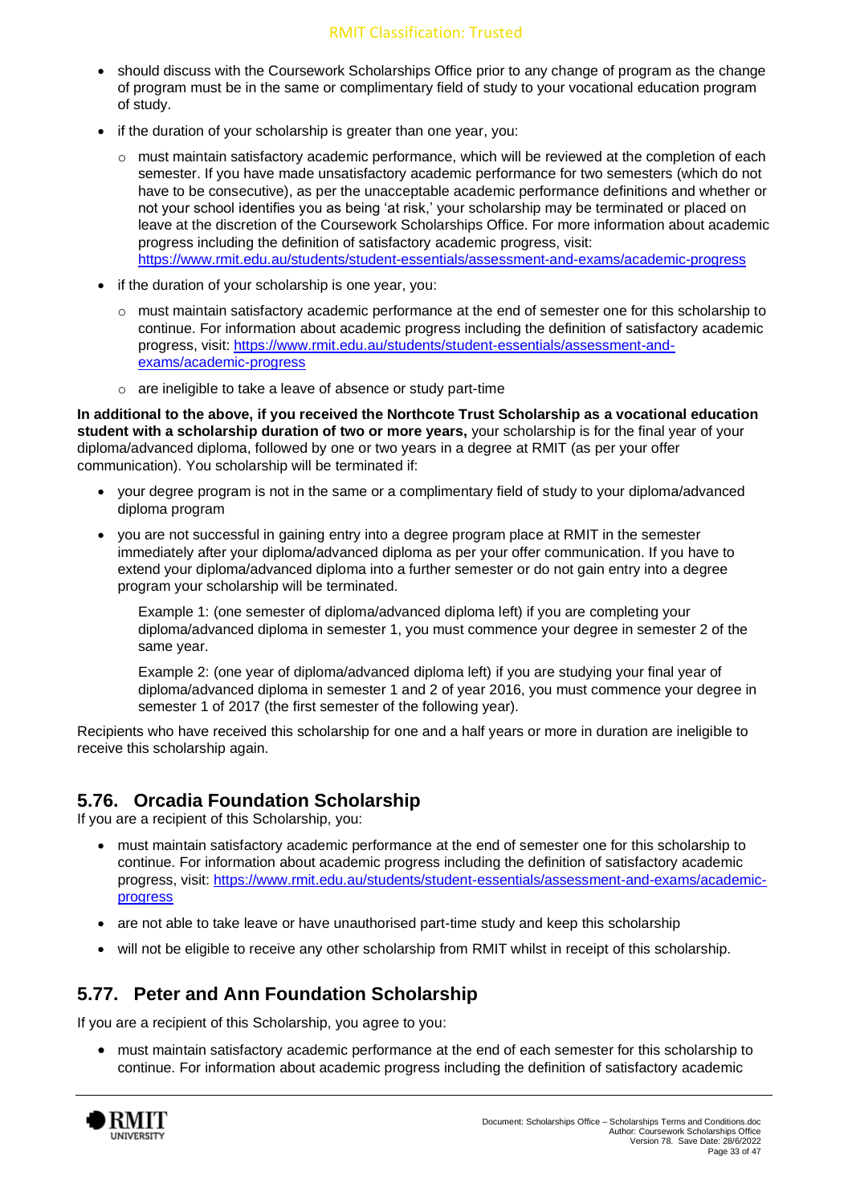- should discuss with the Coursework Scholarships Office prior to any change of program as the change of program must be in the same or complimentary field of study to your vocational education program of study.
- if the duration of your scholarship is greater than one year, you:
    - must maintain satisfactory academic performance, which will be reviewed at the completion of each semester. If you have made unsatisfactory academic performance for two semesters (which do not have to be consecutive), as per the unacceptable academic performance definitions and whether or not your school identifies you as being 'at risk,' your scholarship may be terminated or placed on leave at the discretion of the Coursework Scholarships Office. For more information about academic progress including the definition of satisfactory academic progress, visit: https://www.rmit.edu.au/students/student-essentials/assessment-and-exams/academic-progress
- if the duration of your scholarship is one year, you:
    - must maintain satisfactory academic performance at the end of semester one for this scholarship to continue. For information about academic progress including the definition of satisfactory academic progress, visit: https://www.rmit.edu.au/students/student-essentials/assessment-and-exams/academic-progress
    - are ineligible to take a leave of absence or study part-time

**In additional to the above, if you received the Northcote Trust Scholarship as a vocational education student with a scholarship duration of two or more years,** your scholarship is for the final year of your diploma/advanced diploma, followed by one or two years in a degree at RMIT (as per your offer communication). You scholarship will be terminated if:

- your degree program is not in the same or a complimentary field of study to your diploma/advanced diploma program
- you are not successful in gaining entry into a degree program place at RMIT in the semester immediately after your diploma/advanced diploma as per your offer communication. If you have to extend your diploma/advanced diploma into a further semester or do not gain entry into a degree program your scholarship will be terminated.

    Example 1: (one semester of diploma/advanced diploma left) if you are completing your diploma/advanced diploma in semester 1, you must commence your degree in semester 2 of the same year.

    Example 2: (one year of diploma/advanced diploma left) if you are studying your final year of diploma/advanced diploma in semester 1 and 2 of year 2016, you must commence your degree in semester 1 of 2017 (the first semester of the following year).

Recipients who have received this scholarship for one and a half years or more in duration are ineligible to receive this scholarship again.

## 5.76. Orcadia Foundation Scholarship

If you are a recipient of this Scholarship, you:

- must maintain satisfactory academic performance at the end of semester one for this scholarship to continue. For information about academic progress including the definition of satisfactory academic progress, visit: https://www.rmit.edu.au/students/student-essentials/assessment-and-exams/academic-progress
- are not able to take leave or have unauthorised part-time study and keep this scholarship
- will not be eligible to receive any other scholarship from RMIT whilst in receipt of this scholarship.

## 5.77. Peter and Ann Foundation Scholarship

If you are a recipient of this Scholarship, you agree to you:

- must maintain satisfactory academic performance at the end of each semester for this scholarship to continue. For information about academic progress including the definition of satisfactory academic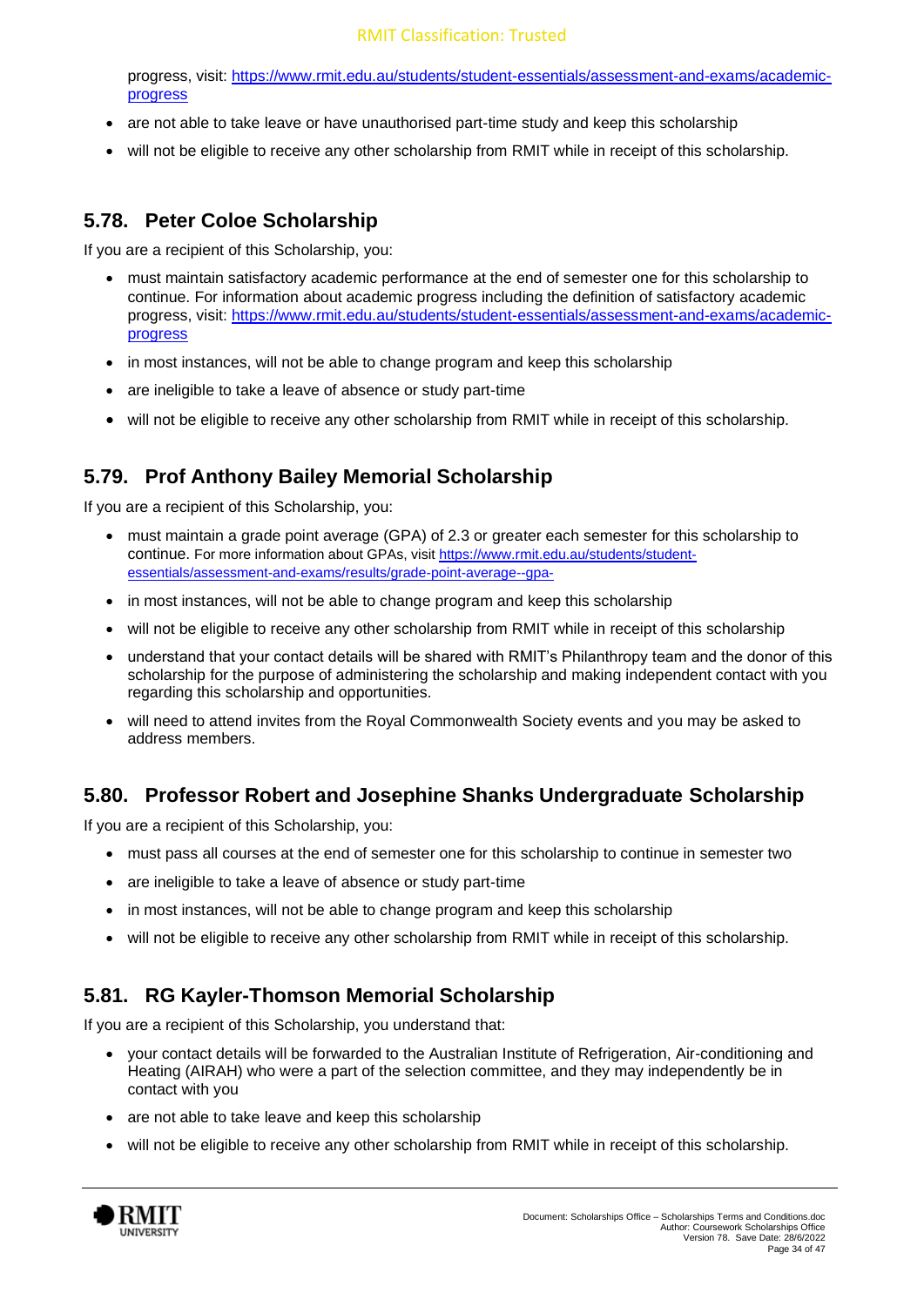progress, visit: [https://www.rmit.edu.au/students/student-essentials/assessment-and-exams/academic-progress](https://www.rmit.edu.au/students/student-essentials/assessment-and-exams/academic-progress)

- are not able to take leave or have unauthorised part-time study and keep this scholarship
- will not be eligible to receive any other scholarship from RMIT while in receipt of this scholarship.

## 5.78. Peter Coloe Scholarship

If you are a recipient of this Scholarship, you:

- must maintain satisfactory academic performance at the end of semester one for this scholarship to continue. For information about academic progress including the definition of satisfactory academic progress, visit: [https://www.rmit.edu.au/students/student-essentials/assessment-and-exams/academic-progress](https://www.rmit.edu.au/students/student-essentials/assessment-and-exams/academic-progress)
- in most instances, will not be able to change program and keep this scholarship
- are ineligible to take a leave of absence or study part-time
- will not be eligible to receive any other scholarship from RMIT while in receipt of this scholarship.

## 5.79. Prof Anthony Bailey Memorial Scholarship

If you are a recipient of this Scholarship, you:

- must maintain a grade point average (GPA) of 2.3 or greater each semester for this scholarship to continue. For more information about GPAs, visit [https://www.rmit.edu.au/students/student-essentials/assessment-and-exams/results/grade-point-average--gpa-](https://www.rmit.edu.au/students/student-essentials/assessment-and-exams/results/grade-point-average--gpa-)
- in most instances, will not be able to change program and keep this scholarship
- will not be eligible to receive any other scholarship from RMIT while in receipt of this scholarship
- understand that your contact details will be shared with RMIT's Philanthropy team and the donor of this scholarship for the purpose of administering the scholarship and making independent contact with you regarding this scholarship and opportunities.
- will need to attend invites from the Royal Commonwealth Society events and you may be asked to address members.

## 5.80. Professor Robert and Josephine Shanks Undergraduate Scholarship

If you are a recipient of this Scholarship, you:

- must pass all courses at the end of semester one for this scholarship to continue in semester two
- are ineligible to take a leave of absence or study part-time
- in most instances, will not be able to change program and keep this scholarship
- will not be eligible to receive any other scholarship from RMIT while in receipt of this scholarship.

## 5.81. RG Kayler-Thomson Memorial Scholarship

If you are a recipient of this Scholarship, you understand that:

- your contact details will be forwarded to the Australian Institute of Refrigeration, Air-conditioning and Heating (AIRAH) who were a part of the selection committee, and they may independently be in contact with you
- are not able to take leave and keep this scholarship
- will not be eligible to receive any other scholarship from RMIT while in receipt of this scholarship.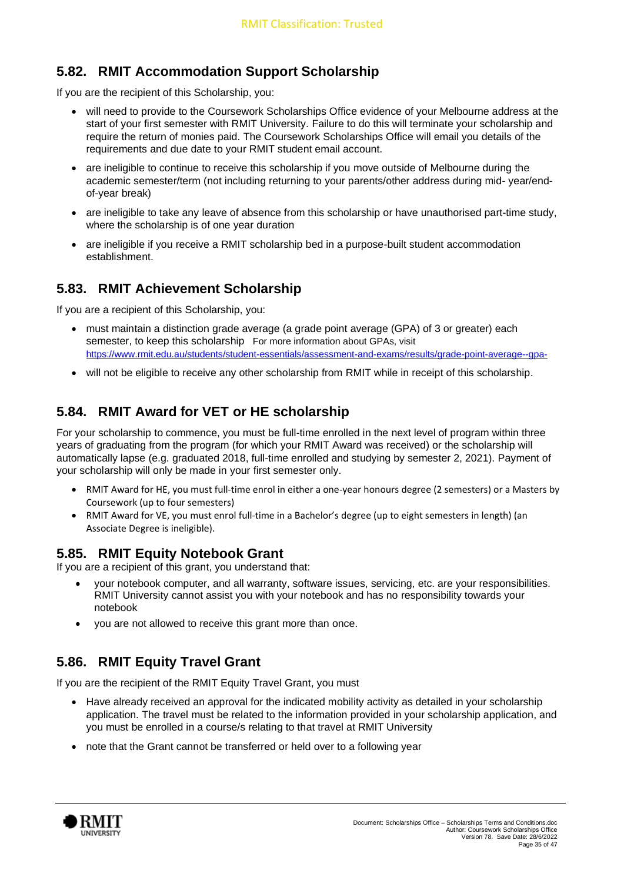## 5.82. RMIT Accommodation Support Scholarship

If you are the recipient of this Scholarship, you:

- will need to provide to the Coursework Scholarships Office evidence of your Melbourne address at the start of your first semester with RMIT University. Failure to do this will terminate your scholarship and require the return of monies paid. The Coursework Scholarships Office will email you details of the requirements and due date to your RMIT student email account.
- are ineligible to continue to receive this scholarship if you move outside of Melbourne during the academic semester/term (not including returning to your parents/other address during mid- year/end-of-year break)
- are ineligible to take any leave of absence from this scholarship or have unauthorised part-time study, where the scholarship is of one year duration
- are ineligible if you receive a RMIT scholarship bed in a purpose-built student accommodation establishment.

## 5.83. RMIT Achievement Scholarship

If you are a recipient of this Scholarship, you:

- must maintain a distinction grade average (a grade point average (GPA) of 3 or greater) each semester, to keep this scholarship For more information about GPAs, visit https://www.rmit.edu.au/students/student-essentials/assessment-and-exams/results/grade-point-average--gpa-
- will not be eligible to receive any other scholarship from RMIT while in receipt of this scholarship.

## 5.84. RMIT Award for VET or HE scholarship

For your scholarship to commence, you must be full-time enrolled in the next level of program within three years of graduating from the program (for which your RMIT Award was received) or the scholarship will automatically lapse (e.g. graduated 2018, full-time enrolled and studying by semester 2, 2021). Payment of your scholarship will only be made in your first semester only.

- RMIT Award for HE, you must full-time enrol in either a one-year honours degree (2 semesters) or a Masters by Coursework (up to four semesters)
- RMIT Award for VE, you must enrol full-time in a Bachelor's degree (up to eight semesters in length) (an Associate Degree is ineligible).

## 5.85. RMIT Equity Notebook Grant

If you are a recipient of this grant, you understand that:

- your notebook computer, and all warranty, software issues, servicing, etc. are your responsibilities. RMIT University cannot assist you with your notebook and has no responsibility towards your notebook
- you are not allowed to receive this grant more than once.

## 5.86. RMIT Equity Travel Grant

If you are the recipient of the RMIT Equity Travel Grant, you must

- Have already received an approval for the indicated mobility activity as detailed in your scholarship application. The travel must be related to the information provided in your scholarship application, and you must be enrolled in a course/s relating to that travel at RMIT University
- note that the Grant cannot be transferred or held over to a following year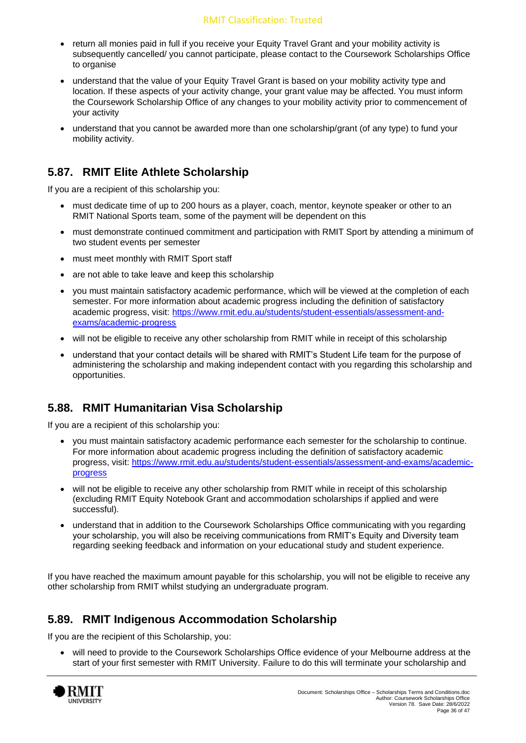- return all monies paid in full if you receive your Equity Travel Grant and your mobility activity is subsequently cancelled/ you cannot participate, please contact to the Coursework Scholarships Office to organise
- understand that the value of your Equity Travel Grant is based on your mobility activity type and location. If these aspects of your activity change, your grant value may be affected. You must inform the Coursework Scholarship Office of any changes to your mobility activity prior to commencement of your activity
- understand that you cannot be awarded more than one scholarship/grant (of any type) to fund your mobility activity.

## 5.87. RMIT Elite Athlete Scholarship

If you are a recipient of this scholarship you:

- must dedicate time of up to 200 hours as a player, coach, mentor, keynote speaker or other to an RMIT National Sports team, some of the payment will be dependent on this
- must demonstrate continued commitment and participation with RMIT Sport by attending a minimum of two student events per semester
- must meet monthly with RMIT Sport staff
- are not able to take leave and keep this scholarship
- you must maintain satisfactory academic performance, which will be viewed at the completion of each semester. For more information about academic progress including the definition of satisfactory academic progress, visit: [https://www.rmit.edu.au/students/student-essentials/assessment-and-exams/academic-progress](https://www.rmit.edu.au/students/student-essentials/assessment-and-exams/academic-progress)
- will not be eligible to receive any other scholarship from RMIT while in receipt of this scholarship
- understand that your contact details will be shared with RMIT's Student Life team for the purpose of administering the scholarship and making independent contact with you regarding this scholarship and opportunities.

## 5.88. RMIT Humanitarian Visa Scholarship

If you are a recipient of this scholarship you:

- you must maintain satisfactory academic performance each semester for the scholarship to continue. For more information about academic progress including the definition of satisfactory academic progress, visit: [https://www.rmit.edu.au/students/student-essentials/assessment-and-exams/academic-progress](https://www.rmit.edu.au/students/student-essentials/assessment-and-exams/academic-progress)
- will not be eligible to receive any other scholarship from RMIT while in receipt of this scholarship (excluding RMIT Equity Notebook Grant and accommodation scholarships if applied and were successful).
- understand that in addition to the Coursework Scholarships Office communicating with you regarding your scholarship, you will also be receiving communications from RMIT's Equity and Diversity team regarding seeking feedback and information on your educational study and student experience.

If you have reached the maximum amount payable for this scholarship, you will not be eligible to receive any other scholarship from RMIT whilst studying an undergraduate program.

## 5.89. RMIT Indigenous Accommodation Scholarship

If you are the recipient of this Scholarship, you:

- will need to provide to the Coursework Scholarships Office evidence of your Melbourne address at the start of your first semester with RMIT University. Failure to do this will terminate your scholarship and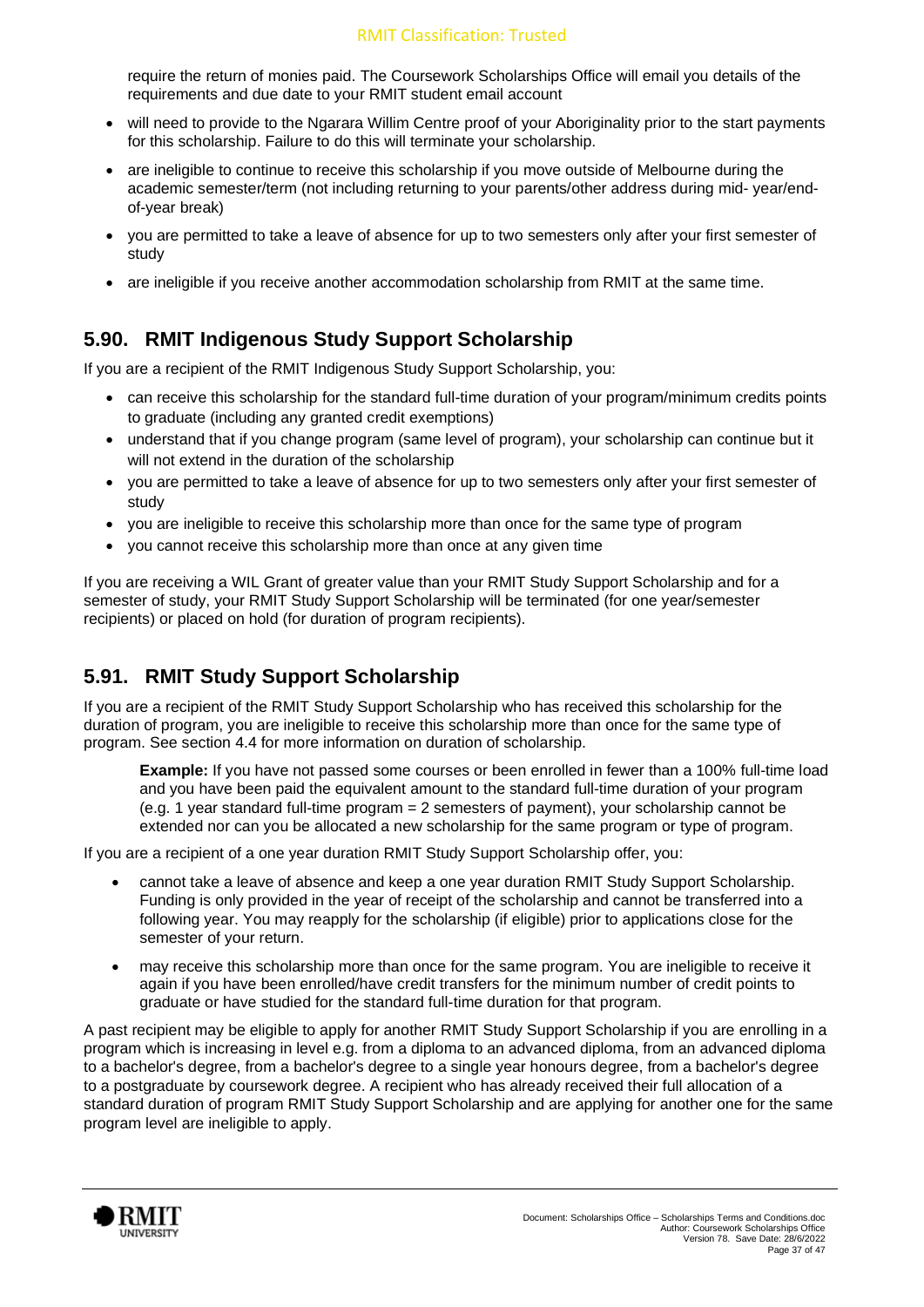require the return of monies paid. The Coursework Scholarships Office will email you details of the requirements and due date to your RMIT student email account

- will need to provide to the Ngarara Willim Centre proof of your Aboriginality prior to the start payments for this scholarship. Failure to do this will terminate your scholarship.
- are ineligible to continue to receive this scholarship if you move outside of Melbourne during the academic semester/term (not including returning to your parents/other address during mid- year/end-of-year break)
- you are permitted to take a leave of absence for up to two semesters only after your first semester of study
- are ineligible if you receive another accommodation scholarship from RMIT at the same time.

## 5.90. RMIT Indigenous Study Support Scholarship

If you are a recipient of the RMIT Indigenous Study Support Scholarship, you:

- can receive this scholarship for the standard full-time duration of your program/minimum credits points to graduate (including any granted credit exemptions)
- understand that if you change program (same level of program), your scholarship can continue but it will not extend in the duration of the scholarship
- you are permitted to take a leave of absence for up to two semesters only after your first semester of study
- you are ineligible to receive this scholarship more than once for the same type of program
- you cannot receive this scholarship more than once at any given time

If you are receiving a WIL Grant of greater value than your RMIT Study Support Scholarship and for a semester of study, your RMIT Study Support Scholarship will be terminated (for one year/semester recipients) or placed on hold (for duration of program recipients).

## 5.91. RMIT Study Support Scholarship

If you are a recipient of the RMIT Study Support Scholarship who has received this scholarship for the duration of program, you are ineligible to receive this scholarship more than once for the same type of program. See section 4.4 for more information on duration of scholarship.

> **Example:** If you have not passed some courses or been enrolled in fewer than a 100% full-time load and you have been paid the equivalent amount to the standard full-time duration of your program (e.g. 1 year standard full-time program = 2 semesters of payment), your scholarship cannot be extended nor can you be allocated a new scholarship for the same program or type of program.

If you are a recipient of a one year duration RMIT Study Support Scholarship offer, you:

- cannot take a leave of absence and keep a one year duration RMIT Study Support Scholarship. Funding is only provided in the year of receipt of the scholarship and cannot be transferred into a following year. You may reapply for the scholarship (if eligible) prior to applications close for the semester of your return.
- may receive this scholarship more than once for the same program. You are ineligible to receive it again if you have been enrolled/have credit transfers for the minimum number of credit points to graduate or have studied for the standard full-time duration for that program.

A past recipient may be eligible to apply for another RMIT Study Support Scholarship if you are enrolling in a program which is increasing in level e.g. from a diploma to an advanced diploma, from an advanced diploma to a bachelor's degree, from a bachelor's degree to a single year honours degree, from a bachelor's degree to a postgraduate by coursework degree. A recipient who has already received their full allocation of a standard duration of program RMIT Study Support Scholarship and are applying for another one for the same program level are ineligible to apply.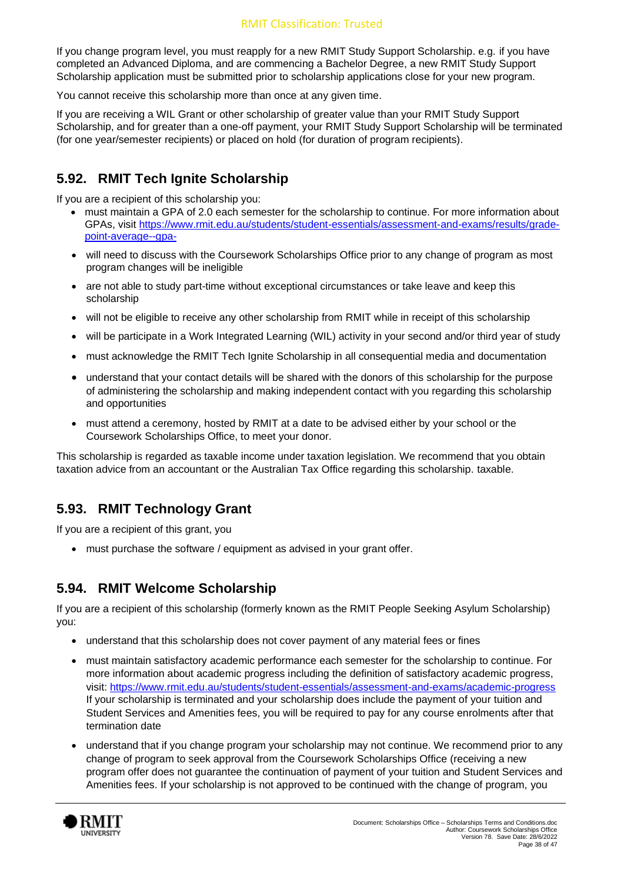If you change program level, you must reapply for a new RMIT Study Support Scholarship. e.g. if you have completed an Advanced Diploma, and are commencing a Bachelor Degree, a new RMIT Study Support Scholarship application must be submitted prior to scholarship applications close for your new program.

You cannot receive this scholarship more than once at any given time.

If you are receiving a WIL Grant or other scholarship of greater value than your RMIT Study Support Scholarship, and for greater than a one-off payment, your RMIT Study Support Scholarship will be terminated (for one year/semester recipients) or placed on hold (for duration of program recipients).

## 5.92. RMIT Tech Ignite Scholarship

If you are a recipient of this scholarship you:

- must maintain a GPA of 2.0 each semester for the scholarship to continue. For more information about GPAs, visit https://www.rmit.edu.au/students/student-essentials/assessment-and-exams/results/grade-point-average--gpa-
- will need to discuss with the Coursework Scholarships Office prior to any change of program as most program changes will be ineligible
- are not able to study part-time without exceptional circumstances or take leave and keep this scholarship
- will not be eligible to receive any other scholarship from RMIT while in receipt of this scholarship
- will be participate in a Work Integrated Learning (WIL) activity in your second and/or third year of study
- must acknowledge the RMIT Tech Ignite Scholarship in all consequential media and documentation
- understand that your contact details will be shared with the donors of this scholarship for the purpose of administering the scholarship and making independent contact with you regarding this scholarship and opportunities
- must attend a ceremony, hosted by RMIT at a date to be advised either by your school or the Coursework Scholarships Office, to meet your donor.

This scholarship is regarded as taxable income under taxation legislation. We recommend that you obtain taxation advice from an accountant or the Australian Tax Office regarding this scholarship. taxable.

## 5.93. RMIT Technology Grant

If you are a recipient of this grant, you

- must purchase the software / equipment as advised in your grant offer.

## 5.94. RMIT Welcome Scholarship

If you are a recipient of this scholarship (formerly known as the RMIT People Seeking Asylum Scholarship) you:

- understand that this scholarship does not cover payment of any material fees or fines
- must maintain satisfactory academic performance each semester for the scholarship to continue. For more information about academic progress including the definition of satisfactory academic progress, visit: https://www.rmit.edu.au/students/student-essentials/assessment-and-exams/academic-progress If your scholarship is terminated and your scholarship does include the payment of your tuition and Student Services and Amenities fees, you will be required to pay for any course enrolments after that termination date
- understand that if you change program your scholarship may not continue. We recommend prior to any change of program to seek approval from the Coursework Scholarships Office (receiving a new program offer does not guarantee the continuation of payment of your tuition and Student Services and Amenities fees. If your scholarship is not approved to be continued with the change of program, you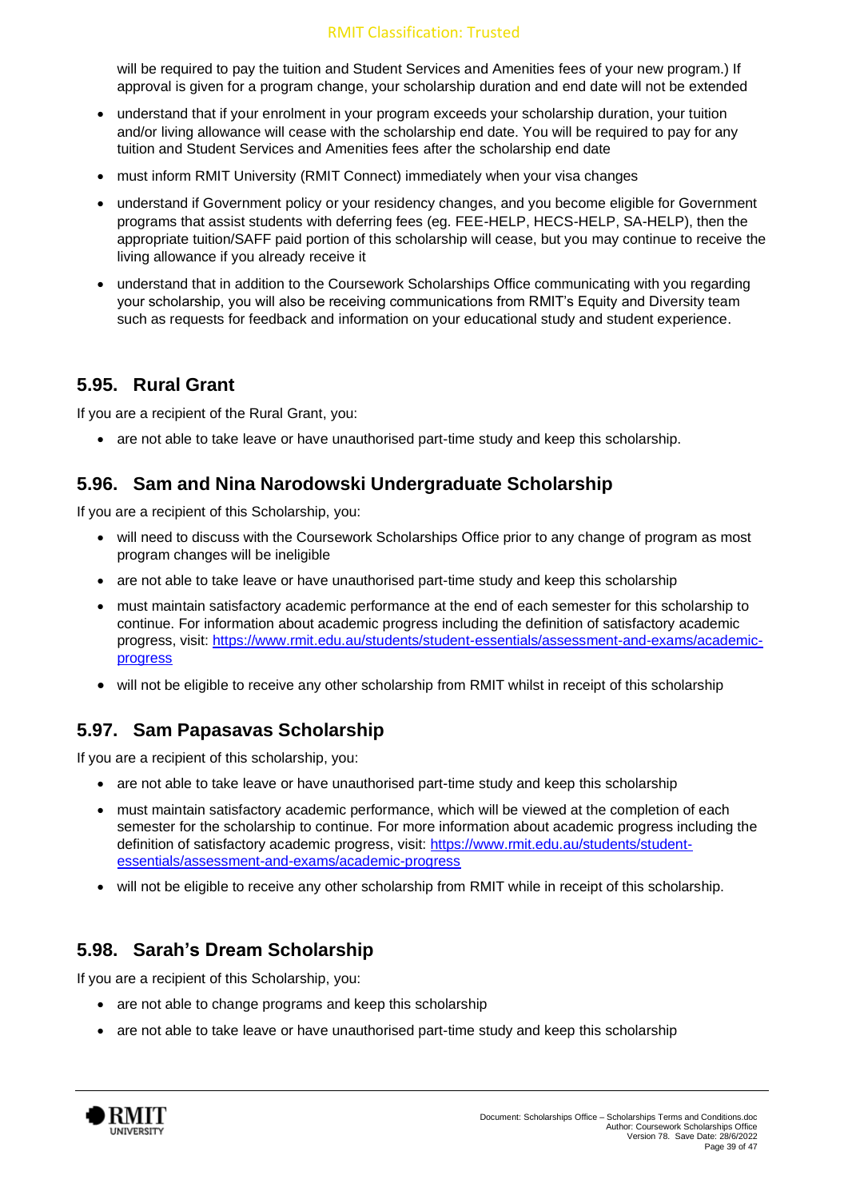will be required to pay the tuition and Student Services and Amenities fees of your new program.) If approval is given for a program change, your scholarship duration and end date will not be extended

- understand that if your enrolment in your program exceeds your scholarship duration, your tuition and/or living allowance will cease with the scholarship end date. You will be required to pay for any tuition and Student Services and Amenities fees after the scholarship end date
- must inform RMIT University (RMIT Connect) immediately when your visa changes
- understand if Government policy or your residency changes, and you become eligible for Government programs that assist students with deferring fees (eg. FEE-HELP, HECS-HELP, SA-HELP), then the appropriate tuition/SAFF paid portion of this scholarship will cease, but you may continue to receive the living allowance if you already receive it
- understand that in addition to the Coursework Scholarships Office communicating with you regarding your scholarship, you will also be receiving communications from RMIT's Equity and Diversity team such as requests for feedback and information on your educational study and student experience.

## 5.95. Rural Grant

If you are a recipient of the Rural Grant, you:

- are not able to take leave or have unauthorised part-time study and keep this scholarship.

## 5.96. Sam and Nina Narodowski Undergraduate Scholarship

If you are a recipient of this Scholarship, you:

- will need to discuss with the Coursework Scholarships Office prior to any change of program as most program changes will be ineligible
- are not able to take leave or have unauthorised part-time study and keep this scholarship
- must maintain satisfactory academic performance at the end of each semester for this scholarship to continue. For information about academic progress including the definition of satisfactory academic progress, visit: [https://www.rmit.edu.au/students/student-essentials/assessment-and-exams/academic-progress](https://www.rmit.edu.au/students/student-essentials/assessment-and-exams/academic-progress)
- will not be eligible to receive any other scholarship from RMIT whilst in receipt of this scholarship

## 5.97. Sam Papasavas Scholarship

If you are a recipient of this scholarship, you:

- are not able to take leave or have unauthorised part-time study and keep this scholarship
- must maintain satisfactory academic performance, which will be viewed at the completion of each semester for the scholarship to continue. For more information about academic progress including the definition of satisfactory academic progress, visit: [https://www.rmit.edu.au/students/student-essentials/assessment-and-exams/academic-progress](https://www.rmit.edu.au/students/student-essentials/assessment-and-exams/academic-progress)
- will not be eligible to receive any other scholarship from RMIT while in receipt of this scholarship.

## 5.98. Sarah's Dream Scholarship

If you are a recipient of this Scholarship, you:

- are not able to change programs and keep this scholarship
- are not able to take leave or have unauthorised part-time study and keep this scholarship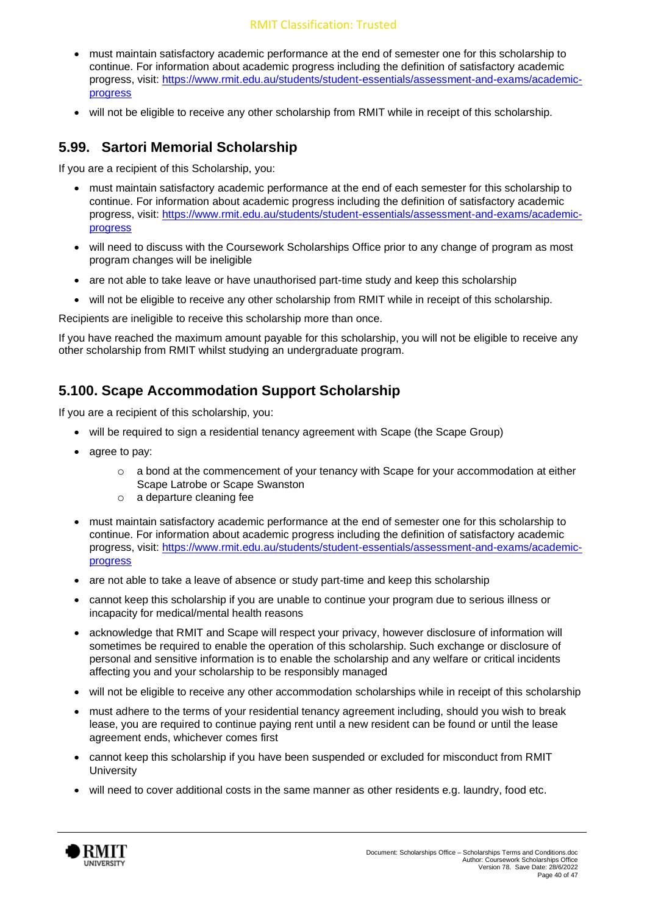- must maintain satisfactory academic performance at the end of semester one for this scholarship to continue. For information about academic progress including the definition of satisfactory academic progress, visit: [https://www.rmit.edu.au/students/student-essentials/assessment-and-exams/academic-progress](https://www.rmit.edu.au/students/student-essentials/assessment-and-exams/academic-progress)
- will not be eligible to receive any other scholarship from RMIT while in receipt of this scholarship.

## 5.99. Sartori Memorial Scholarship

If you are a recipient of this Scholarship, you:

- must maintain satisfactory academic performance at the end of each semester for this scholarship to continue. For information about academic progress including the definition of satisfactory academic progress, visit: [https://www.rmit.edu.au/students/student-essentials/assessment-and-exams/academic-progress](https://www.rmit.edu.au/students/student-essentials/assessment-and-exams/academic-progress)
- will need to discuss with the Coursework Scholarships Office prior to any change of program as most program changes will be ineligible
- are not able to take leave or have unauthorised part-time study and keep this scholarship
- will not be eligible to receive any other scholarship from RMIT while in receipt of this scholarship.

Recipients are ineligible to receive this scholarship more than once.

If you have reached the maximum amount payable for this scholarship, you will not be eligible to receive any other scholarship from RMIT whilst studying an undergraduate program.

## 5.100. Scape Accommodation Support Scholarship

If you are a recipient of this scholarship, you:

- will be required to sign a residential tenancy agreement with Scape (the Scape Group)
- agree to pay:
  - a bond at the commencement of your tenancy with Scape for your accommodation at either Scape Latrobe or Scape Swanston
  - a departure cleaning fee
- must maintain satisfactory academic performance at the end of semester one for this scholarship to continue. For information about academic progress including the definition of satisfactory academic progress, visit: [https://www.rmit.edu.au/students/student-essentials/assessment-and-exams/academic-progress](https://www.rmit.edu.au/students/student-essentials/assessment-and-exams/academic-progress)
- are not able to take a leave of absence or study part-time and keep this scholarship
- cannot keep this scholarship if you are unable to continue your program due to serious illness or incapacity for medical/mental health reasons
- acknowledge that RMIT and Scape will respect your privacy, however disclosure of information will sometimes be required to enable the operation of this scholarship. Such exchange or disclosure of personal and sensitive information is to enable the scholarship and any welfare or critical incidents affecting you and your scholarship to be responsibly managed
- will not be eligible to receive any other accommodation scholarships while in receipt of this scholarship
- must adhere to the terms of your residential tenancy agreement including, should you wish to break lease, you are required to continue paying rent until a new resident can be found or until the lease agreement ends, whichever comes first
- cannot keep this scholarship if you have been suspended or excluded for misconduct from RMIT University
- will need to cover additional costs in the same manner as other residents e.g. laundry, food etc.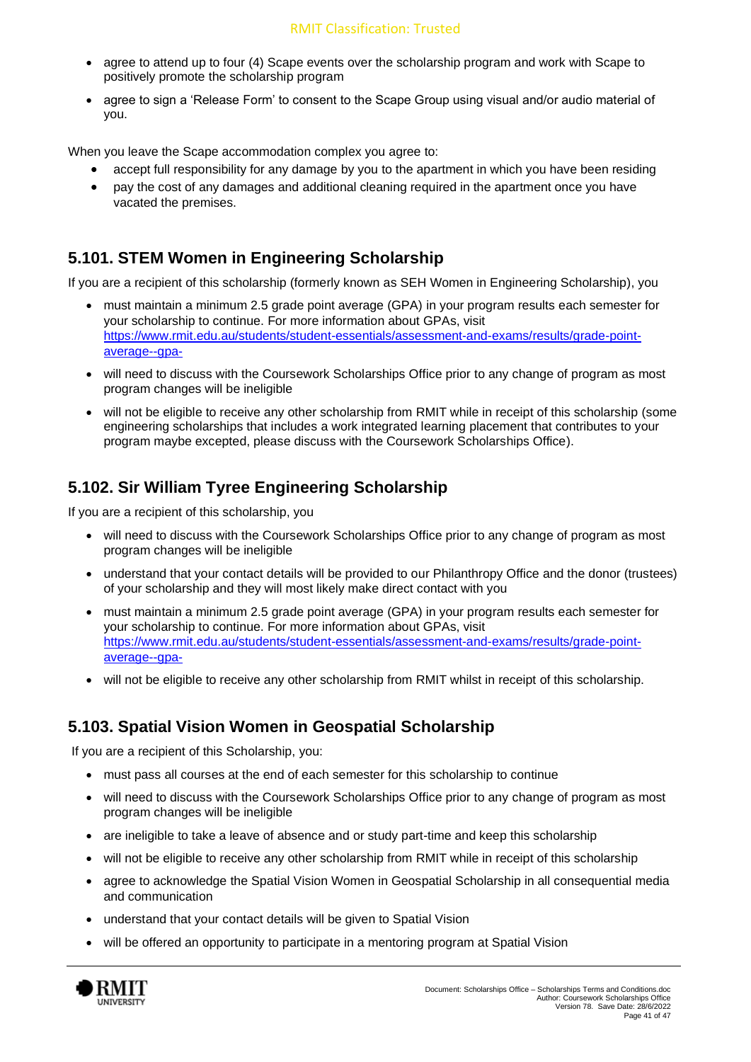- agree to attend up to four (4) Scape events over the scholarship program and work with Scape to positively promote the scholarship program
- agree to sign a 'Release Form' to consent to the Scape Group using visual and/or audio material of you.

When you leave the Scape accommodation complex you agree to:

- accept full responsibility for any damage by you to the apartment in which you have been residing
- pay the cost of any damages and additional cleaning required in the apartment once you have vacated the premises.

## 5.101. STEM Women in Engineering Scholarship

If you are a recipient of this scholarship (formerly known as SEH Women in Engineering Scholarship), you

- must maintain a minimum 2.5 grade point average (GPA) in your program results each semester for your scholarship to continue. For more information about GPAs, visit [https://www.rmit.edu.au/students/student-essentials/assessment-and-exams/results/grade-point-average--gpa-](https://www.rmit.edu.au/students/student-essentials/assessment-and-exams/results/grade-point-average--gpa-)
- will need to discuss with the Coursework Scholarships Office prior to any change of program as most program changes will be ineligible
- will not be eligible to receive any other scholarship from RMIT while in receipt of this scholarship (some engineering scholarships that includes a work integrated learning placement that contributes to your program maybe excepted, please discuss with the Coursework Scholarships Office).

## 5.102. Sir William Tyree Engineering Scholarship

If you are a recipient of this scholarship, you

- will need to discuss with the Coursework Scholarships Office prior to any change of program as most program changes will be ineligible
- understand that your contact details will be provided to our Philanthropy Office and the donor (trustees) of your scholarship and they will most likely make direct contact with you
- must maintain a minimum 2.5 grade point average (GPA) in your program results each semester for your scholarship to continue. For more information about GPAs, visit [https://www.rmit.edu.au/students/student-essentials/assessment-and-exams/results/grade-point-average--gpa-](https://www.rmit.edu.au/students/student-essentials/assessment-and-exams/results/grade-point-average--gpa-)
- will not be eligible to receive any other scholarship from RMIT whilst in receipt of this scholarship.

## 5.103. Spatial Vision Women in Geospatial Scholarship

If you are a recipient of this Scholarship, you:

- must pass all courses at the end of each semester for this scholarship to continue
- will need to discuss with the Coursework Scholarships Office prior to any change of program as most program changes will be ineligible
- are ineligible to take a leave of absence and or study part-time and keep this scholarship
- will not be eligible to receive any other scholarship from RMIT while in receipt of this scholarship
- agree to acknowledge the Spatial Vision Women in Geospatial Scholarship in all consequential media and communication
- understand that your contact details will be given to Spatial Vision
- will be offered an opportunity to participate in a mentoring program at Spatial Vision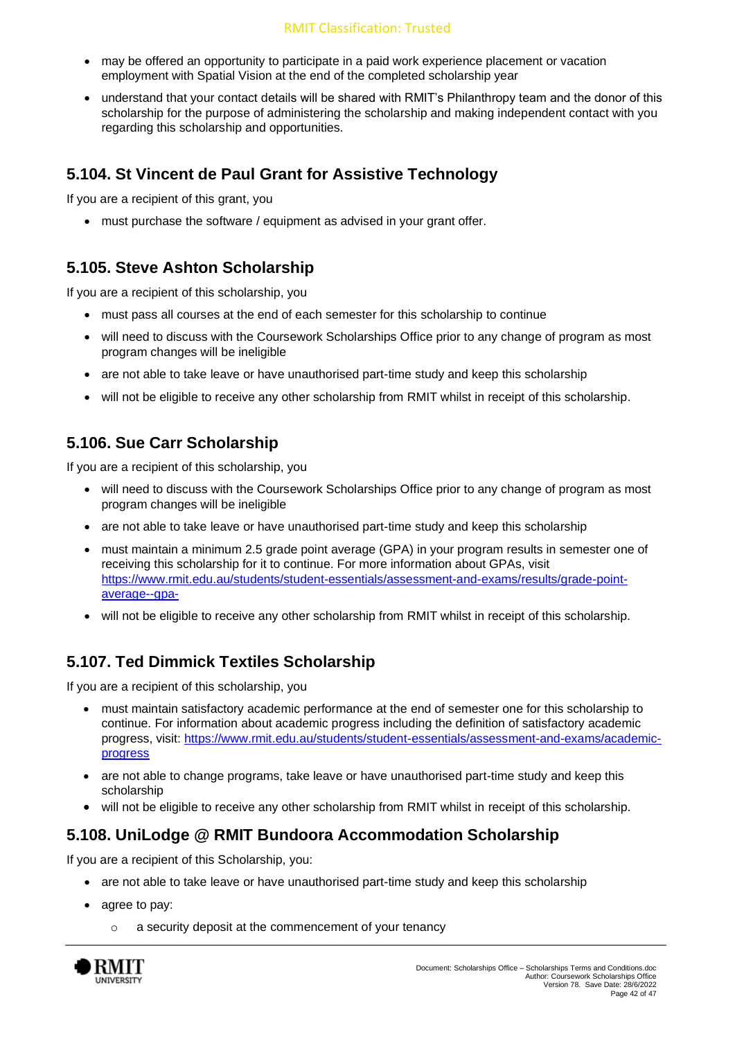- may be offered an opportunity to participate in a paid work experience placement or vacation employment with Spatial Vision at the end of the completed scholarship year
- understand that your contact details will be shared with RMIT's Philanthropy team and the donor of this scholarship for the purpose of administering the scholarship and making independent contact with you regarding this scholarship and opportunities.

## 5.104. St Vincent de Paul Grant for Assistive Technology

If you are a recipient of this grant, you

- must purchase the software / equipment as advised in your grant offer.

## 5.105. Steve Ashton Scholarship

If you are a recipient of this scholarship, you

- must pass all courses at the end of each semester for this scholarship to continue
- will need to discuss with the Coursework Scholarships Office prior to any change of program as most program changes will be ineligible
- are not able to take leave or have unauthorised part-time study and keep this scholarship
- will not be eligible to receive any other scholarship from RMIT whilst in receipt of this scholarship.

## 5.106. Sue Carr Scholarship

If you are a recipient of this scholarship, you

- will need to discuss with the Coursework Scholarships Office prior to any change of program as most program changes will be ineligible
- are not able to take leave or have unauthorised part-time study and keep this scholarship
- must maintain a minimum 2.5 grade point average (GPA) in your program results in semester one of receiving this scholarship for it to continue. For more information about GPAs, visit [https://www.rmit.edu.au/students/student-essentials/assessment-and-exams/results/grade-point-average--gpa-](https://www.rmit.edu.au/students/student-essentials/assessment-and-exams/results/grade-point-average--gpa-)
- will not be eligible to receive any other scholarship from RMIT whilst in receipt of this scholarship.

## 5.107. Ted Dimmick Textiles Scholarship

If you are a recipient of this scholarship, you

- must maintain satisfactory academic performance at the end of semester one for this scholarship to continue. For information about academic progress including the definition of satisfactory academic progress, visit: [https://www.rmit.edu.au/students/student-essentials/assessment-and-exams/academic-progress](https://www.rmit.edu.au/students/student-essentials/assessment-and-exams/academic-progress)
- are not able to change programs, take leave or have unauthorised part-time study and keep this scholarship
- will not be eligible to receive any other scholarship from RMIT whilst in receipt of this scholarship.

## 5.108. UniLodge @ RMIT Bundoora Accommodation Scholarship

If you are a recipient of this Scholarship, you:

- are not able to take leave or have unauthorised part-time study and keep this scholarship
- agree to pay:
  - a security deposit at the commencement of your tenancy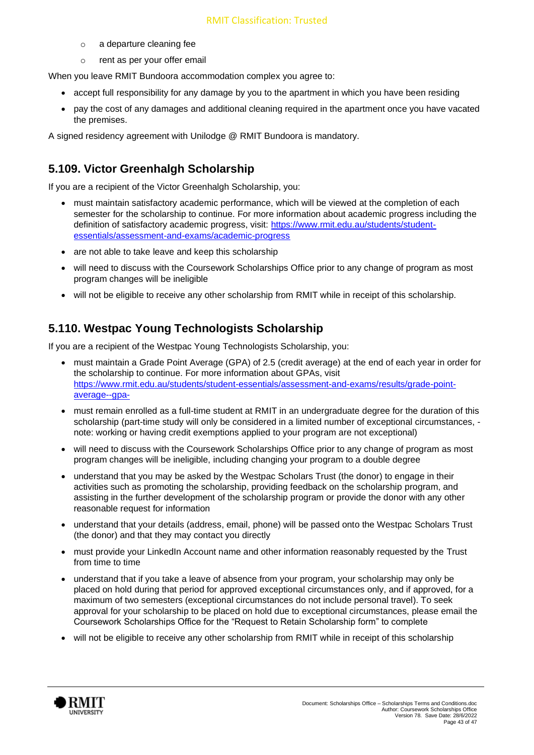- a departure cleaning fee
- rent as per your offer email

When you leave RMIT Bundoora accommodation complex you agree to:

- accept full responsibility for any damage by you to the apartment in which you have been residing
- pay the cost of any damages and additional cleaning required in the apartment once you have vacated the premises.

A signed residency agreement with Unilodge @ RMIT Bundoora is mandatory.

## 5.109. Victor Greenhalgh Scholarship

If you are a recipient of the Victor Greenhalgh Scholarship, you:

- must maintain satisfactory academic performance, which will be viewed at the completion of each semester for the scholarship to continue. For more information about academic progress including the definition of satisfactory academic progress, visit: [https://www.rmit.edu.au/students/student-essentials/assessment-and-exams/academic-progress](https://www.rmit.edu.au/students/student-essentials/assessment-and-exams/academic-progress)
- are not able to take leave and keep this scholarship
- will need to discuss with the Coursework Scholarships Office prior to any change of program as most program changes will be ineligible
- will not be eligible to receive any other scholarship from RMIT while in receipt of this scholarship.

## 5.110. Westpac Young Technologists Scholarship

If you are a recipient of the Westpac Young Technologists Scholarship, you:

- must maintain a Grade Point Average (GPA) of 2.5 (credit average) at the end of each year in order for the scholarship to continue. For more information about GPAs, visit [https://www.rmit.edu.au/students/student-essentials/assessment-and-exams/results/grade-point-average--gpa-](https://www.rmit.edu.au/students/student-essentials/assessment-and-exams/results/grade-point-average--gpa-)
- must remain enrolled as a full-time student at RMIT in an undergraduate degree for the duration of this scholarship (part-time study will only be considered in a limited number of exceptional circumstances, - note: working or having credit exemptions applied to your program are not exceptional)
- will need to discuss with the Coursework Scholarships Office prior to any change of program as most program changes will be ineligible, including changing your program to a double degree
- understand that you may be asked by the Westpac Scholars Trust (the donor) to engage in their activities such as promoting the scholarship, providing feedback on the scholarship program, and assisting in the further development of the scholarship program or provide the donor with any other reasonable request for information
- understand that your details (address, email, phone) will be passed onto the Westpac Scholars Trust (the donor) and that they may contact you directly
- must provide your LinkedIn Account name and other information reasonably requested by the Trust from time to time
- understand that if you take a leave of absence from your program, your scholarship may only be placed on hold during that period for approved exceptional circumstances only, and if approved, for a maximum of two semesters (exceptional circumstances do not include personal travel). To seek approval for your scholarship to be placed on hold due to exceptional circumstances, please email the Coursework Scholarships Office for the "Request to Retain Scholarship form" to complete
- will not be eligible to receive any other scholarship from RMIT while in receipt of this scholarship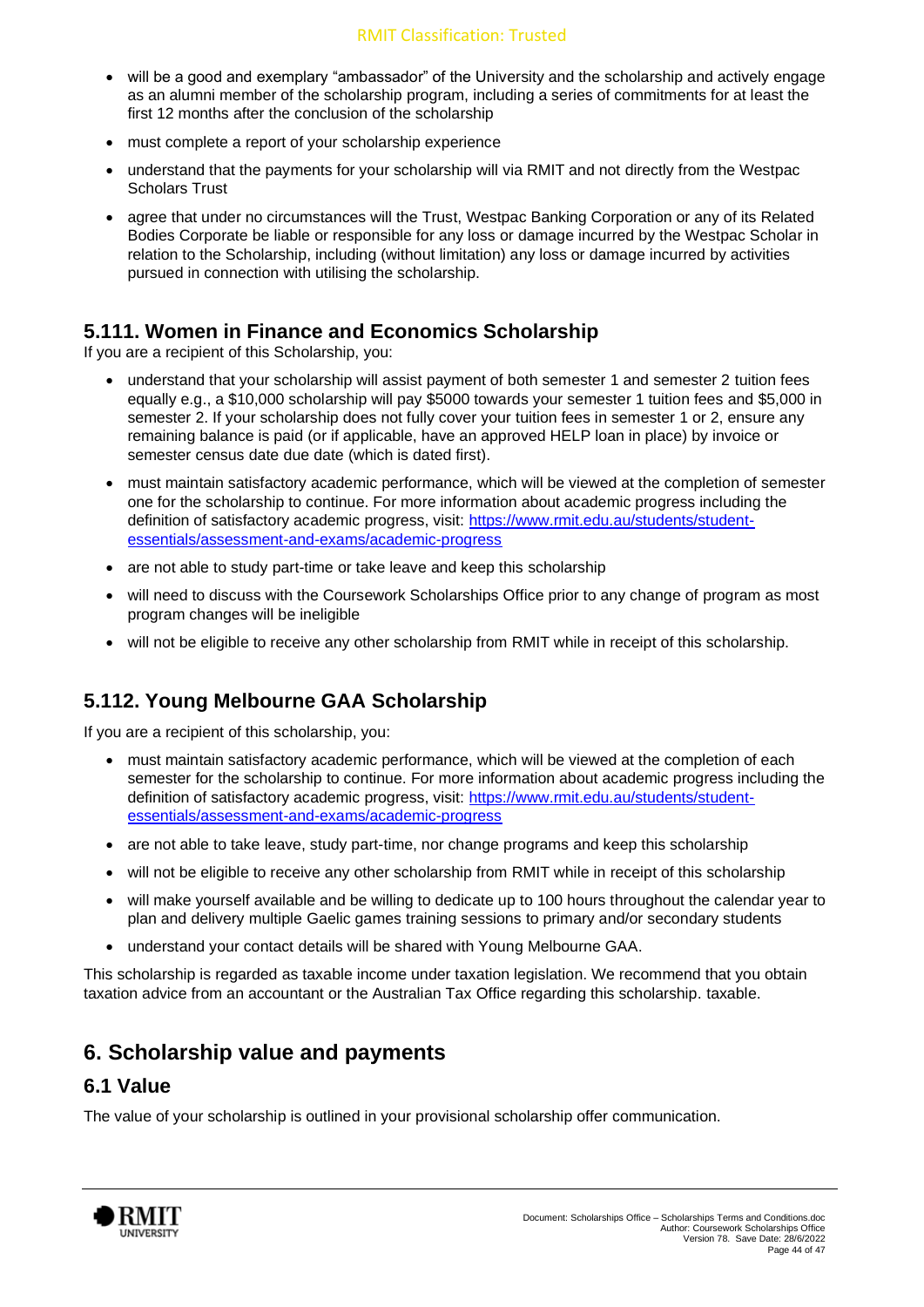- will be a good and exemplary "ambassador" of the University and the scholarship and actively engage as an alumni member of the scholarship program, including a series of commitments for at least the first 12 months after the conclusion of the scholarship
- must complete a report of your scholarship experience
- understand that the payments for your scholarship will via RMIT and not directly from the Westpac Scholars Trust
- agree that under no circumstances will the Trust, Westpac Banking Corporation or any of its Related Bodies Corporate be liable or responsible for any loss or damage incurred by the Westpac Scholar in relation to the Scholarship, including (without limitation) any loss or damage incurred by activities pursued in connection with utilising the scholarship.

### 5.111. Women in Finance and Economics Scholarship

If you are a recipient of this Scholarship, you:

- understand that your scholarship will assist payment of both semester 1 and semester 2 tuition fees equally e.g., a $10,000 scholarship will pay $5000 towards your semester 1 tuition fees and $5,000 in semester 2. If your scholarship does not fully cover your tuition fees in semester 1 or 2, ensure any remaining balance is paid (or if applicable, have an approved HELP loan in place) by invoice or semester census date due date (which is dated first).
- must maintain satisfactory academic performance, which will be viewed at the completion of semester one for the scholarship to continue. For more information about academic progress including the definition of satisfactory academic progress, visit: https://www.rmit.edu.au/students/student-essentials/assessment-and-exams/academic-progress
- are not able to study part-time or take leave and keep this scholarship
- will need to discuss with the Coursework Scholarships Office prior to any change of program as most program changes will be ineligible
- will not be eligible to receive any other scholarship from RMIT while in receipt of this scholarship.

### 5.112. Young Melbourne GAA Scholarship

If you are a recipient of this scholarship, you:

- must maintain satisfactory academic performance, which will be viewed at the completion of each semester for the scholarship to continue. For more information about academic progress including the definition of satisfactory academic progress, visit: https://www.rmit.edu.au/students/student-essentials/assessment-and-exams/academic-progress
- are not able to take leave, study part-time, nor change programs and keep this scholarship
- will not be eligible to receive any other scholarship from RMIT while in receipt of this scholarship
- will make yourself available and be willing to dedicate up to 100 hours throughout the calendar year to plan and delivery multiple Gaelic games training sessions to primary and/or secondary students
- understand your contact details will be shared with Young Melbourne GAA.

This scholarship is regarded as taxable income under taxation legislation. We recommend that you obtain taxation advice from an accountant or the Australian Tax Office regarding this scholarship. taxable.

## 6. Scholarship value and payments

### 6.1 Value

The value of your scholarship is outlined in your provisional scholarship offer communication.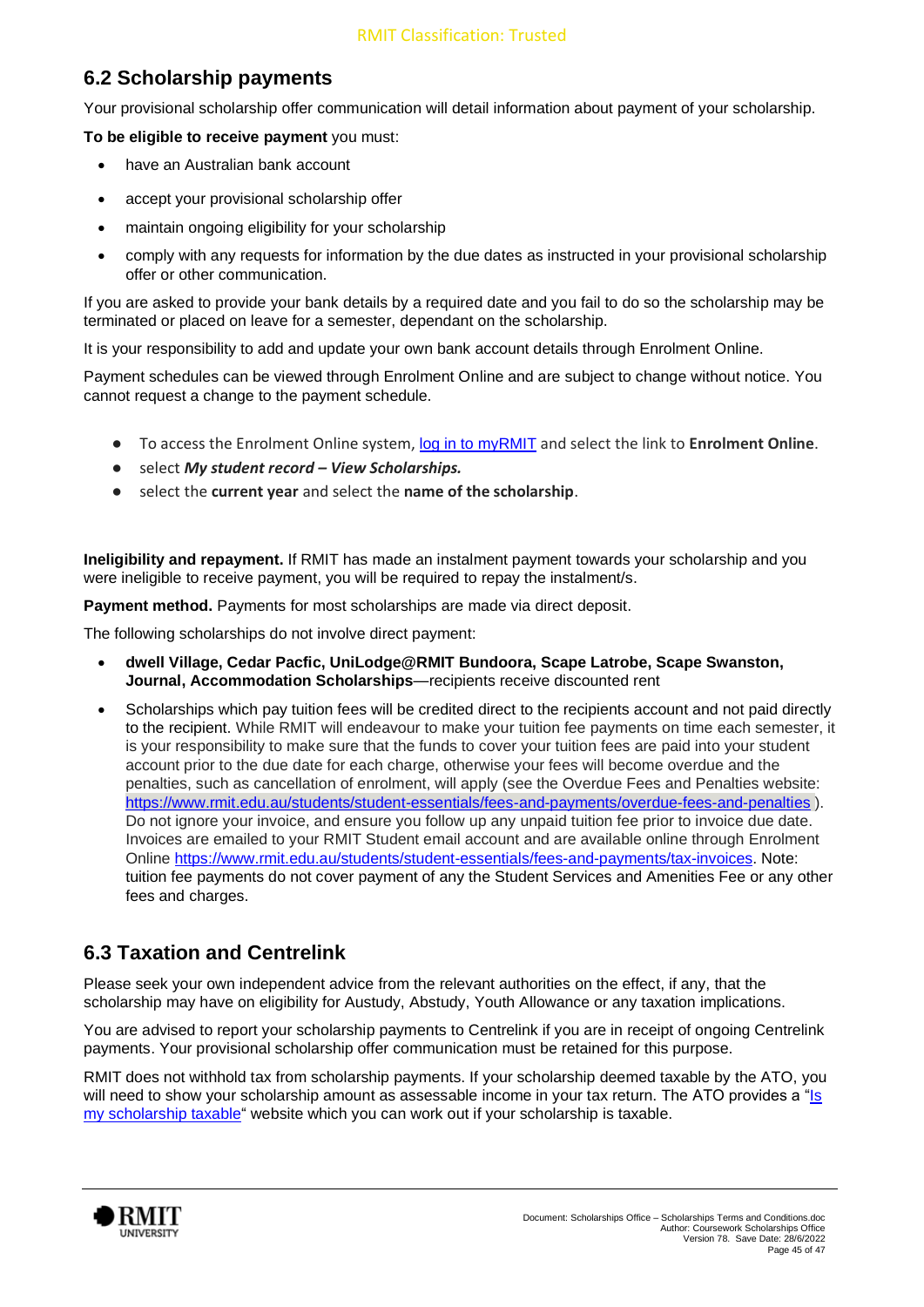## 6.2 Scholarship payments

Your provisional scholarship offer communication will detail information about payment of your scholarship.

**To be eligible to receive payment** you must:

- have an Australian bank account
- accept your provisional scholarship offer
- maintain ongoing eligibility for your scholarship
- comply with any requests for information by the due dates as instructed in your provisional scholarship offer or other communication.

If you are asked to provide your bank details by a required date and you fail to do so the scholarship may be terminated or placed on leave for a semester, dependant on the scholarship.

It is your responsibility to add and update your own bank account details through Enrolment Online.

Payment schedules can be viewed through Enrolment Online and are subject to change without notice. You cannot request a change to the payment schedule.

- To access the Enrolment Online system, log in to myRMIT and select the link to **Enrolment Online**.
- select ***My student record – View Scholarships.***
- select the **current year** and select the **name of the scholarship**.

**Ineligibility and repayment.** If RMIT has made an instalment payment towards your scholarship and you were ineligible to receive payment, you will be required to repay the instalment/s.

**Payment method.** Payments for most scholarships are made via direct deposit.

The following scholarships do not involve direct payment:

- **dwell Village, Cedar Pacfic, UniLodge@RMIT Bundoora, Scape Latrobe, Scape Swanston, Journal, Accommodation Scholarships**—recipients receive discounted rent
- Scholarships which pay tuition fees will be credited direct to the recipients account and not paid directly to the recipient. While RMIT will endeavour to make your tuition fee payments on time each semester, it is your responsibility to make sure that the funds to cover your tuition fees are paid into your student account prior to the due date for each charge, otherwise your fees will become overdue and the penalties, such as cancellation of enrolment, will apply (see the Overdue Fees and Penalties website: https://www.rmit.edu.au/students/student-essentials/fees-and-payments/overdue-fees-and-penalties ). Do not ignore your invoice, and ensure you follow up any unpaid tuition fee prior to invoice due date. Invoices are emailed to your RMIT Student email account and are available online through Enrolment Online https://www.rmit.edu.au/students/student-essentials/fees-and-payments/tax-invoices. Note: tuition fee payments do not cover payment of any the Student Services and Amenities Fee or any other fees and charges.

## 6.3 Taxation and Centrelink

Please seek your own independent advice from the relevant authorities on the effect, if any, that the scholarship may have on eligibility for Austudy, Abstudy, Youth Allowance or any taxation implications.

You are advised to report your scholarship payments to Centrelink if you are in receipt of ongoing Centrelink payments. Your provisional scholarship offer communication must be retained for this purpose.

RMIT does not withhold tax from scholarship payments. If your scholarship deemed taxable by the ATO, you will need to show your scholarship amount as assessable income in your tax return. The ATO provides a "Is my scholarship taxable" website which you can work out if your scholarship is taxable.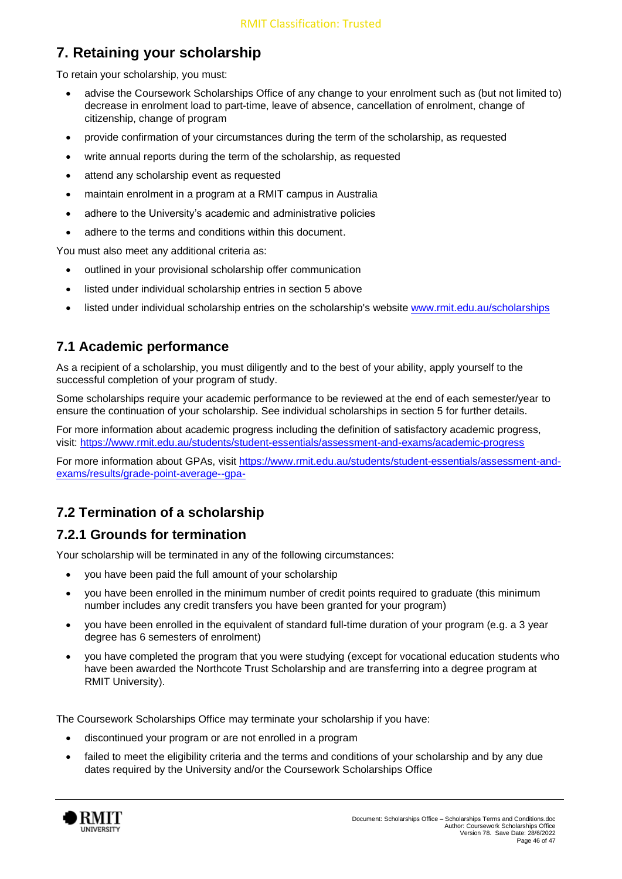# 7. Retaining your scholarship

To retain your scholarship, you must:

- advise the Coursework Scholarships Office of any change to your enrolment such as (but not limited to) decrease in enrolment load to part-time, leave of absence, cancellation of enrolment, change of citizenship, change of program
- provide confirmation of your circumstances during the term of the scholarship, as requested
- write annual reports during the term of the scholarship, as requested
- attend any scholarship event as requested
- maintain enrolment in a program at a RMIT campus in Australia
- adhere to the University's academic and administrative policies
- adhere to the terms and conditions within this document.

You must also meet any additional criteria as:

- outlined in your provisional scholarship offer communication
- listed under individual scholarship entries in section 5 above
- listed under individual scholarship entries on the scholarship's website www.rmit.edu.au/scholarships

## 7.1 Academic performance

As a recipient of a scholarship, you must diligently and to the best of your ability, apply yourself to the successful completion of your program of study.

Some scholarships require your academic performance to be reviewed at the end of each semester/year to ensure the continuation of your scholarship. See individual scholarships in section 5 for further details.

For more information about academic progress including the definition of satisfactory academic progress, visit: https://www.rmit.edu.au/students/student-essentials/assessment-and-exams/academic-progress

For more information about GPAs, visit https://www.rmit.edu.au/students/student-essentials/assessment-and-exams/results/grade-point-average--gpa-

## 7.2 Termination of a scholarship

### 7.2.1 Grounds for termination

Your scholarship will be terminated in any of the following circumstances:

- you have been paid the full amount of your scholarship
- you have been enrolled in the minimum number of credit points required to graduate (this minimum number includes any credit transfers you have been granted for your program)
- you have been enrolled in the equivalent of standard full-time duration of your program (e.g. a 3 year degree has 6 semesters of enrolment)
- you have completed the program that you were studying (except for vocational education students who have been awarded the Northcote Trust Scholarship and are transferring into a degree program at RMIT University).

The Coursework Scholarships Office may terminate your scholarship if you have:

- discontinued your program or are not enrolled in a program
- failed to meet the eligibility criteria and the terms and conditions of your scholarship and by any due dates required by the University and/or the Coursework Scholarships Office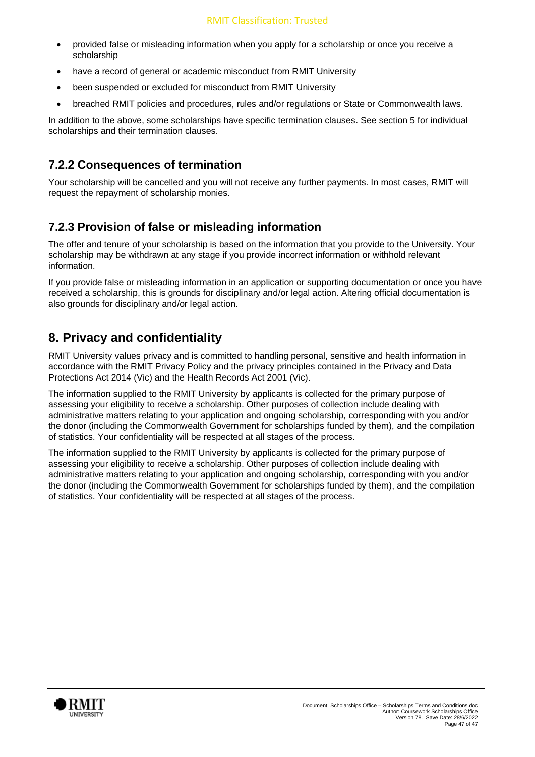- provided false or misleading information when you apply for a scholarship or once you receive a scholarship
- have a record of general or academic misconduct from RMIT University
- been suspended or excluded for misconduct from RMIT University
- breached RMIT policies and procedures, rules and/or regulations or State or Commonwealth laws.

In addition to the above, some scholarships have specific termination clauses. See section 5 for individual scholarships and their termination clauses.

### 7.2.2 Consequences of termination

Your scholarship will be cancelled and you will not receive any further payments. In most cases, RMIT will request the repayment of scholarship monies.

### 7.2.3 Provision of false or misleading information

The offer and tenure of your scholarship is based on the information that you provide to the University. Your scholarship may be withdrawn at any stage if you provide incorrect information or withhold relevant information.

If you provide false or misleading information in an application or supporting documentation or once you have received a scholarship, this is grounds for disciplinary and/or legal action. Altering official documentation is also grounds for disciplinary and/or legal action.

## 8. Privacy and confidentiality

RMIT University values privacy and is committed to handling personal, sensitive and health information in accordance with the RMIT Privacy Policy and the privacy principles contained in the Privacy and Data Protections Act 2014 (Vic) and the Health Records Act 2001 (Vic).

The information supplied to the RMIT University by applicants is collected for the primary purpose of assessing your eligibility to receive a scholarship. Other purposes of collection include dealing with administrative matters relating to your application and ongoing scholarship, corresponding with you and/or the donor (including the Commonwealth Government for scholarships funded by them), and the compilation of statistics. Your confidentiality will be respected at all stages of the process.

The information supplied to the RMIT University by applicants is collected for the primary purpose of assessing your eligibility to receive a scholarship. Other purposes of collection include dealing with administrative matters relating to your application and ongoing scholarship, corresponding with you and/or the donor (including the Commonwealth Government for scholarships funded by them), and the compilation of statistics. Your confidentiality will be respected at all stages of the process.